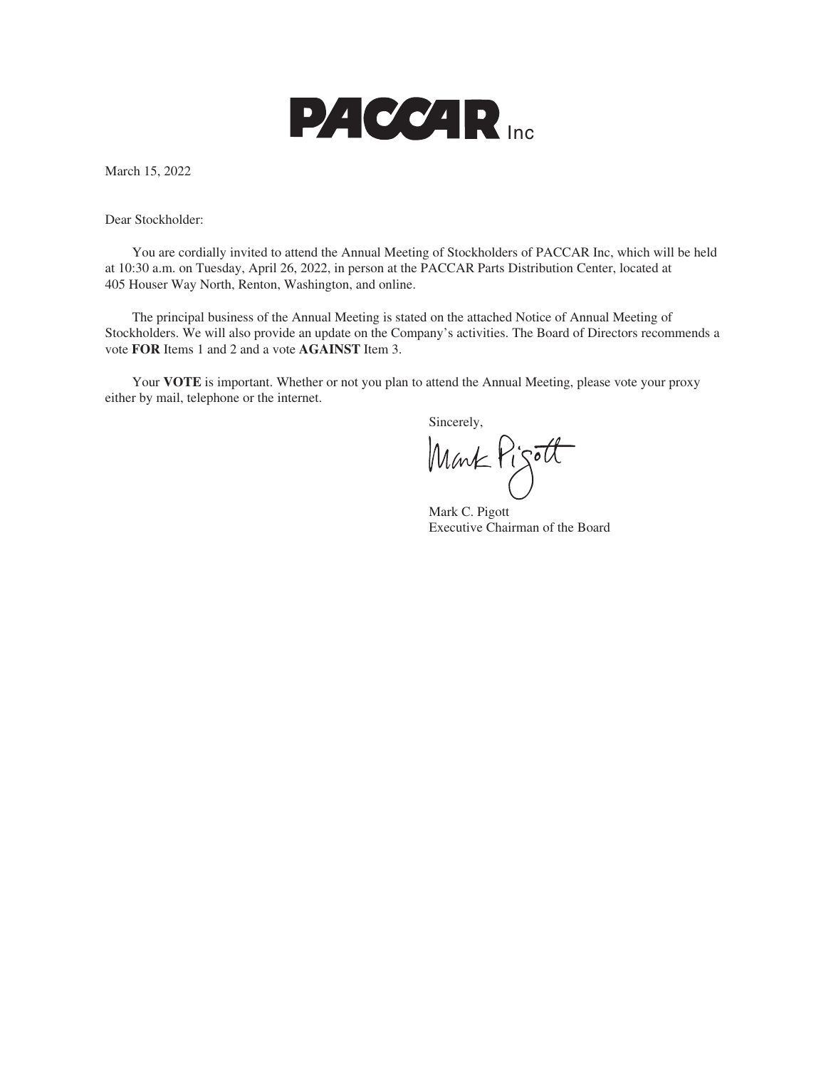# PACCAR Inc

March 15, 2022

Dear Stockholder:

You are cordially invited to attend the Annual Meeting of Stockholders of PACCAR Inc, which will be held at 10:30 a.m. on Tuesday, April 26, 2022, in person at the PACCAR Parts Distribution Center, located at 405 Houser Way North, Renton, Washington, and online.

The principal business of the Annual Meeting is stated on the attached Notice of Annual Meeting of Stockholders. We will also provide an update on the Company's activities. The Board of Directors recommends a vote **FOR** Items 1 and 2 and a vote **AGAINST** Item 3.

Your **VOTE** is important. Whether or not you plan to attend the Annual Meeting, please vote your proxy either by mail, telephone or the internet.

Sincerely,

Mark C. Pigott
Executive Chairman of the Board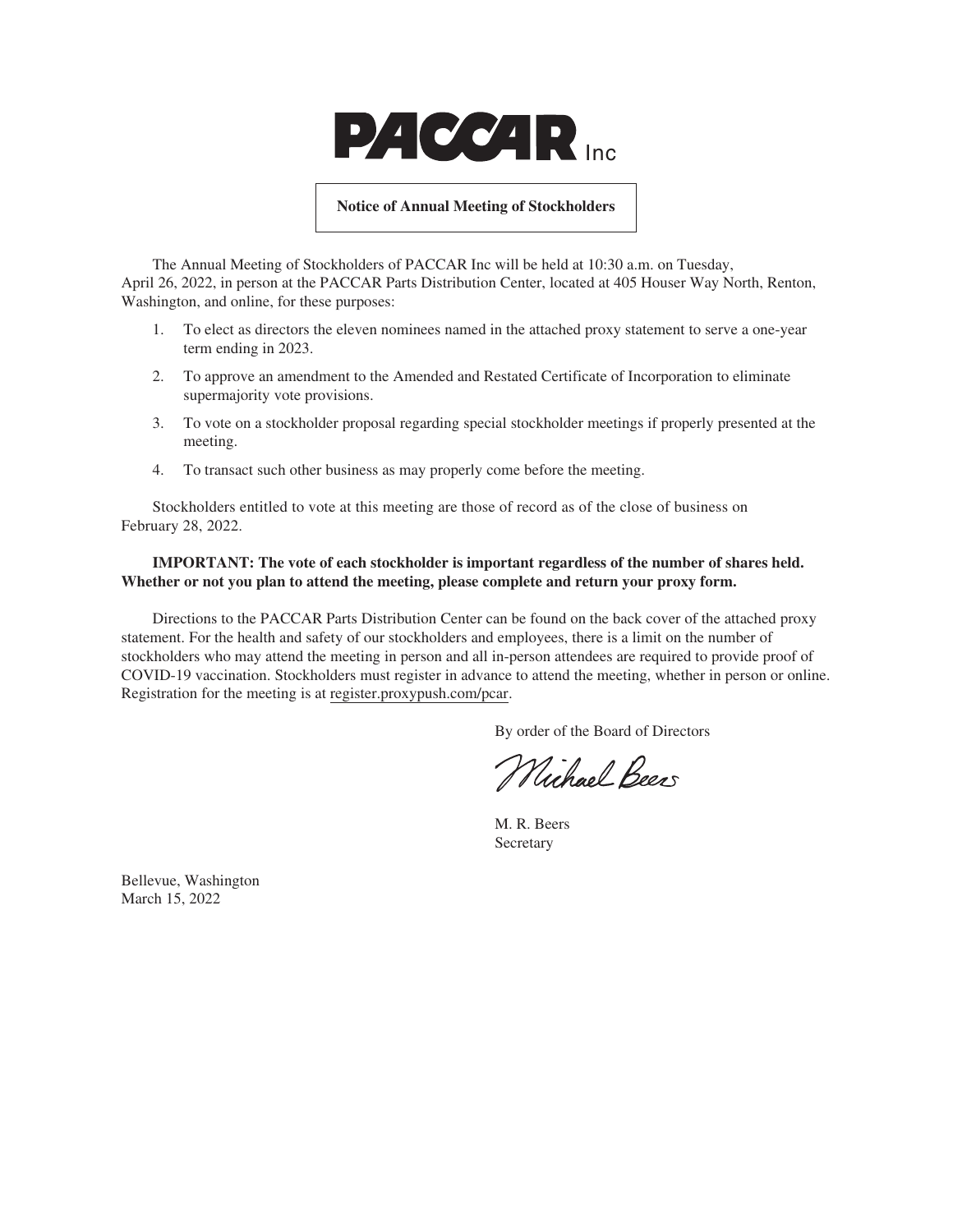# PACCAR Inc

## Notice of Annual Meeting of Stockholders

The Annual Meeting of Stockholders of PACCAR Inc will be held at 10:30 a.m. on Tuesday, April 26, 2022, in person at the PACCAR Parts Distribution Center, located at 405 Houser Way North, Renton, Washington, and online, for these purposes:

1. To elect as directors the eleven nominees named in the attached proxy statement to serve a one-year term ending in 2023.
2. To approve an amendment to the Amended and Restated Certificate of Incorporation to eliminate supermajority vote provisions.
3. To vote on a stockholder proposal regarding special stockholder meetings if properly presented at the meeting.
4. To transact such other business as may properly come before the meeting.

Stockholders entitled to vote at this meeting are those of record as of the close of business on February 28, 2022.

**IMPORTANT: The vote of each stockholder is important regardless of the number of shares held. Whether or not you plan to attend the meeting, please complete and return your proxy form.**

Directions to the PACCAR Parts Distribution Center can be found on the back cover of the attached proxy statement. For the health and safety of our stockholders and employees, there is a limit on the number of stockholders who may attend the meeting in person and all in-person attendees are required to provide proof of COVID-19 vaccination. Stockholders must register in advance to attend the meeting, whether in person or online. Registration for the meeting is at register.proxypush.com/pcar.

By order of the Board of Directors

Michael Beers

M. R. Beers
Secretary

Bellevue, Washington
March 15, 2022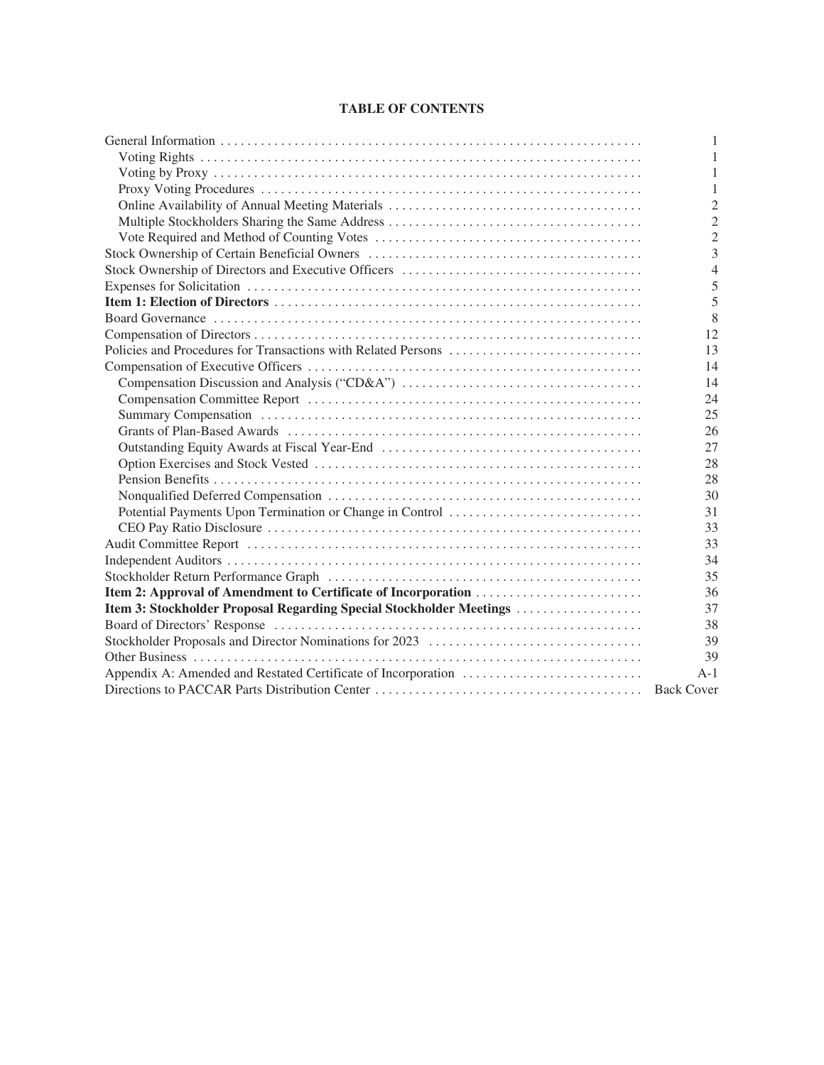# TABLE OF CONTENTS

| | |
|---|---|
| General Information | 1 |
| Voting Rights | 1 |
| Voting by Proxy | 1 |
| Proxy Voting Procedures | 1 |
| Online Availability of Annual Meeting Materials | 2 |
| Multiple Stockholders Sharing the Same Address | 2 |
| Vote Required and Method of Counting Votes | 2 |
| Stock Ownership of Certain Beneficial Owners | 3 |
| Stock Ownership of Directors and Executive Officers | 4 |
| Expenses for Solicitation | 5 |
| **Item 1: Election of Directors** | 5 |
| Board Governance | 8 |
| Compensation of Directors | 12 |
| Policies and Procedures for Transactions with Related Persons | 13 |
| Compensation of Executive Officers | 14 |
| Compensation Discussion and Analysis ("CD&A") | 14 |
| Compensation Committee Report | 24 |
| Summary Compensation | 25 |
| Grants of Plan-Based Awards | 26 |
| Outstanding Equity Awards at Fiscal Year-End | 27 |
| Option Exercises and Stock Vested | 28 |
| Pension Benefits | 28 |
| Nonqualified Deferred Compensation | 30 |
| Potential Payments Upon Termination or Change in Control | 31 |
| CEO Pay Ratio Disclosure | 33 |
| Audit Committee Report | 33 |
| Independent Auditors | 34 |
| Stockholder Return Performance Graph | 35 |
| **Item 2: Approval of Amendment to Certificate of Incorporation** | 36 |
| **Item 3: Stockholder Proposal Regarding Special Stockholder Meetings** | 37 |
| Board of Directors' Response | 38 |
| Stockholder Proposals and Director Nominations for 2023 | 39 |
| Other Business | 39 |
| Appendix A: Amended and Restated Certificate of Incorporation | A-1 |
| Directions to PACCAR Parts Distribution Center | Back Cover |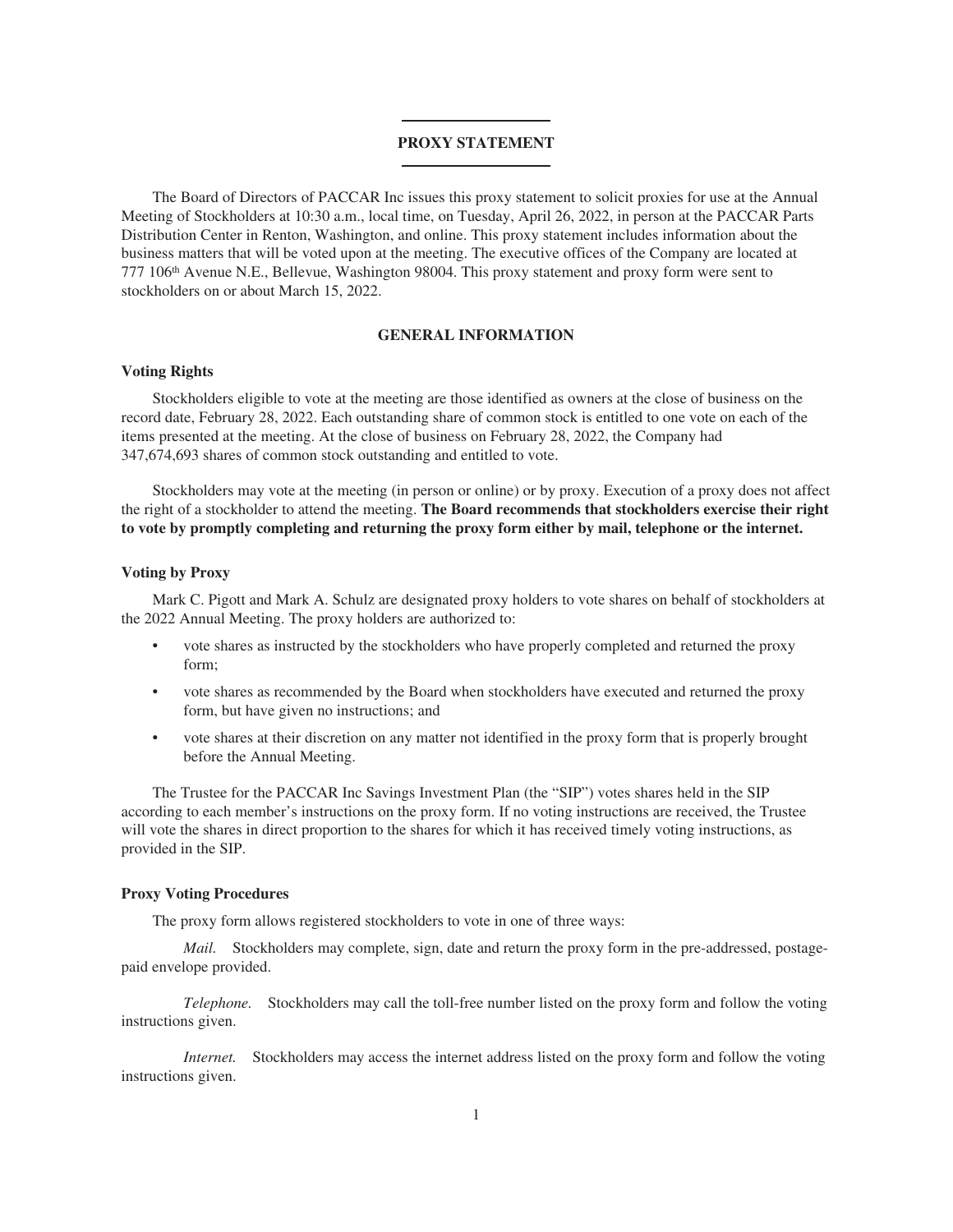# PROXY STATEMENT

The Board of Directors of PACCAR Inc issues this proxy statement to solicit proxies for use at the Annual Meeting of Stockholders at 10:30 a.m., local time, on Tuesday, April 26, 2022, in person at the PACCAR Parts Distribution Center in Renton, Washington, and online. This proxy statement includes information about the business matters that will be voted upon at the meeting. The executive offices of the Company are located at 777 106th Avenue N.E., Bellevue, Washington 98004. This proxy statement and proxy form were sent to stockholders on or about March 15, 2022.

## GENERAL INFORMATION

### Voting Rights

Stockholders eligible to vote at the meeting are those identified as owners at the close of business on the record date, February 28, 2022. Each outstanding share of common stock is entitled to one vote on each of the items presented at the meeting. At the close of business on February 28, 2022, the Company had 347,674,693 shares of common stock outstanding and entitled to vote.

Stockholders may vote at the meeting (in person or online) or by proxy. Execution of a proxy does not affect the right of a stockholder to attend the meeting. **The Board recommends that stockholders exercise their right to vote by promptly completing and returning the proxy form either by mail, telephone or the internet.**

### Voting by Proxy

Mark C. Pigott and Mark A. Schulz are designated proxy holders to vote shares on behalf of stockholders at the 2022 Annual Meeting. The proxy holders are authorized to:

- vote shares as instructed by the stockholders who have properly completed and returned the proxy form;
- vote shares as recommended by the Board when stockholders have executed and returned the proxy form, but have given no instructions; and
- vote shares at their discretion on any matter not identified in the proxy form that is properly brought before the Annual Meeting.

The Trustee for the PACCAR Inc Savings Investment Plan (the "SIP") votes shares held in the SIP according to each member's instructions on the proxy form. If no voting instructions are received, the Trustee will vote the shares in direct proportion to the shares for which it has received timely voting instructions, as provided in the SIP.

### Proxy Voting Procedures

The proxy form allows registered stockholders to vote in one of three ways:

*Mail.* Stockholders may complete, sign, date and return the proxy form in the pre-addressed, postage-paid envelope provided.

*Telephone.* Stockholders may call the toll-free number listed on the proxy form and follow the voting instructions given.

*Internet.* Stockholders may access the internet address listed on the proxy form and follow the voting instructions given.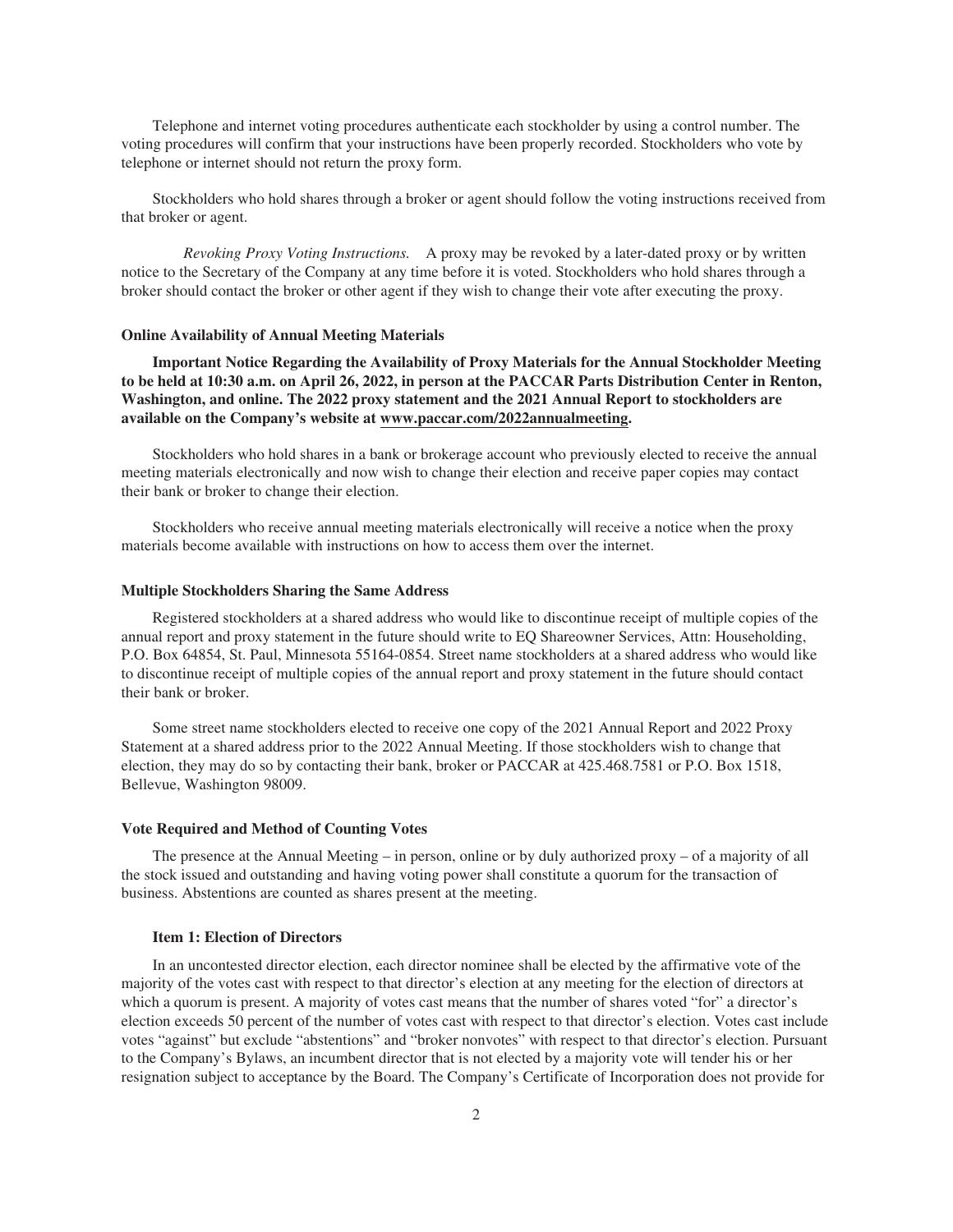Telephone and internet voting procedures authenticate each stockholder by using a control number. The voting procedures will confirm that your instructions have been properly recorded. Stockholders who vote by telephone or internet should not return the proxy form.

Stockholders who hold shares through a broker or agent should follow the voting instructions received from that broker or agent.

*Revoking Proxy Voting Instructions.* A proxy may be revoked by a later-dated proxy or by written notice to the Secretary of the Company at any time before it is voted. Stockholders who hold shares through a broker should contact the broker or other agent if they wish to change their vote after executing the proxy.

### Online Availability of Annual Meeting Materials

**Important Notice Regarding the Availability of Proxy Materials for the Annual Stockholder Meeting to be held at 10:30 a.m. on April 26, 2022, in person at the PACCAR Parts Distribution Center in Renton, Washington, and online. The 2022 proxy statement and the 2021 Annual Report to stockholders are available on the Company's website at www.paccar.com/2022annualmeeting.**

Stockholders who hold shares in a bank or brokerage account who previously elected to receive the annual meeting materials electronically and now wish to change their election and receive paper copies may contact their bank or broker to change their election.

Stockholders who receive annual meeting materials electronically will receive a notice when the proxy materials become available with instructions on how to access them over the internet.

### Multiple Stockholders Sharing the Same Address

Registered stockholders at a shared address who would like to discontinue receipt of multiple copies of the annual report and proxy statement in the future should write to EQ Shareowner Services, Attn: Householding, P.O. Box 64854, St. Paul, Minnesota 55164-0854. Street name stockholders at a shared address who would like to discontinue receipt of multiple copies of the annual report and proxy statement in the future should contact their bank or broker.

Some street name stockholders elected to receive one copy of the 2021 Annual Report and 2022 Proxy Statement at a shared address prior to the 2022 Annual Meeting. If those stockholders wish to change that election, they may do so by contacting their bank, broker or PACCAR at 425.468.7581 or P.O. Box 1518, Bellevue, Washington 98009.

### Vote Required and Method of Counting Votes

The presence at the Annual Meeting – in person, online or by duly authorized proxy – of a majority of all the stock issued and outstanding and having voting power shall constitute a quorum for the transaction of business. Abstentions are counted as shares present at the meeting.

#### Item 1: Election of Directors

In an uncontested director election, each director nominee shall be elected by the affirmative vote of the majority of the votes cast with respect to that director's election at any meeting for the election of directors at which a quorum is present. A majority of votes cast means that the number of shares voted "for" a director's election exceeds 50 percent of the number of votes cast with respect to that director's election. Votes cast include votes "against" but exclude "abstentions" and "broker nonvotes" with respect to that director's election. Pursuant to the Company's Bylaws, an incumbent director that is not elected by a majority vote will tender his or her resignation subject to acceptance by the Board. The Company's Certificate of Incorporation does not provide for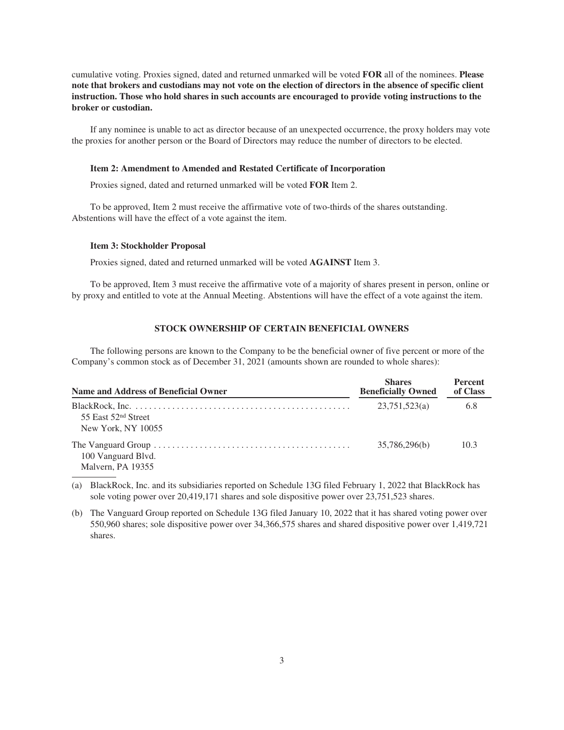cumulative voting. Proxies signed, dated and returned unmarked will be voted **FOR** all of the nominees. **Please note that brokers and custodians may not vote on the election of directors in the absence of specific client instruction. Those who hold shares in such accounts are encouraged to provide voting instructions to the broker or custodian.**

If any nominee is unable to act as director because of an unexpected occurrence, the proxy holders may vote the proxies for another person or the Board of Directors may reduce the number of directors to be elected.

**Item 2: Amendment to Amended and Restated Certificate of Incorporation**

Proxies signed, dated and returned unmarked will be voted **FOR** Item 2.

To be approved, Item 2 must receive the affirmative vote of two-thirds of the shares outstanding. Abstentions will have the effect of a vote against the item.

**Item 3: Stockholder Proposal**

Proxies signed, dated and returned unmarked will be voted **AGAINST** Item 3.

To be approved, Item 3 must receive the affirmative vote of a majority of shares present in person, online or by proxy and entitled to vote at the Annual Meeting. Abstentions will have the effect of a vote against the item.

## STOCK OWNERSHIP OF CERTAIN BENEFICIAL OWNERS

The following persons are known to the Company to be the beneficial owner of five percent or more of the Company's common stock as of December 31, 2021 (amounts shown are rounded to whole shares):

| Name and Address of Beneficial Owner | Shares Beneficially Owned | Percent of Class |
|---|---|---|
| BlackRock, Inc.<br>55 East 52nd Street<br>New York, NY 10055 | 23,751,523(a) | 6.8 |
| The Vanguard Group<br>100 Vanguard Blvd.<br>Malvern, PA 19355 | 35,786,296(b) | 10.3 |

(a) BlackRock, Inc. and its subsidiaries reported on Schedule 13G filed February 1, 2022 that BlackRock has sole voting power over 20,419,171 shares and sole dispositive power over 23,751,523 shares.

(b) The Vanguard Group reported on Schedule 13G filed January 10, 2022 that it has shared voting power over 550,960 shares; sole dispositive power over 34,366,575 shares and shared dispositive power over 1,419,721 shares.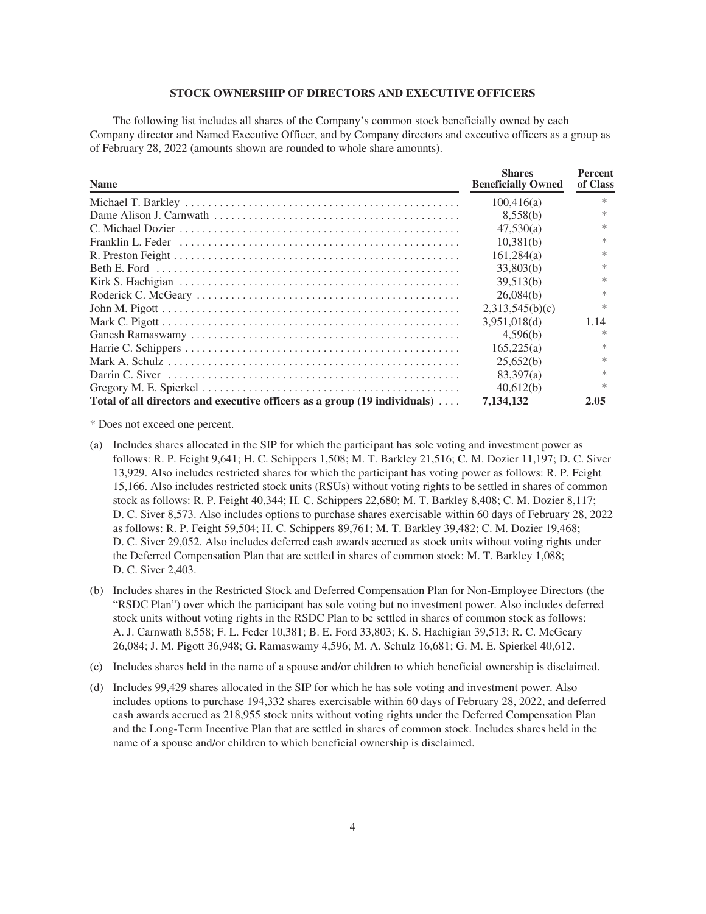## STOCK OWNERSHIP OF DIRECTORS AND EXECUTIVE OFFICERS

The following list includes all shares of the Company's common stock beneficially owned by each Company director and Named Executive Officer, and by Company directors and executive officers as a group as of February 28, 2022 (amounts shown are rounded to whole share amounts).

| Name | Shares Beneficially Owned | Percent of Class |
|---|---|---|
| Michael T. Barkley | 100,416(a) | * |
| Dame Alison J. Carnwath | 8,558(b) | * |
| C. Michael Dozier | 47,530(a) | * |
| Franklin L. Feder | 10,381(b) | * |
| R. Preston Feight | 161,284(a) | * |
| Beth E. Ford | 33,803(b) | * |
| Kirk S. Hachigian | 39,513(b) | * |
| Roderick C. McGeary | 26,084(b) | * |
| John M. Pigott | 2,313,545(b)(c) | * |
| Mark C. Pigott | 3,951,018(d) | 1.14 |
| Ganesh Ramaswamy | 4,596(b) | * |
| Harrie C. Schippers | 165,225(a) | * |
| Mark A. Schulz | 25,652(b) | * |
| Darrin C. Siver | 83,397(a) | * |
| Gregory M. E. Spierkel | 40,612(b) | * |
| **Total of all directors and executive officers as a group (19 individuals)** | **7,134,132** | **2.05** |

* Does not exceed one percent.

(a) Includes shares allocated in the SIP for which the participant has sole voting and investment power as follows: R. P. Feight 9,641; H. C. Schippers 1,508; M. T. Barkley 21,516; C. M. Dozier 11,197; D. C. Siver 13,929. Also includes restricted shares for which the participant has voting power as follows: R. P. Feight 15,166. Also includes restricted stock units (RSUs) without voting rights to be settled in shares of common stock as follows: R. P. Feight 40,344; H. C. Schippers 22,680; M. T. Barkley 8,408; C. M. Dozier 8,117; D. C. Siver 8,573. Also includes options to purchase shares exercisable within 60 days of February 28, 2022 as follows: R. P. Feight 59,504; H. C. Schippers 89,761; M. T. Barkley 39,482; C. M. Dozier 19,468; D. C. Siver 29,052. Also includes deferred cash awards accrued as stock units without voting rights under the Deferred Compensation Plan that are settled in shares of common stock: M. T. Barkley 1,088; D. C. Siver 2,403.

(b) Includes shares in the Restricted Stock and Deferred Compensation Plan for Non-Employee Directors (the "RSDC Plan") over which the participant has sole voting but no investment power. Also includes deferred stock units without voting rights in the RSDC Plan to be settled in shares of common stock as follows: A. J. Carnwath 8,558; F. L. Feder 10,381; B. E. Ford 33,803; K. S. Hachigian 39,513; R. C. McGeary 26,084; J. M. Pigott 36,948; G. Ramaswamy 4,596; M. A. Schulz 16,681; G. M. E. Spierkel 40,612.

(c) Includes shares held in the name of a spouse and/or children to which beneficial ownership is disclaimed.

(d) Includes 99,429 shares allocated in the SIP for which he has sole voting and investment power. Also includes options to purchase 194,332 shares exercisable within 60 days of February 28, 2022, and deferred cash awards accrued as 218,955 stock units without voting rights under the Deferred Compensation Plan and the Long-Term Incentive Plan that are settled in shares of common stock. Includes shares held in the name of a spouse and/or children to which beneficial ownership is disclaimed.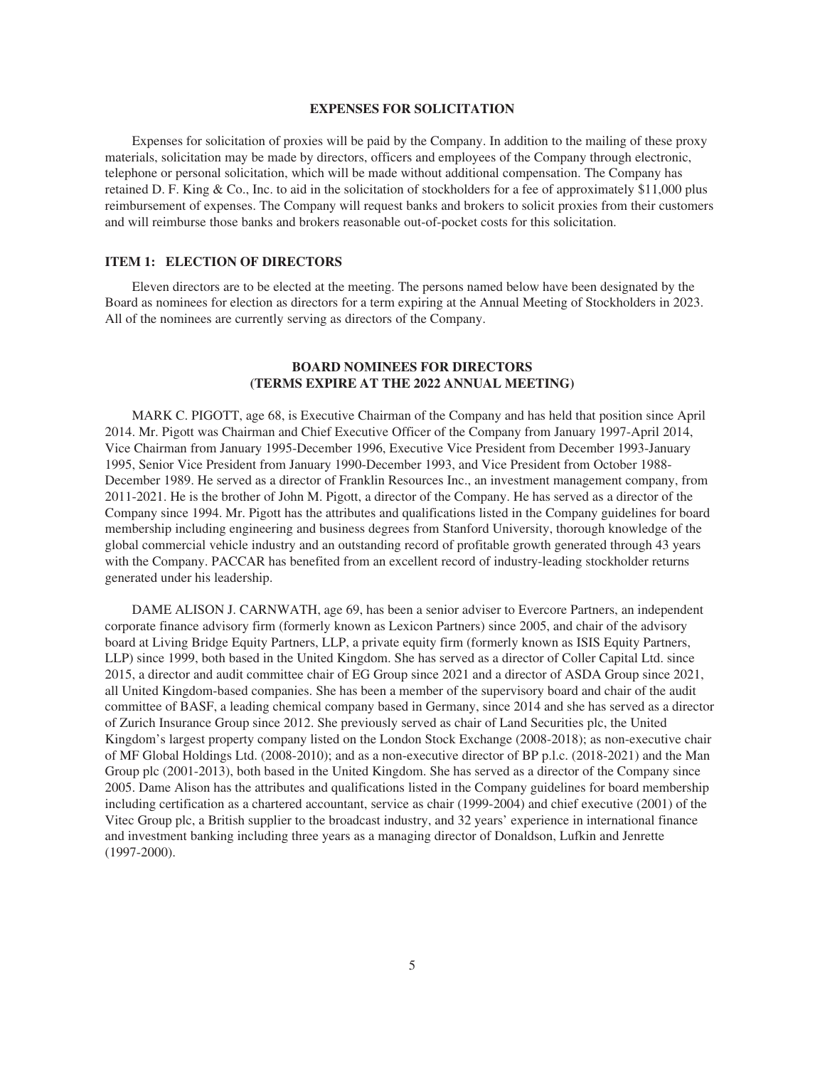## EXPENSES FOR SOLICITATION

Expenses for solicitation of proxies will be paid by the Company. In addition to the mailing of these proxy materials, solicitation may be made by directors, officers and employees of the Company through electronic, telephone or personal solicitation, which will be made without additional compensation. The Company has retained D. F. King & Co., Inc. to aid in the solicitation of stockholders for a fee of approximately $11,000 plus reimbursement of expenses. The Company will request banks and brokers to solicit proxies from their customers and will reimburse those banks and brokers reasonable out-of-pocket costs for this solicitation.

## ITEM 1: ELECTION OF DIRECTORS

Eleven directors are to be elected at the meeting. The persons named below have been designated by the Board as nominees for election as directors for a term expiring at the Annual Meeting of Stockholders in 2023. All of the nominees are currently serving as directors of the Company.

### BOARD NOMINEES FOR DIRECTORS (TERMS EXPIRE AT THE 2022 ANNUAL MEETING)

MARK C. PIGOTT, age 68, is Executive Chairman of the Company and has held that position since April 2014. Mr. Pigott was Chairman and Chief Executive Officer of the Company from January 1997-April 2014, Vice Chairman from January 1995-December 1996, Executive Vice President from December 1993-January 1995, Senior Vice President from January 1990-December 1993, and Vice President from October 1988-December 1989. He served as a director of Franklin Resources Inc., an investment management company, from 2011-2021. He is the brother of John M. Pigott, a director of the Company. He has served as a director of the Company since 1994. Mr. Pigott has the attributes and qualifications listed in the Company guidelines for board membership including engineering and business degrees from Stanford University, thorough knowledge of the global commercial vehicle industry and an outstanding record of profitable growth generated through 43 years with the Company. PACCAR has benefited from an excellent record of industry-leading stockholder returns generated under his leadership.

DAME ALISON J. CARNWATH, age 69, has been a senior adviser to Evercore Partners, an independent corporate finance advisory firm (formerly known as Lexicon Partners) since 2005, and chair of the advisory board at Living Bridge Equity Partners, LLP, a private equity firm (formerly known as ISIS Equity Partners, LLP) since 1999, both based in the United Kingdom. She has served as a director of Coller Capital Ltd. since 2015, a director and audit committee chair of EG Group since 2021 and a director of ASDA Group since 2021, all United Kingdom-based companies. She has been a member of the supervisory board and chair of the audit committee of BASF, a leading chemical company based in Germany, since 2014 and she has served as a director of Zurich Insurance Group since 2012. She previously served as chair of Land Securities plc, the United Kingdom's largest property company listed on the London Stock Exchange (2008-2018); as non-executive chair of MF Global Holdings Ltd. (2008-2010); and as a non-executive director of BP p.l.c. (2018-2021) and the Man Group plc (2001-2013), both based in the United Kingdom. She has served as a director of the Company since 2005. Dame Alison has the attributes and qualifications listed in the Company guidelines for board membership including certification as a chartered accountant, service as chair (1999-2004) and chief executive (2001) of the Vitec Group plc, a British supplier to the broadcast industry, and 32 years' experience in international finance and investment banking including three years as a managing director of Donaldson, Lufkin and Jenrette (1997-2000).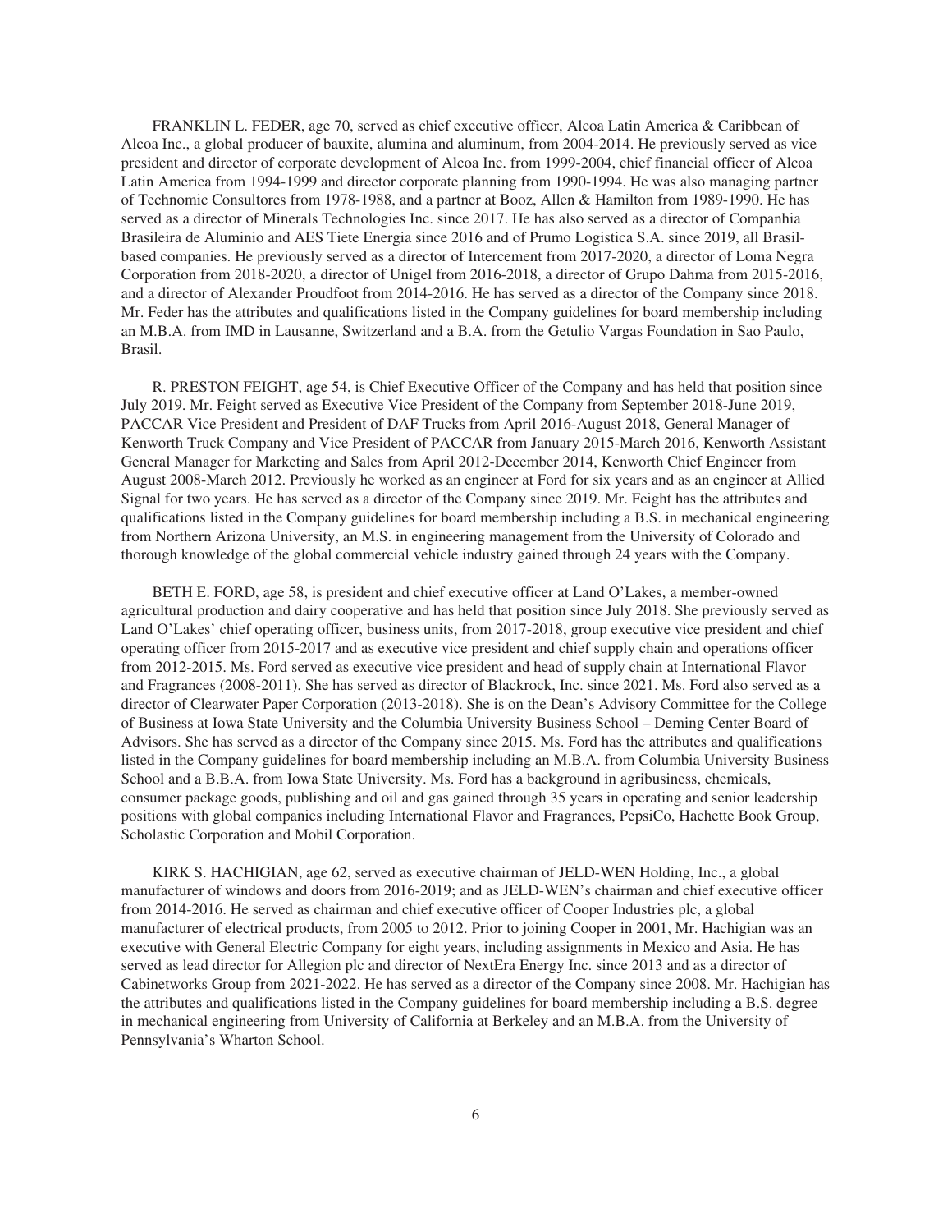FRANKLIN L. FEDER, age 70, served as chief executive officer, Alcoa Latin America & Caribbean of Alcoa Inc., a global producer of bauxite, alumina and aluminum, from 2004-2014. He previously served as vice president and director of corporate development of Alcoa Inc. from 1999-2004, chief financial officer of Alcoa Latin America from 1994-1999 and director corporate planning from 1990-1994. He was also managing partner of Technomic Consultores from 1978-1988, and a partner at Booz, Allen & Hamilton from 1989-1990. He has served as a director of Minerals Technologies Inc. since 2017. He has also served as a director of Companhia Brasileira de Aluminio and AES Tiete Energia since 2016 and of Prumo Logistica S.A. since 2019, all Brasil-based companies. He previously served as a director of Intercement from 2017-2020, a director of Loma Negra Corporation from 2018-2020, a director of Unigel from 2016-2018, a director of Grupo Dahma from 2015-2016, and a director of Alexander Proudfoot from 2014-2016. He has served as a director of the Company since 2018. Mr. Feder has the attributes and qualifications listed in the Company guidelines for board membership including an M.B.A. from IMD in Lausanne, Switzerland and a B.A. from the Getulio Vargas Foundation in Sao Paulo, Brasil.

R. PRESTON FEIGHT, age 54, is Chief Executive Officer of the Company and has held that position since July 2019. Mr. Feight served as Executive Vice President of the Company from September 2018-June 2019, PACCAR Vice President and President of DAF Trucks from April 2016-August 2018, General Manager of Kenworth Truck Company and Vice President of PACCAR from January 2015-March 2016, Kenworth Assistant General Manager for Marketing and Sales from April 2012-December 2014, Kenworth Chief Engineer from August 2008-March 2012. Previously he worked as an engineer at Ford for six years and as an engineer at Allied Signal for two years. He has served as a director of the Company since 2019. Mr. Feight has the attributes and qualifications listed in the Company guidelines for board membership including a B.S. in mechanical engineering from Northern Arizona University, an M.S. in engineering management from the University of Colorado and thorough knowledge of the global commercial vehicle industry gained through 24 years with the Company.

BETH E. FORD, age 58, is president and chief executive officer at Land O'Lakes, a member-owned agricultural production and dairy cooperative and has held that position since July 2018. She previously served as Land O'Lakes' chief operating officer, business units, from 2017-2018, group executive vice president and chief operating officer from 2015-2017 and as executive vice president and chief supply chain and operations officer from 2012-2015. Ms. Ford served as executive vice president and head of supply chain at International Flavor and Fragrances (2008-2011). She has served as director of Blackrock, Inc. since 2021. Ms. Ford also served as a director of Clearwater Paper Corporation (2013-2018). She is on the Dean's Advisory Committee for the College of Business at Iowa State University and the Columbia University Business School – Deming Center Board of Advisors. She has served as a director of the Company since 2015. Ms. Ford has the attributes and qualifications listed in the Company guidelines for board membership including an M.B.A. from Columbia University Business School and a B.B.A. from Iowa State University. Ms. Ford has a background in agribusiness, chemicals, consumer package goods, publishing and oil and gas gained through 35 years in operating and senior leadership positions with global companies including International Flavor and Fragrances, PepsiCo, Hachette Book Group, Scholastic Corporation and Mobil Corporation.

KIRK S. HACHIGIAN, age 62, served as executive chairman of JELD-WEN Holding, Inc., a global manufacturer of windows and doors from 2016-2019; and as JELD-WEN's chairman and chief executive officer from 2014-2016. He served as chairman and chief executive officer of Cooper Industries plc, a global manufacturer of electrical products, from 2005 to 2012. Prior to joining Cooper in 2001, Mr. Hachigian was an executive with General Electric Company for eight years, including assignments in Mexico and Asia. He has served as lead director for Allegion plc and director of NextEra Energy Inc. since 2013 and as a director of Cabinetworks Group from 2021-2022. He has served as a director of the Company since 2008. Mr. Hachigian has the attributes and qualifications listed in the Company guidelines for board membership including a B.S. degree in mechanical engineering from University of California at Berkeley and an M.B.A. from the University of Pennsylvania's Wharton School.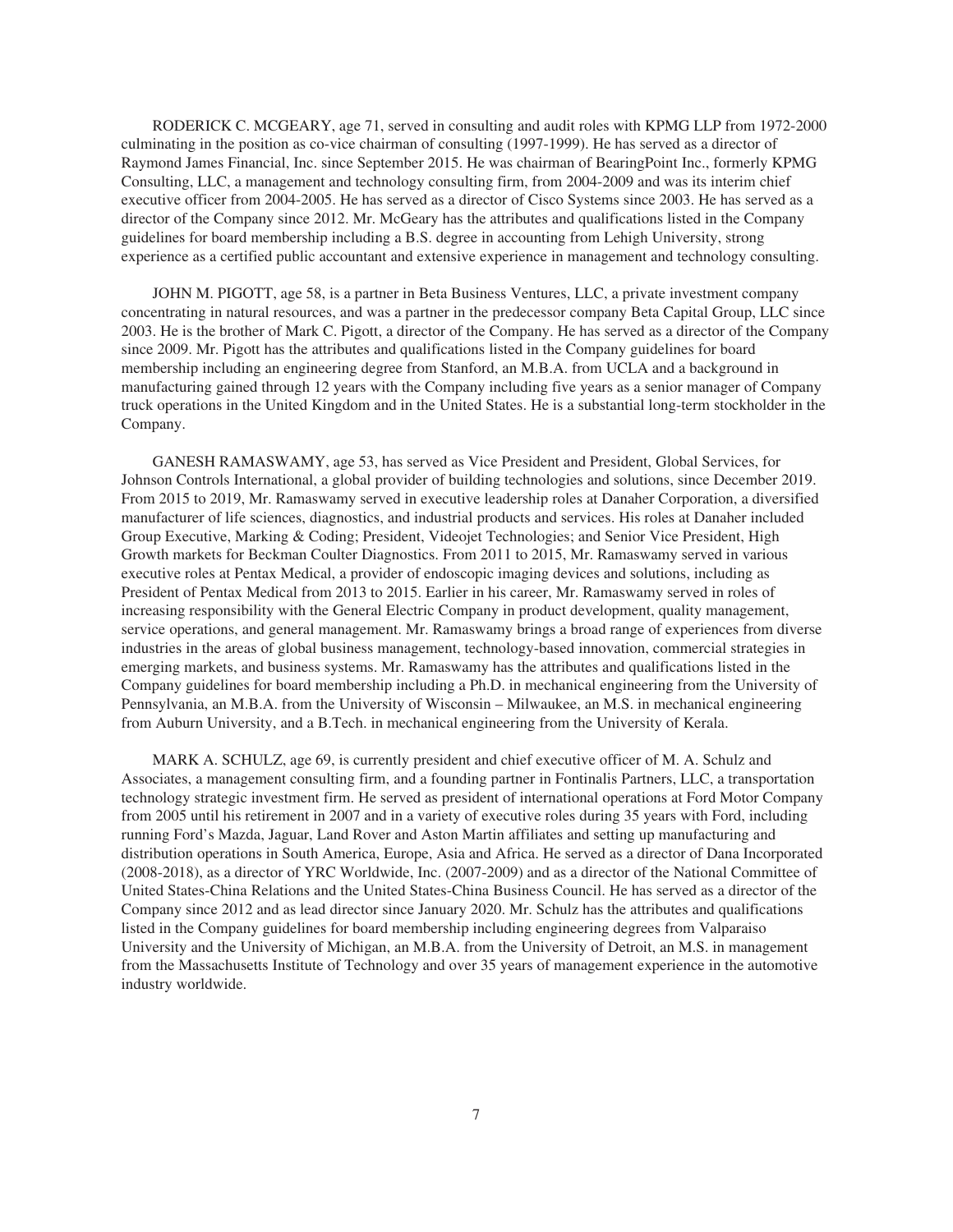RODERICK C. MCGEARY, age 71, served in consulting and audit roles with KPMG LLP from 1972-2000 culminating in the position as co-vice chairman of consulting (1997-1999). He has served as a director of Raymond James Financial, Inc. since September 2015. He was chairman of BearingPoint Inc., formerly KPMG Consulting, LLC, a management and technology consulting firm, from 2004-2009 and was its interim chief executive officer from 2004-2005. He has served as a director of Cisco Systems since 2003. He has served as a director of the Company since 2012. Mr. McGeary has the attributes and qualifications listed in the Company guidelines for board membership including a B.S. degree in accounting from Lehigh University, strong experience as a certified public accountant and extensive experience in management and technology consulting.

JOHN M. PIGOTT, age 58, is a partner in Beta Business Ventures, LLC, a private investment company concentrating in natural resources, and was a partner in the predecessor company Beta Capital Group, LLC since 2003. He is the brother of Mark C. Pigott, a director of the Company. He has served as a director of the Company since 2009. Mr. Pigott has the attributes and qualifications listed in the Company guidelines for board membership including an engineering degree from Stanford, an M.B.A. from UCLA and a background in manufacturing gained through 12 years with the Company including five years as a senior manager of Company truck operations in the United Kingdom and in the United States. He is a substantial long-term stockholder in the Company.

GANESH RAMASWAMY, age 53, has served as Vice President and President, Global Services, for Johnson Controls International, a global provider of building technologies and solutions, since December 2019. From 2015 to 2019, Mr. Ramaswamy served in executive leadership roles at Danaher Corporation, a diversified manufacturer of life sciences, diagnostics, and industrial products and services. His roles at Danaher included Group Executive, Marking & Coding; President, Videojet Technologies; and Senior Vice President, High Growth markets for Beckman Coulter Diagnostics. From 2011 to 2015, Mr. Ramaswamy served in various executive roles at Pentax Medical, a provider of endoscopic imaging devices and solutions, including as President of Pentax Medical from 2013 to 2015. Earlier in his career, Mr. Ramaswamy served in roles of increasing responsibility with the General Electric Company in product development, quality management, service operations, and general management. Mr. Ramaswamy brings a broad range of experiences from diverse industries in the areas of global business management, technology-based innovation, commercial strategies in emerging markets, and business systems. Mr. Ramaswamy has the attributes and qualifications listed in the Company guidelines for board membership including a Ph.D. in mechanical engineering from the University of Pennsylvania, an M.B.A. from the University of Wisconsin – Milwaukee, an M.S. in mechanical engineering from Auburn University, and a B.Tech. in mechanical engineering from the University of Kerala.

MARK A. SCHULZ, age 69, is currently president and chief executive officer of M. A. Schulz and Associates, a management consulting firm, and a founding partner in Fontinalis Partners, LLC, a transportation technology strategic investment firm. He served as president of international operations at Ford Motor Company from 2005 until his retirement in 2007 and in a variety of executive roles during 35 years with Ford, including running Ford's Mazda, Jaguar, Land Rover and Aston Martin affiliates and setting up manufacturing and distribution operations in South America, Europe, Asia and Africa. He served as a director of Dana Incorporated (2008-2018), as a director of YRC Worldwide, Inc. (2007-2009) and as a director of the National Committee of United States-China Relations and the United States-China Business Council. He has served as a director of the Company since 2012 and as lead director since January 2020. Mr. Schulz has the attributes and qualifications listed in the Company guidelines for board membership including engineering degrees from Valparaiso University and the University of Michigan, an M.B.A. from the University of Detroit, an M.S. in management from the Massachusetts Institute of Technology and over 35 years of management experience in the automotive industry worldwide.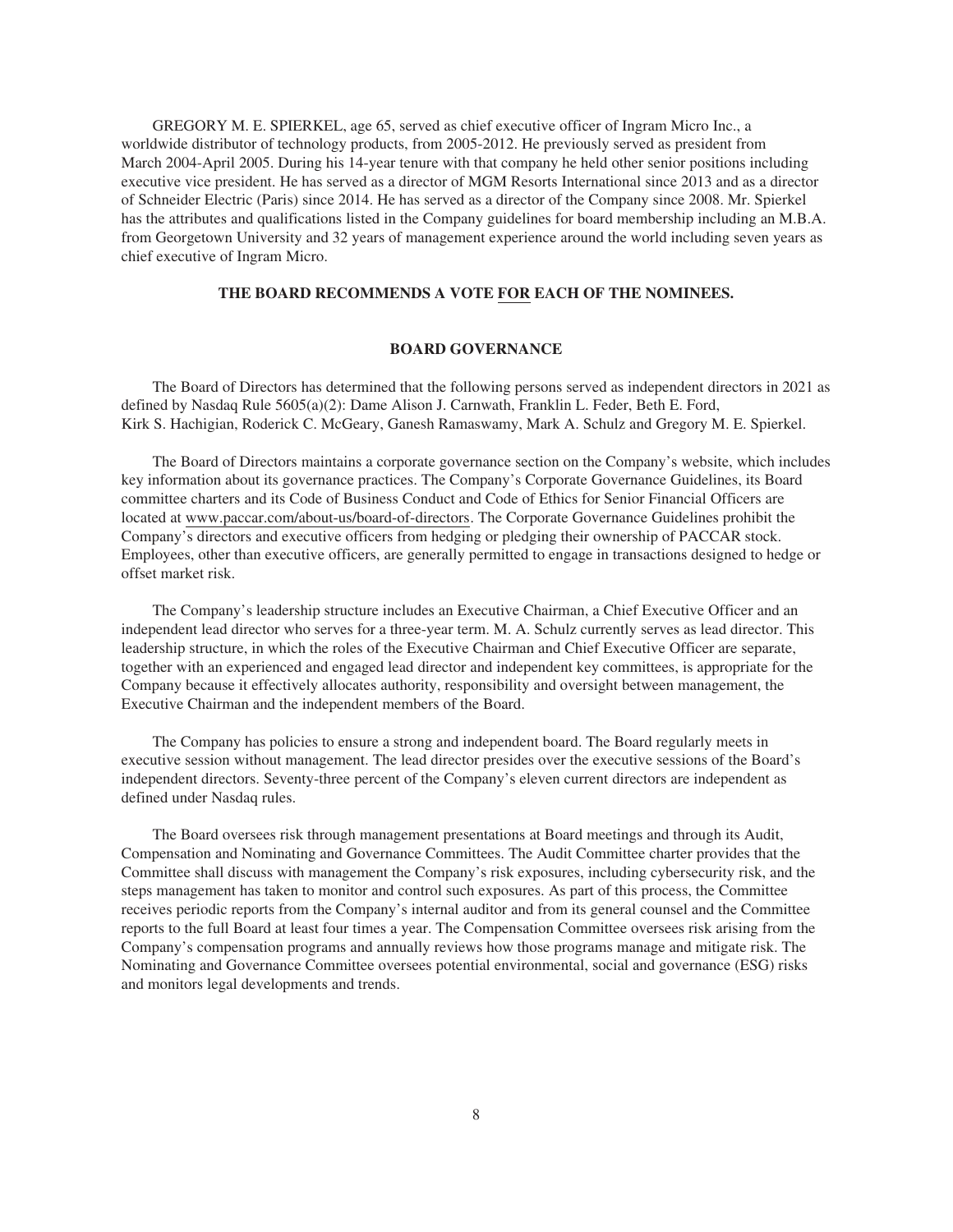GREGORY M. E. SPIERKEL, age 65, served as chief executive officer of Ingram Micro Inc., a worldwide distributor of technology products, from 2005-2012. He previously served as president from March 2004-April 2005. During his 14-year tenure with that company he held other senior positions including executive vice president. He has served as a director of MGM Resorts International since 2013 and as a director of Schneider Electric (Paris) since 2014. He has served as a director of the Company since 2008. Mr. Spierkel has the attributes and qualifications listed in the Company guidelines for board membership including an M.B.A. from Georgetown University and 32 years of management experience around the world including seven years as chief executive of Ingram Micro.

**THE BOARD RECOMMENDS A VOTE FOR EACH OF THE NOMINEES.**

## BOARD GOVERNANCE

The Board of Directors has determined that the following persons served as independent directors in 2021 as defined by Nasdaq Rule 5605(a)(2): Dame Alison J. Carnwath, Franklin L. Feder, Beth E. Ford, Kirk S. Hachigian, Roderick C. McGeary, Ganesh Ramaswamy, Mark A. Schulz and Gregory M. E. Spierkel.

The Board of Directors maintains a corporate governance section on the Company's website, which includes key information about its governance practices. The Company's Corporate Governance Guidelines, its Board committee charters and its Code of Business Conduct and Code of Ethics for Senior Financial Officers are located at www.paccar.com/about-us/board-of-directors. The Corporate Governance Guidelines prohibit the Company's directors and executive officers from hedging or pledging their ownership of PACCAR stock. Employees, other than executive officers, are generally permitted to engage in transactions designed to hedge or offset market risk.

The Company's leadership structure includes an Executive Chairman, a Chief Executive Officer and an independent lead director who serves for a three-year term. M. A. Schulz currently serves as lead director. This leadership structure, in which the roles of the Executive Chairman and Chief Executive Officer are separate, together with an experienced and engaged lead director and independent key committees, is appropriate for the Company because it effectively allocates authority, responsibility and oversight between management, the Executive Chairman and the independent members of the Board.

The Company has policies to ensure a strong and independent board. The Board regularly meets in executive session without management. The lead director presides over the executive sessions of the Board's independent directors. Seventy-three percent of the Company's eleven current directors are independent as defined under Nasdaq rules.

The Board oversees risk through management presentations at Board meetings and through its Audit, Compensation and Nominating and Governance Committees. The Audit Committee charter provides that the Committee shall discuss with management the Company's risk exposures, including cybersecurity risk, and the steps management has taken to monitor and control such exposures. As part of this process, the Committee receives periodic reports from the Company's internal auditor and from its general counsel and the Committee reports to the full Board at least four times a year. The Compensation Committee oversees risk arising from the Company's compensation programs and annually reviews how those programs manage and mitigate risk. The Nominating and Governance Committee oversees potential environmental, social and governance (ESG) risks and monitors legal developments and trends.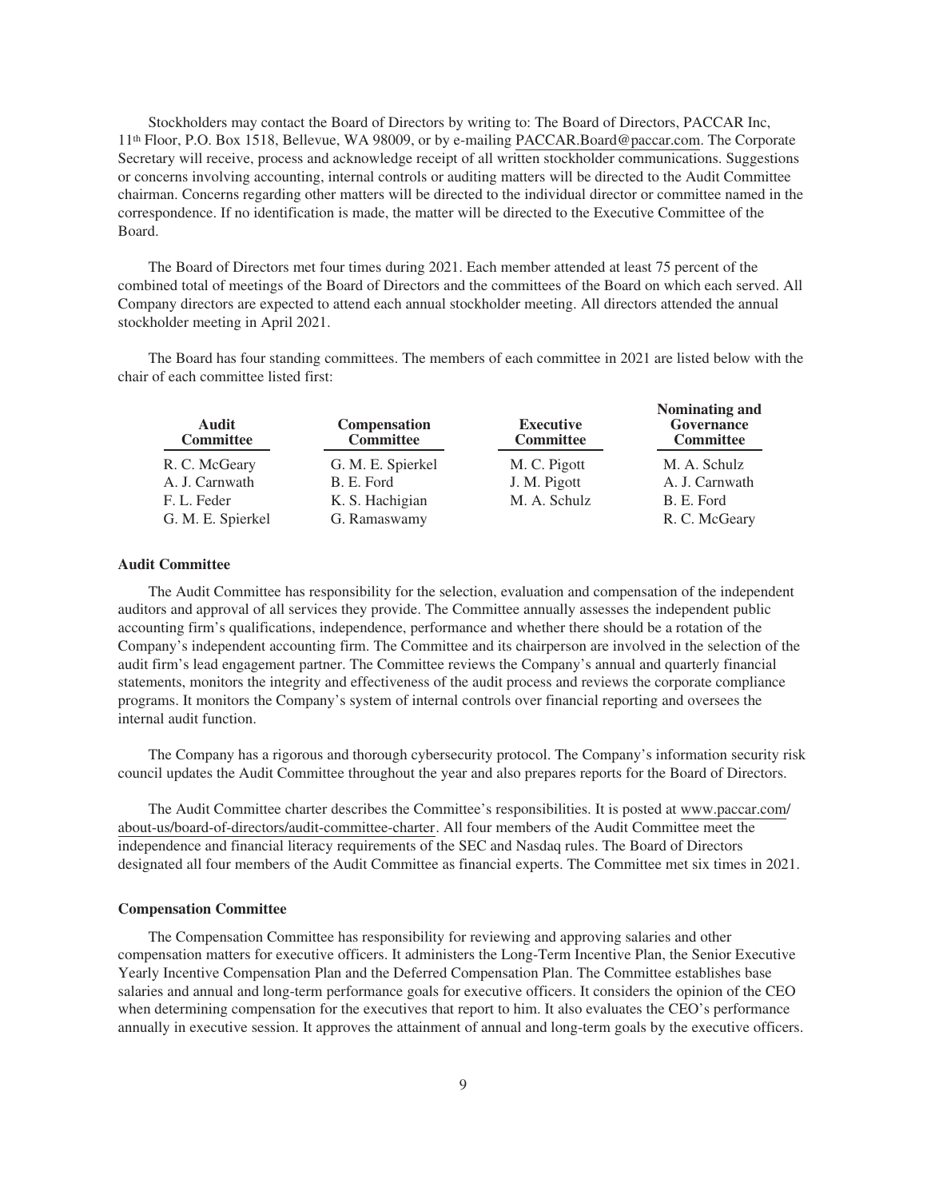Stockholders may contact the Board of Directors by writing to: The Board of Directors, PACCAR Inc, 11th Floor, P.O. Box 1518, Bellevue, WA 98009, or by e-mailing PACCAR.Board@paccar.com. The Corporate Secretary will receive, process and acknowledge receipt of all written stockholder communications. Suggestions or concerns involving accounting, internal controls or auditing matters will be directed to the Audit Committee chairman. Concerns regarding other matters will be directed to the individual director or committee named in the correspondence. If no identification is made, the matter will be directed to the Executive Committee of the Board.

The Board of Directors met four times during 2021. Each member attended at least 75 percent of the combined total of meetings of the Board of Directors and the committees of the Board on which each served. All Company directors are expected to attend each annual stockholder meeting. All directors attended the annual stockholder meeting in April 2021.

The Board has four standing committees. The members of each committee in 2021 are listed below with the chair of each committee listed first:

| Audit Committee | Compensation Committee | Executive Committee | Nominating and Governance Committee |
|---|---|---|---|
| R. C. McGeary | G. M. E. Spierkel | M. C. Pigott | M. A. Schulz |
| A. J. Carnwath | B. E. Ford | J. M. Pigott | A. J. Carnwath |
| F. L. Feder | K. S. Hachigian | M. A. Schulz | B. E. Ford |
| G. M. E. Spierkel | G. Ramaswamy | | R. C. McGeary |

**Audit Committee**

The Audit Committee has responsibility for the selection, evaluation and compensation of the independent auditors and approval of all services they provide. The Committee annually assesses the independent public accounting firm's qualifications, independence, performance and whether there should be a rotation of the Company's independent accounting firm. The Committee and its chairperson are involved in the selection of the audit firm's lead engagement partner. The Committee reviews the Company's annual and quarterly financial statements, monitors the integrity and effectiveness of the audit process and reviews the corporate compliance programs. It monitors the Company's system of internal controls over financial reporting and oversees the internal audit function.

The Company has a rigorous and thorough cybersecurity protocol. The Company's information security risk council updates the Audit Committee throughout the year and also prepares reports for the Board of Directors.

The Audit Committee charter describes the Committee's responsibilities. It is posted at www.paccar.com/about-us/board-of-directors/audit-committee-charter. All four members of the Audit Committee meet the independence and financial literacy requirements of the SEC and Nasdaq rules. The Board of Directors designated all four members of the Audit Committee as financial experts. The Committee met six times in 2021.

**Compensation Committee**

The Compensation Committee has responsibility for reviewing and approving salaries and other compensation matters for executive officers. It administers the Long-Term Incentive Plan, the Senior Executive Yearly Incentive Compensation Plan and the Deferred Compensation Plan. The Committee establishes base salaries and annual and long-term performance goals for executive officers. It considers the opinion of the CEO when determining compensation for the executives that report to him. It also evaluates the CEO's performance annually in executive session. It approves the attainment of annual and long-term goals by the executive officers.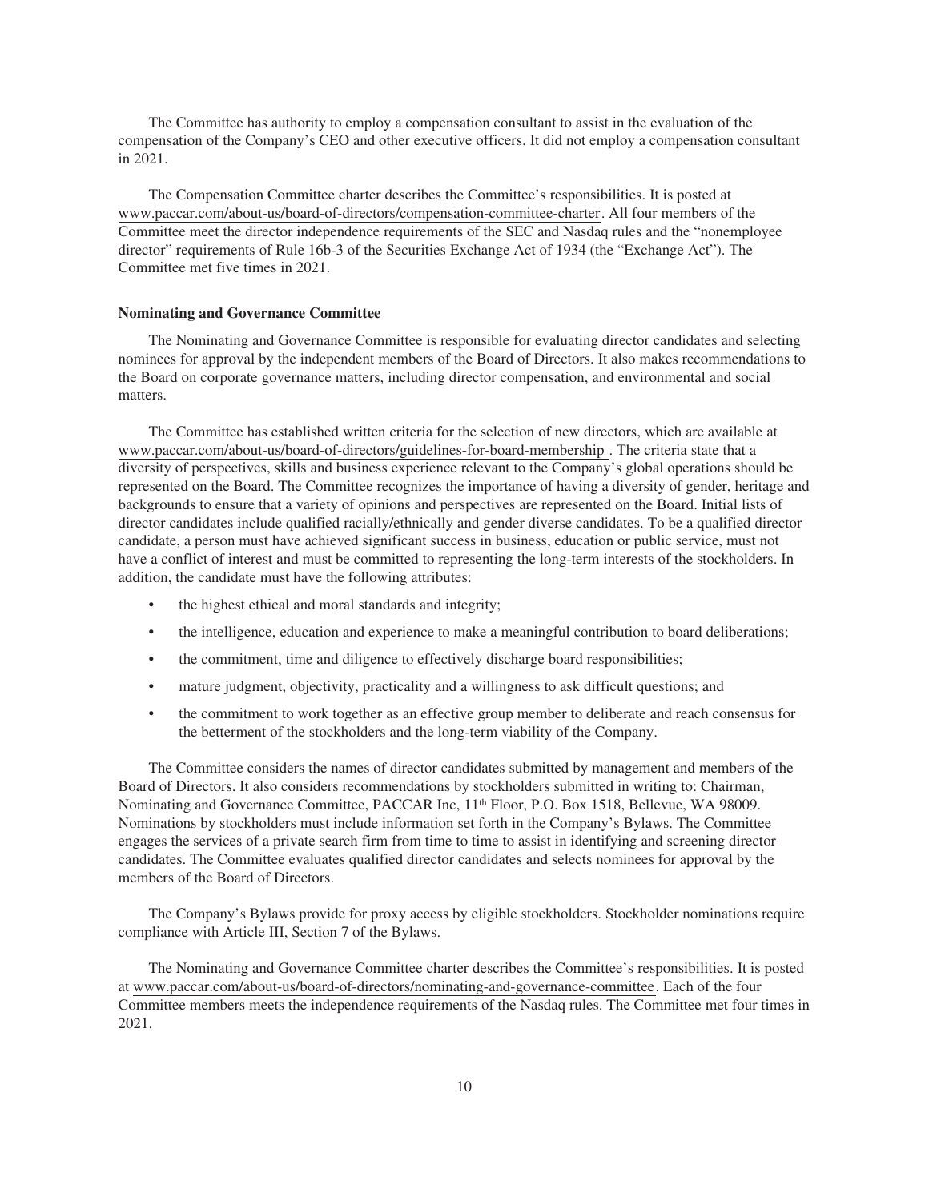The Committee has authority to employ a compensation consultant to assist in the evaluation of the compensation of the Company's CEO and other executive officers. It did not employ a compensation consultant in 2021.

The Compensation Committee charter describes the Committee's responsibilities. It is posted at www.paccar.com/about-us/board-of-directors/compensation-committee-charter. All four members of the Committee meet the director independence requirements of the SEC and Nasdaq rules and the "nonemployee director" requirements of Rule 16b-3 of the Securities Exchange Act of 1934 (the "Exchange Act"). The Committee met five times in 2021.

**Nominating and Governance Committee**

The Nominating and Governance Committee is responsible for evaluating director candidates and selecting nominees for approval by the independent members of the Board of Directors. It also makes recommendations to the Board on corporate governance matters, including director compensation, and environmental and social matters.

The Committee has established written criteria for the selection of new directors, which are available at www.paccar.com/about-us/board-of-directors/guidelines-for-board-membership. The criteria state that a diversity of perspectives, skills and business experience relevant to the Company's global operations should be represented on the Board. The Committee recognizes the importance of having a diversity of gender, heritage and backgrounds to ensure that a variety of opinions and perspectives are represented on the Board. Initial lists of director candidates include qualified racially/ethnically and gender diverse candidates. To be a qualified director candidate, a person must have achieved significant success in business, education or public service, must not have a conflict of interest and must be committed to representing the long-term interests of the stockholders. In addition, the candidate must have the following attributes:

- the highest ethical and moral standards and integrity;
- the intelligence, education and experience to make a meaningful contribution to board deliberations;
- the commitment, time and diligence to effectively discharge board responsibilities;
- mature judgment, objectivity, practicality and a willingness to ask difficult questions; and
- the commitment to work together as an effective group member to deliberate and reach consensus for the betterment of the stockholders and the long-term viability of the Company.

The Committee considers the names of director candidates submitted by management and members of the Board of Directors. It also considers recommendations by stockholders submitted in writing to: Chairman, Nominating and Governance Committee, PACCAR Inc, 11th Floor, P.O. Box 1518, Bellevue, WA 98009. Nominations by stockholders must include information set forth in the Company's Bylaws. The Committee engages the services of a private search firm from time to time to assist in identifying and screening director candidates. The Committee evaluates qualified director candidates and selects nominees for approval by the members of the Board of Directors.

The Company's Bylaws provide for proxy access by eligible stockholders. Stockholder nominations require compliance with Article III, Section 7 of the Bylaws.

The Nominating and Governance Committee charter describes the Committee's responsibilities. It is posted at www.paccar.com/about-us/board-of-directors/nominating-and-governance-committee. Each of the four Committee members meets the independence requirements of the Nasdaq rules. The Committee met four times in 2021.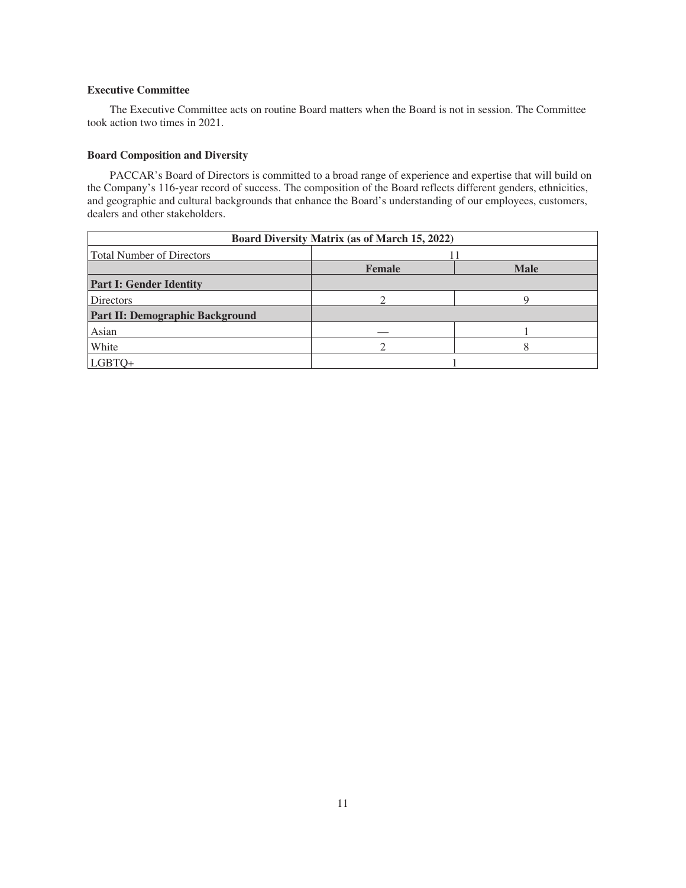### Executive Committee

The Executive Committee acts on routine Board matters when the Board is not in session. The Committee took action two times in 2021.

### Board Composition and Diversity

PACCAR's Board of Directors is committed to a broad range of experience and expertise that will build on the Company's 116-year record of success. The composition of the Board reflects different genders, ethnicities, and geographic and cultural backgrounds that enhance the Board's understanding of our employees, customers, dealers and other stakeholders.

| Board Diversity Matrix (as of March 15, 2022) | | |
|---|---|---|
| Total Number of Directors | 11 | |
| | **Female** | **Male** |
| **Part I: Gender Identity** | | |
| Directors | 2 | 9 |
| **Part II: Demographic Background** | | |
| Asian | — | 1 |
| White | 2 | 8 |
| LGBTQ+ | 1 | |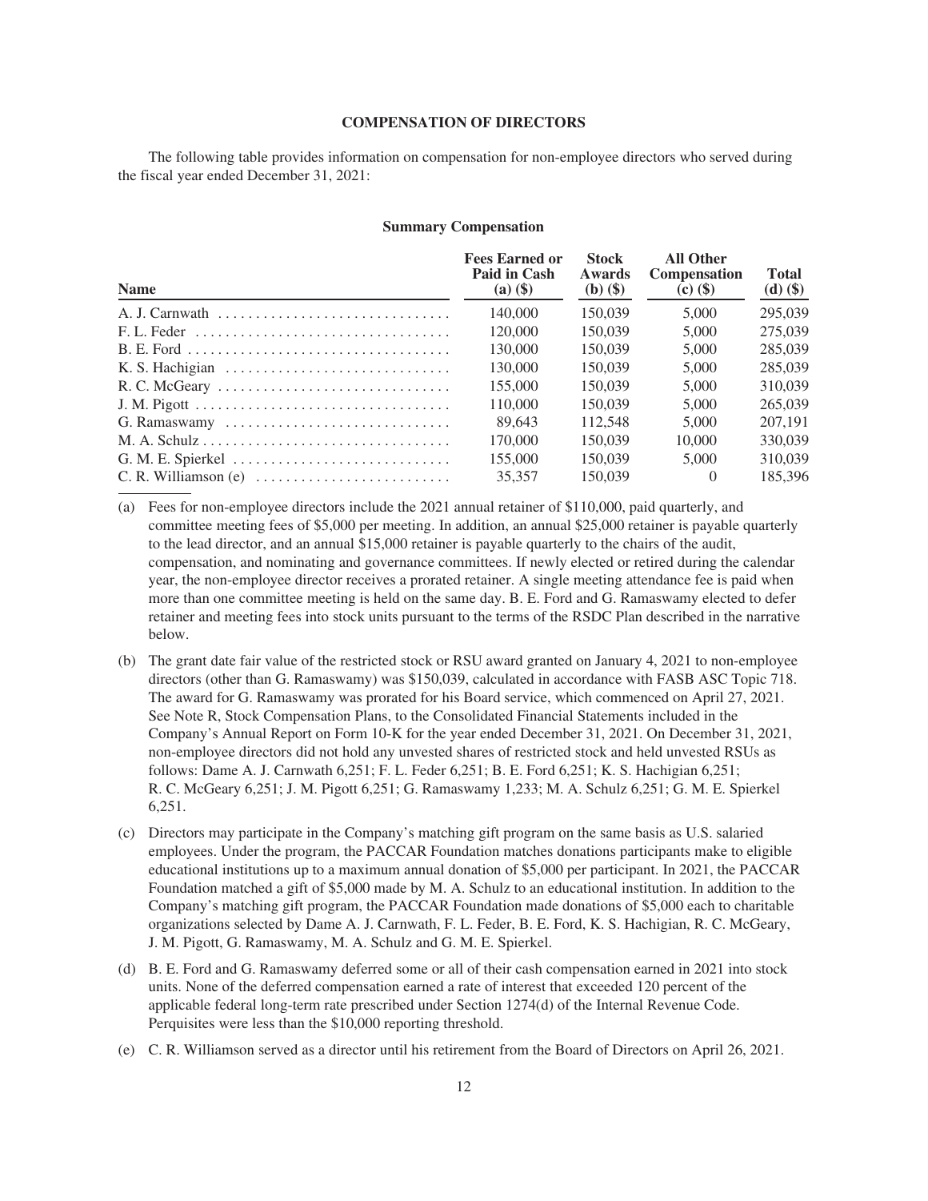## COMPENSATION OF DIRECTORS

The following table provides information on compensation for non-employee directors who served during the fiscal year ended December 31, 2021:

### Summary Compensation

| Name | Fees Earned or Paid in Cash (a) ($) | Stock Awards (b) ($) | All Other Compensation (c) ($) | Total (d) ($) |
|---|---|---|---|---|
| A. J. Carnwath | 140,000 | 150,039 | 5,000 | 295,039 |
| F. L. Feder | 120,000 | 150,039 | 5,000 | 275,039 |
| B. E. Ford | 130,000 | 150,039 | 5,000 | 285,039 |
| K. S. Hachigian | 130,000 | 150,039 | 5,000 | 285,039 |
| R. C. McGeary | 155,000 | 150,039 | 5,000 | 310,039 |
| J. M. Pigott | 110,000 | 150,039 | 5,000 | 265,039 |
| G. Ramaswamy | 89,643 | 112,548 | 5,000 | 207,191 |
| M. A. Schulz | 170,000 | 150,039 | 10,000 | 330,039 |
| G. M. E. Spierkel | 155,000 | 150,039 | 5,000 | 310,039 |
| C. R. Williamson (e) | 35,357 | 150,039 | 0 | 185,396 |

(a) Fees for non-employee directors include the 2021 annual retainer of $110,000, paid quarterly, and committee meeting fees of $5,000 per meeting. In addition, an annual $25,000 retainer is payable quarterly to the lead director, and an annual $15,000 retainer is payable quarterly to the chairs of the audit, compensation, and nominating and governance committees. If newly elected or retired during the calendar year, the non-employee director receives a prorated retainer. A single meeting attendance fee is paid when more than one committee meeting is held on the same day. B. E. Ford and G. Ramaswamy elected to defer retainer and meeting fees into stock units pursuant to the terms of the RSDC Plan described in the narrative below.

(b) The grant date fair value of the restricted stock or RSU award granted on January 4, 2021 to non-employee directors (other than G. Ramaswamy) was $150,039, calculated in accordance with FASB ASC Topic 718. The award for G. Ramaswamy was prorated for his Board service, which commenced on April 27, 2021. See Note R, Stock Compensation Plans, to the Consolidated Financial Statements included in the Company's Annual Report on Form 10-K for the year ended December 31, 2021. On December 31, 2021, non-employee directors did not hold any unvested shares of restricted stock and held unvested RSUs as follows: Dame A. J. Carnwath 6,251; F. L. Feder 6,251; B. E. Ford 6,251; K. S. Hachigian 6,251; R. C. McGeary 6,251; J. M. Pigott 6,251; G. Ramaswamy 1,233; M. A. Schulz 6,251; G. M. E. Spierkel 6,251.

(c) Directors may participate in the Company's matching gift program on the same basis as U.S. salaried employees. Under the program, the PACCAR Foundation matches donations participants make to eligible educational institutions up to a maximum annual donation of $5,000 per participant. In 2021, the PACCAR Foundation matched a gift of $5,000 made by M. A. Schulz to an educational institution. In addition to the Company's matching gift program, the PACCAR Foundation made donations of $5,000 each to charitable organizations selected by Dame A. J. Carnwath, F. L. Feder, B. E. Ford, K. S. Hachigian, R. C. McGeary, J. M. Pigott, G. Ramaswamy, M. A. Schulz and G. M. E. Spierkel.

(d) B. E. Ford and G. Ramaswamy deferred some or all of their cash compensation earned in 2021 into stock units. None of the deferred compensation earned a rate of interest that exceeded 120 percent of the applicable federal long-term rate prescribed under Section 1274(d) of the Internal Revenue Code. Perquisites were less than the $10,000 reporting threshold.

(e) C. R. Williamson served as a director until his retirement from the Board of Directors on April 26, 2021.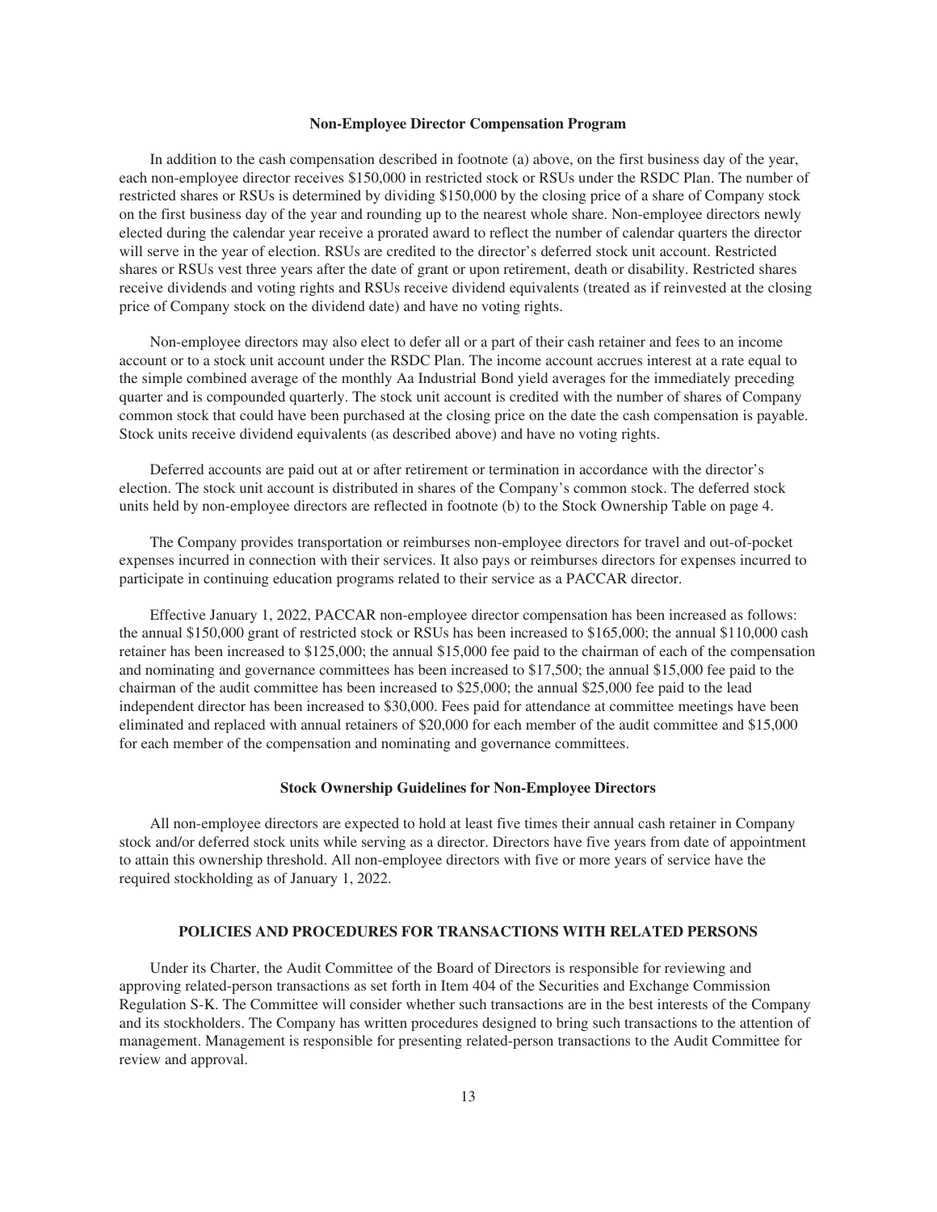### Non-Employee Director Compensation Program

In addition to the cash compensation described in footnote (a) above, on the first business day of the year, each non-employee director receives $150,000 in restricted stock or RSUs under the RSDC Plan. The number of restricted shares or RSUs is determined by dividing $150,000 by the closing price of a share of Company stock on the first business day of the year and rounding up to the nearest whole share. Non-employee directors newly elected during the calendar year receive a prorated award to reflect the number of calendar quarters the director will serve in the year of election. RSUs are credited to the director's deferred stock unit account. Restricted shares or RSUs vest three years after the date of grant or upon retirement, death or disability. Restricted shares receive dividends and voting rights and RSUs receive dividend equivalents (treated as if reinvested at the closing price of Company stock on the dividend date) and have no voting rights.

Non-employee directors may also elect to defer all or a part of their cash retainer and fees to an income account or to a stock unit account under the RSDC Plan. The income account accrues interest at a rate equal to the simple combined average of the monthly Aa Industrial Bond yield averages for the immediately preceding quarter and is compounded quarterly. The stock unit account is credited with the number of shares of Company common stock that could have been purchased at the closing price on the date the cash compensation is payable. Stock units receive dividend equivalents (as described above) and have no voting rights.

Deferred accounts are paid out at or after retirement or termination in accordance with the director's election. The stock unit account is distributed in shares of the Company's common stock. The deferred stock units held by non-employee directors are reflected in footnote (b) to the Stock Ownership Table on page 4.

The Company provides transportation or reimburses non-employee directors for travel and out-of-pocket expenses incurred in connection with their services. It also pays or reimburses directors for expenses incurred to participate in continuing education programs related to their service as a PACCAR director.

Effective January 1, 2022, PACCAR non-employee director compensation has been increased as follows: the annual $150,000 grant of restricted stock or RSUs has been increased to $165,000; the annual $110,000 cash retainer has been increased to $125,000; the annual $15,000 fee paid to the chairman of each of the compensation and nominating and governance committees has been increased to $17,500; the annual $15,000 fee paid to the chairman of the audit committee has been increased to $25,000; the annual $25,000 fee paid to the lead independent director has been increased to $30,000. Fees paid for attendance at committee meetings have been eliminated and replaced with annual retainers of $20,000 for each member of the audit committee and $15,000 for each member of the compensation and nominating and governance committees.

### Stock Ownership Guidelines for Non-Employee Directors

All non-employee directors are expected to hold at least five times their annual cash retainer in Company stock and/or deferred stock units while serving as a director. Directors have five years from date of appointment to attain this ownership threshold. All non-employee directors with five or more years of service have the required stockholding as of January 1, 2022.

## POLICIES AND PROCEDURES FOR TRANSACTIONS WITH RELATED PERSONS

Under its Charter, the Audit Committee of the Board of Directors is responsible for reviewing and approving related-person transactions as set forth in Item 404 of the Securities and Exchange Commission Regulation S-K. The Committee will consider whether such transactions are in the best interests of the Company and its stockholders. The Company has written procedures designed to bring such transactions to the attention of management. Management is responsible for presenting related-person transactions to the Audit Committee for review and approval.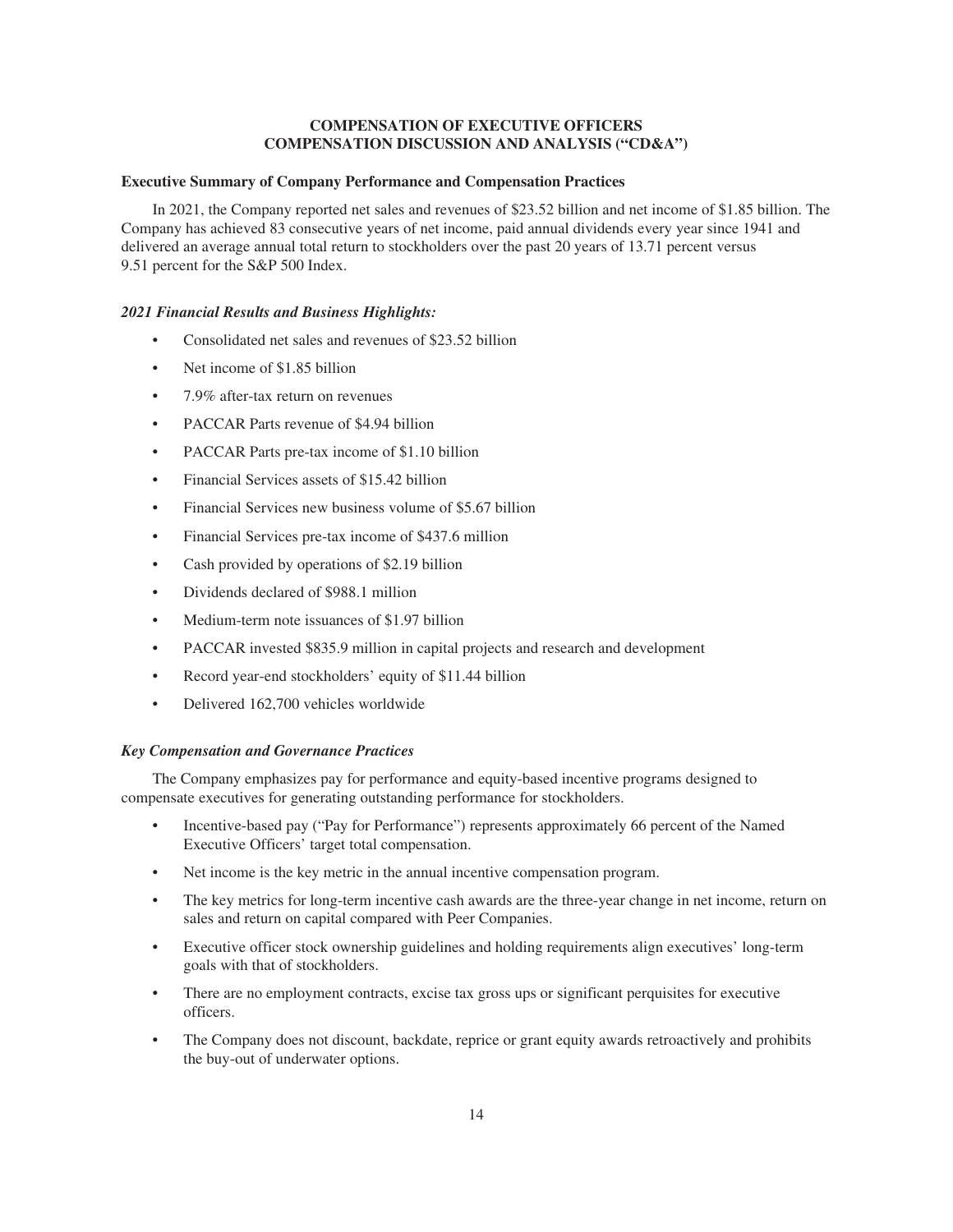## COMPENSATION OF EXECUTIVE OFFICERS
## COMPENSATION DISCUSSION AND ANALYSIS ("CD&A")

**Executive Summary of Company Performance and Compensation Practices**

In 2021, the Company reported net sales and revenues of $23.52 billion and net income of $1.85 billion. The Company has achieved 83 consecutive years of net income, paid annual dividends every year since 1941 and delivered an average annual total return to stockholders over the past 20 years of 13.71 percent versus 9.51 percent for the S&P 500 Index.

***2021 Financial Results and Business Highlights:***

- Consolidated net sales and revenues of $23.52 billion
- Net income of $1.85 billion
- 7.9% after-tax return on revenues
- PACCAR Parts revenue of $4.94 billion
- PACCAR Parts pre-tax income of $1.10 billion
- Financial Services assets of $15.42 billion
- Financial Services new business volume of $5.67 billion
- Financial Services pre-tax income of $437.6 million
- Cash provided by operations of $2.19 billion
- Dividends declared of $988.1 million
- Medium-term note issuances of $1.97 billion
- PACCAR invested $835.9 million in capital projects and research and development
- Record year-end stockholders' equity of $11.44 billion
- Delivered 162,700 vehicles worldwide

***Key Compensation and Governance Practices***

The Company emphasizes pay for performance and equity-based incentive programs designed to compensate executives for generating outstanding performance for stockholders.

- Incentive-based pay ("Pay for Performance") represents approximately 66 percent of the Named Executive Officers' target total compensation.
- Net income is the key metric in the annual incentive compensation program.
- The key metrics for long-term incentive cash awards are the three-year change in net income, return on sales and return on capital compared with Peer Companies.
- Executive officer stock ownership guidelines and holding requirements align executives' long-term goals with that of stockholders.
- There are no employment contracts, excise tax gross ups or significant perquisites for executive officers.
- The Company does not discount, backdate, reprice or grant equity awards retroactively and prohibits the buy-out of underwater options.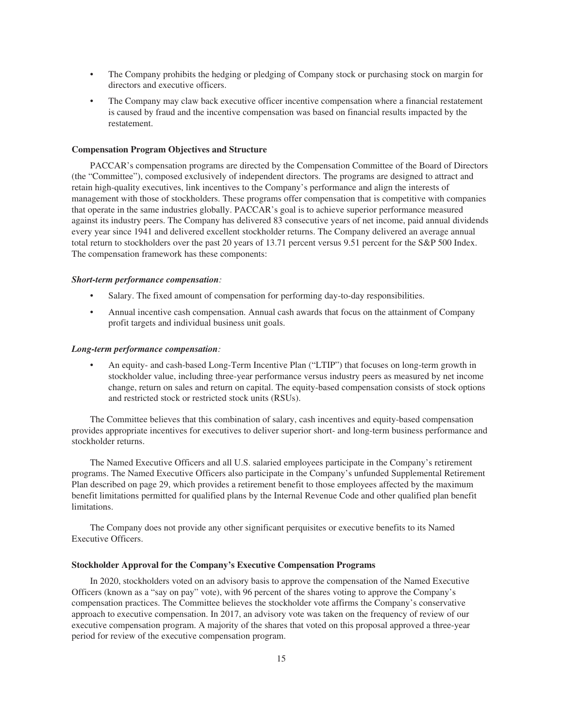- The Company prohibits the hedging or pledging of Company stock or purchasing stock on margin for directors and executive officers.
- The Company may claw back executive officer incentive compensation where a financial restatement is caused by fraud and the incentive compensation was based on financial results impacted by the restatement.

**Compensation Program Objectives and Structure**

PACCAR's compensation programs are directed by the Compensation Committee of the Board of Directors (the "Committee"), composed exclusively of independent directors. The programs are designed to attract and retain high-quality executives, link incentives to the Company's performance and align the interests of management with those of stockholders. These programs offer compensation that is competitive with companies that operate in the same industries globally. PACCAR's goal is to achieve superior performance measured against its industry peers. The Company has delivered 83 consecutive years of net income, paid annual dividends every year since 1941 and delivered excellent stockholder returns. The Company delivered an average annual total return to stockholders over the past 20 years of 13.71 percent versus 9.51 percent for the S&P 500 Index. The compensation framework has these components:

***Short-term performance compensation:***

- Salary. The fixed amount of compensation for performing day-to-day responsibilities.
- Annual incentive cash compensation. Annual cash awards that focus on the attainment of Company profit targets and individual business unit goals.

***Long-term performance compensation:***

- An equity- and cash-based Long-Term Incentive Plan ("LTIP") that focuses on long-term growth in stockholder value, including three-year performance versus industry peers as measured by net income change, return on sales and return on capital. The equity-based compensation consists of stock options and restricted stock or restricted stock units (RSUs).

The Committee believes that this combination of salary, cash incentives and equity-based compensation provides appropriate incentives for executives to deliver superior short- and long-term business performance and stockholder returns.

The Named Executive Officers and all U.S. salaried employees participate in the Company's retirement programs. The Named Executive Officers also participate in the Company's unfunded Supplemental Retirement Plan described on page 29, which provides a retirement benefit to those employees affected by the maximum benefit limitations permitted for qualified plans by the Internal Revenue Code and other qualified plan benefit limitations.

The Company does not provide any other significant perquisites or executive benefits to its Named Executive Officers.

**Stockholder Approval for the Company's Executive Compensation Programs**

In 2020, stockholders voted on an advisory basis to approve the compensation of the Named Executive Officers (known as a "say on pay" vote), with 96 percent of the shares voting to approve the Company's compensation practices. The Committee believes the stockholder vote affirms the Company's conservative approach to executive compensation. In 2017, an advisory vote was taken on the frequency of review of our executive compensation program. A majority of the shares that voted on this proposal approved a three-year period for review of the executive compensation program.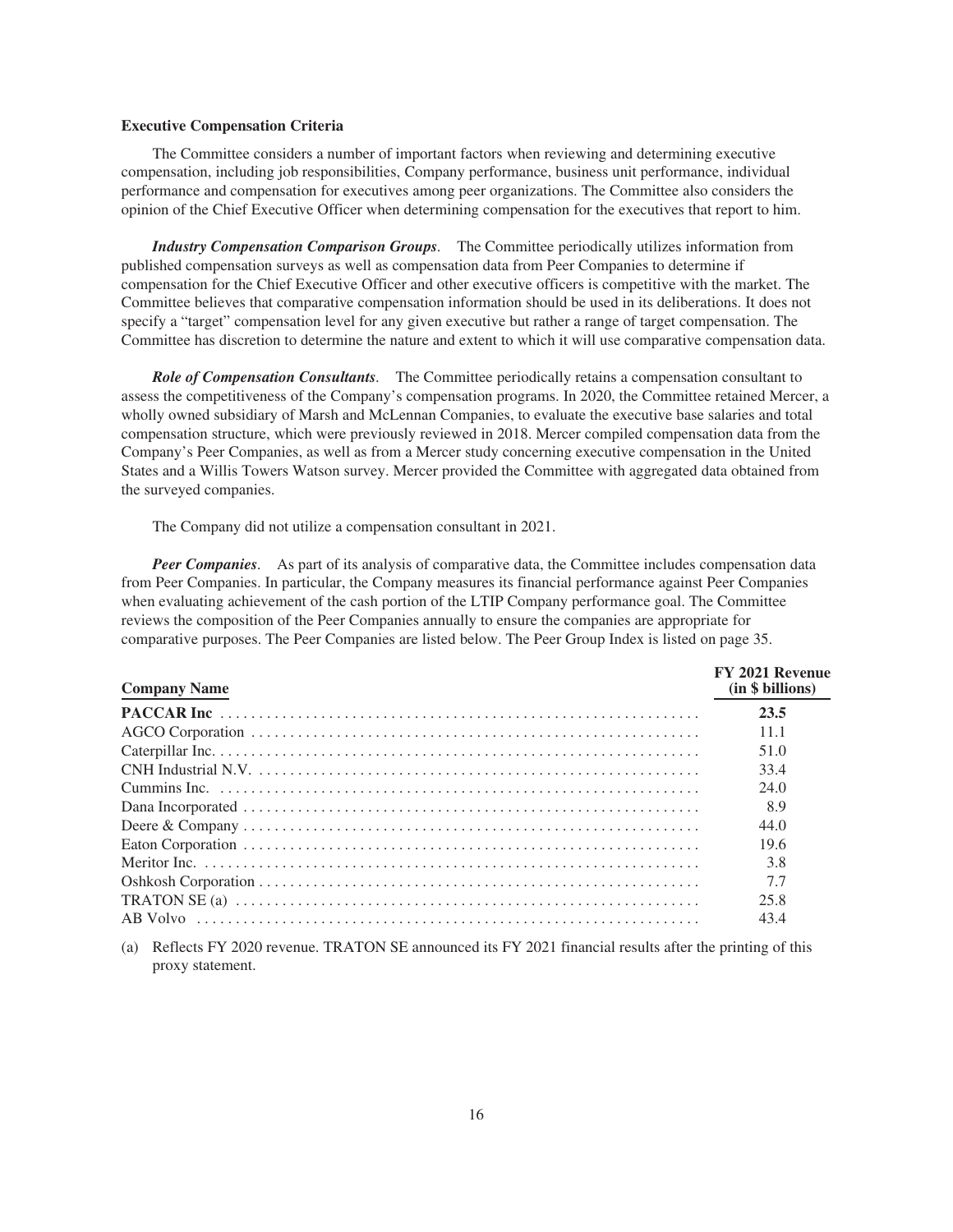### Executive Compensation Criteria

The Committee considers a number of important factors when reviewing and determining executive compensation, including job responsibilities, Company performance, business unit performance, individual performance and compensation for executives among peer organizations. The Committee also considers the opinion of the Chief Executive Officer when determining compensation for the executives that report to him.

***Industry Compensation Comparison Groups*.** The Committee periodically utilizes information from published compensation surveys as well as compensation data from Peer Companies to determine if compensation for the Chief Executive Officer and other executive officers is competitive with the market. The Committee believes that comparative compensation information should be used in its deliberations. It does not specify a "target" compensation level for any given executive but rather a range of target compensation. The Committee has discretion to determine the nature and extent to which it will use comparative compensation data.

***Role of Compensation Consultants*.** The Committee periodically retains a compensation consultant to assess the competitiveness of the Company's compensation programs. In 2020, the Committee retained Mercer, a wholly owned subsidiary of Marsh and McLennan Companies, to evaluate the executive base salaries and total compensation structure, which were previously reviewed in 2018. Mercer compiled compensation data from the Company's Peer Companies, as well as from a Mercer study concerning executive compensation in the United States and a Willis Towers Watson survey. Mercer provided the Committee with aggregated data obtained from the surveyed companies.

The Company did not utilize a compensation consultant in 2021.

***Peer Companies*.** As part of its analysis of comparative data, the Committee includes compensation data from Peer Companies. In particular, the Company measures its financial performance against Peer Companies when evaluating achievement of the cash portion of the LTIP Company performance goal. The Committee reviews the composition of the Peer Companies annually to ensure the companies are appropriate for comparative purposes. The Peer Companies are listed below. The Peer Group Index is listed on page 35.

| Company Name | FY 2021 Revenue (in $ billions) |
|---|---|
| **PACCAR Inc** | **23.5** |
| AGCO Corporation | 11.1 |
| Caterpillar Inc. | 51.0 |
| CNH Industrial N.V. | 33.4 |
| Cummins Inc. | 24.0 |
| Dana Incorporated | 8.9 |
| Deere & Company | 44.0 |
| Eaton Corporation | 19.6 |
| Meritor Inc. | 3.8 |
| Oshkosh Corporation | 7.7 |
| TRATON SE (a) | 25.8 |
| AB Volvo | 43.4 |

(a) Reflects FY 2020 revenue. TRATON SE announced its FY 2021 financial results after the printing of this proxy statement.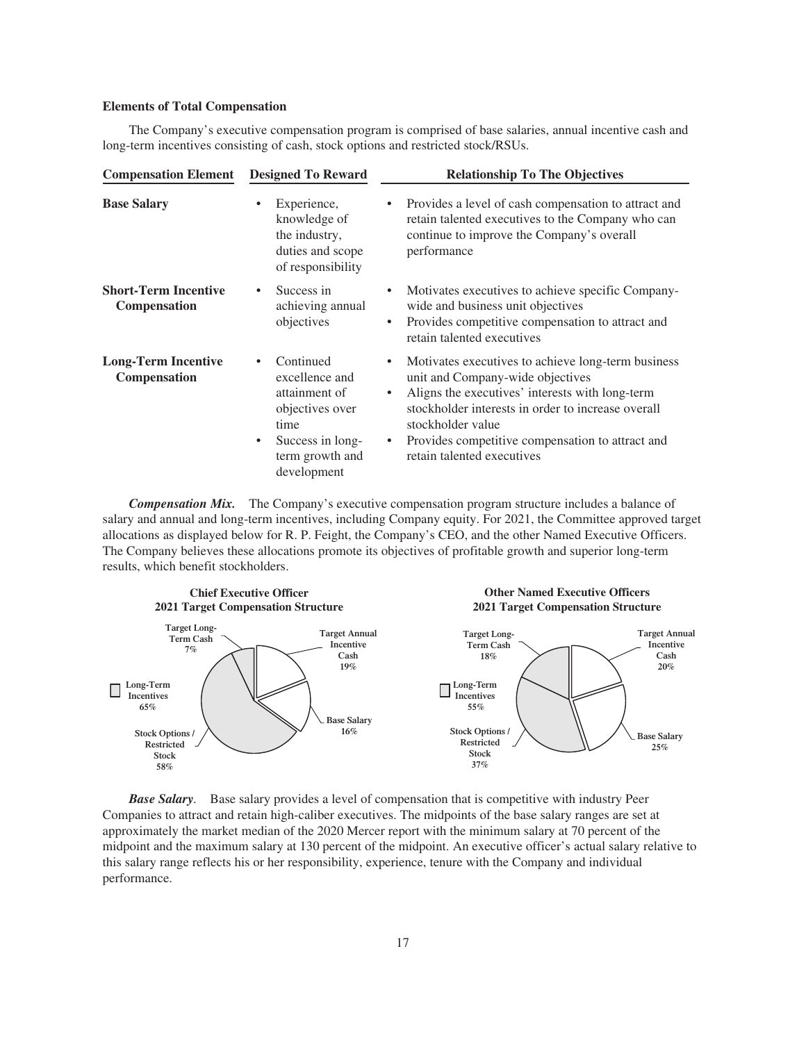**Elements of Total Compensation**

The Company's executive compensation program is comprised of base salaries, annual incentive cash and long-term incentives consisting of cash, stock options and restricted stock/RSUs.

| Compensation Element | Designed To Reward | Relationship To The Objectives |
| --- | --- | --- |
| **Base Salary** | • Experience, knowledge of the industry, duties and scope of responsibility | • Provides a level of cash compensation to attract and retain talented executives to the Company who can continue to improve the Company's overall performance |
| **Short-Term Incentive Compensation** | • Success in achieving annual objectives | • Motivates executives to achieve specific Company-wide and business unit objectives<br>• Provides competitive compensation to attract and retain talented executives |
| **Long-Term Incentive Compensation** | • Continued excellence and attainment of objectives over time<br>• Success in long-term growth and development | • Motivates executives to achieve long-term business unit and Company-wide objectives<br>• Aligns the executives' interests with long-term stockholder interests in order to increase overall stockholder value<br>• Provides competitive compensation to attract and retain talented executives |

***Compensation Mix.*** The Company's executive compensation program structure includes a balance of salary and annual and long-term incentives, including Company equity. For 2021, the Committee approved target allocations as displayed below for R. P. Feight, the Company's CEO, and the other Named Executive Officers. The Company believes these allocations promote its objectives of profitable growth and superior long-term results, which benefit stockholders.

**Chief Executive Officer 2021 Target Compensation Structure**

| Element | Percentage |
| --- | --- |
| Target Annual Incentive Cash | 19% |
| Base Salary | 16% |
| Long-Term Incentives | 65% |
| Stock Options / Restricted Stock | 58% |
| Target Long-Term Cash | 7% |

**Other Named Executive Officers 2021 Target Compensation Structure**

| Element | Percentage |
| --- | --- |
| Target Annual Incentive Cash | 20% |
| Base Salary | 25% |
| Long-Term Incentives | 55% |
| Stock Options / Restricted Stock | 37% |
| Target Long-Term Cash | 18% |

***Base Salary***. Base salary provides a level of compensation that is competitive with industry Peer Companies to attract and retain high-caliber executives. The midpoints of the base salary ranges are set at approximately the market median of the 2020 Mercer report with the minimum salary at 70 percent of the midpoint and the maximum salary at 130 percent of the midpoint. An executive officer's actual salary relative to this salary range reflects his or her responsibility, experience, tenure with the Company and individual performance.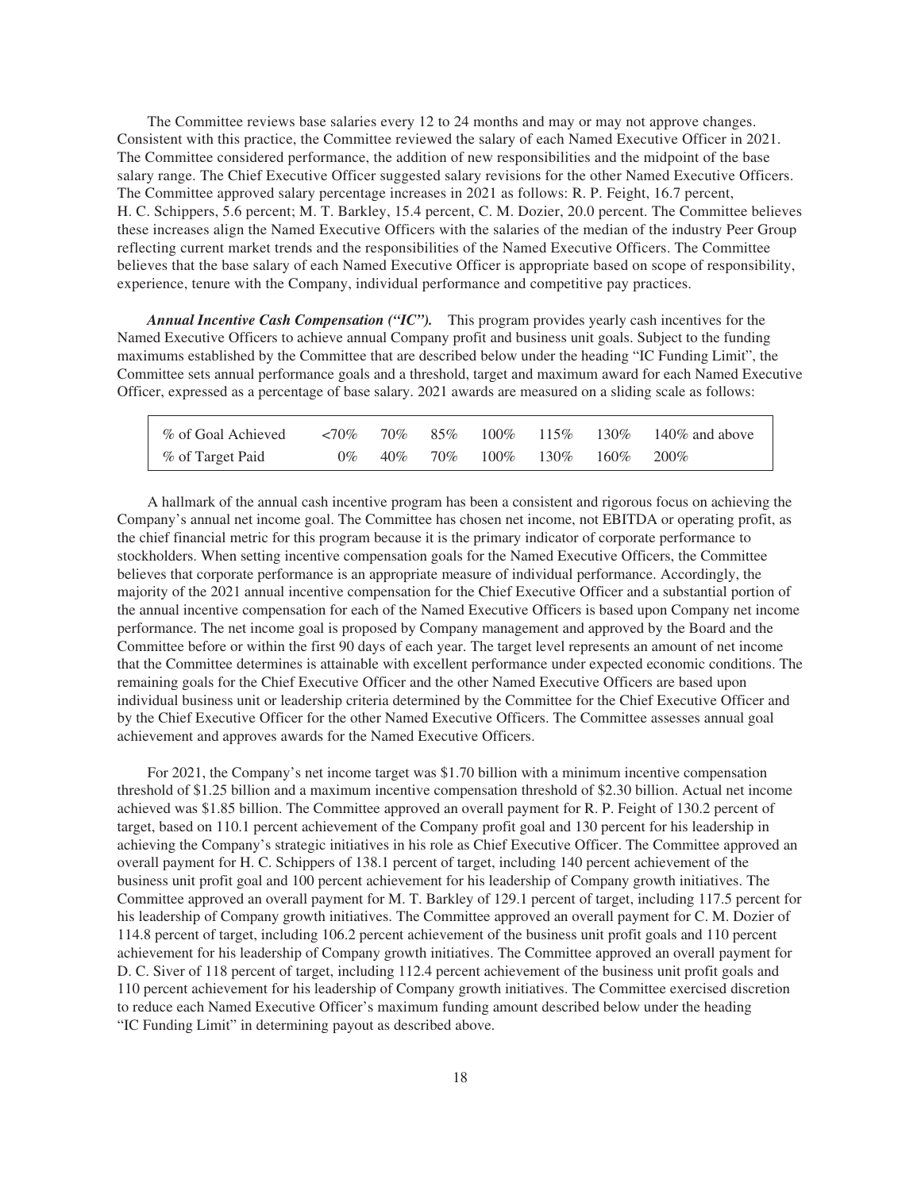The Committee reviews base salaries every 12 to 24 months and may or may not approve changes. Consistent with this practice, the Committee reviewed the salary of each Named Executive Officer in 2021. The Committee considered performance, the addition of new responsibilities and the midpoint of the base salary range. The Chief Executive Officer suggested salary revisions for the other Named Executive Officers. The Committee approved salary percentage increases in 2021 as follows: R. P. Feight, 16.7 percent, H. C. Schippers, 5.6 percent; M. T. Barkley, 15.4 percent, C. M. Dozier, 20.0 percent. The Committee believes these increases align the Named Executive Officers with the salaries of the median of the industry Peer Group reflecting current market trends and the responsibilities of the Named Executive Officers. The Committee believes that the base salary of each Named Executive Officer is appropriate based on scope of responsibility, experience, tenure with the Company, individual performance and competitive pay practices.

***Annual Incentive Cash Compensation ("IC").*** This program provides yearly cash incentives for the Named Executive Officers to achieve annual Company profit and business unit goals. Subject to the funding maximums established by the Committee that are described below under the heading "IC Funding Limit", the Committee sets annual performance goals and a threshold, target and maximum award for each Named Executive Officer, expressed as a percentage of base salary. 2021 awards are measured on a sliding scale as follows:

| % of Goal Achieved | <70% | 70% | 85% | 100% | 115% | 130% | 140% and above |
|---|---|---|---|---|---|---|---|
| % of Target Paid | 0% | 40% | 70% | 100% | 130% | 160% | 200% |

A hallmark of the annual cash incentive program has been a consistent and rigorous focus on achieving the Company's annual net income goal. The Committee has chosen net income, not EBITDA or operating profit, as the chief financial metric for this program because it is the primary indicator of corporate performance to stockholders. When setting incentive compensation goals for the Named Executive Officers, the Committee believes that corporate performance is an appropriate measure of individual performance. Accordingly, the majority of the 2021 annual incentive compensation for the Chief Executive Officer and a substantial portion of the annual incentive compensation for each of the Named Executive Officers is based upon Company net income performance. The net income goal is proposed by Company management and approved by the Board and the Committee before or within the first 90 days of each year. The target level represents an amount of net income that the Committee determines is attainable with excellent performance under expected economic conditions. The remaining goals for the Chief Executive Officer and the other Named Executive Officers are based upon individual business unit or leadership criteria determined by the Committee for the Chief Executive Officer and by the Chief Executive Officer for the other Named Executive Officers. The Committee assesses annual goal achievement and approves awards for the Named Executive Officers.

For 2021, the Company's net income target was $1.70 billion with a minimum incentive compensation threshold of $1.25 billion and a maximum incentive compensation threshold of $2.30 billion. Actual net income achieved was $1.85 billion. The Committee approved an overall payment for R. P. Feight of 130.2 percent of target, based on 110.1 percent achievement of the Company profit goal and 130 percent for his leadership in achieving the Company's strategic initiatives in his role as Chief Executive Officer. The Committee approved an overall payment for H. C. Schippers of 138.1 percent of target, including 140 percent achievement of the business unit profit goal and 100 percent achievement for his leadership of Company growth initiatives. The Committee approved an overall payment for M. T. Barkley of 129.1 percent of target, including 117.5 percent for his leadership of Company growth initiatives. The Committee approved an overall payment for C. M. Dozier of 114.8 percent of target, including 106.2 percent achievement of the business unit profit goals and 110 percent achievement for his leadership of Company growth initiatives. The Committee approved an overall payment for D. C. Siver of 118 percent of target, including 112.4 percent achievement of the business unit profit goals and 110 percent achievement for his leadership of Company growth initiatives. The Committee exercised discretion to reduce each Named Executive Officer's maximum funding amount described below under the heading "IC Funding Limit" in determining payout as described above.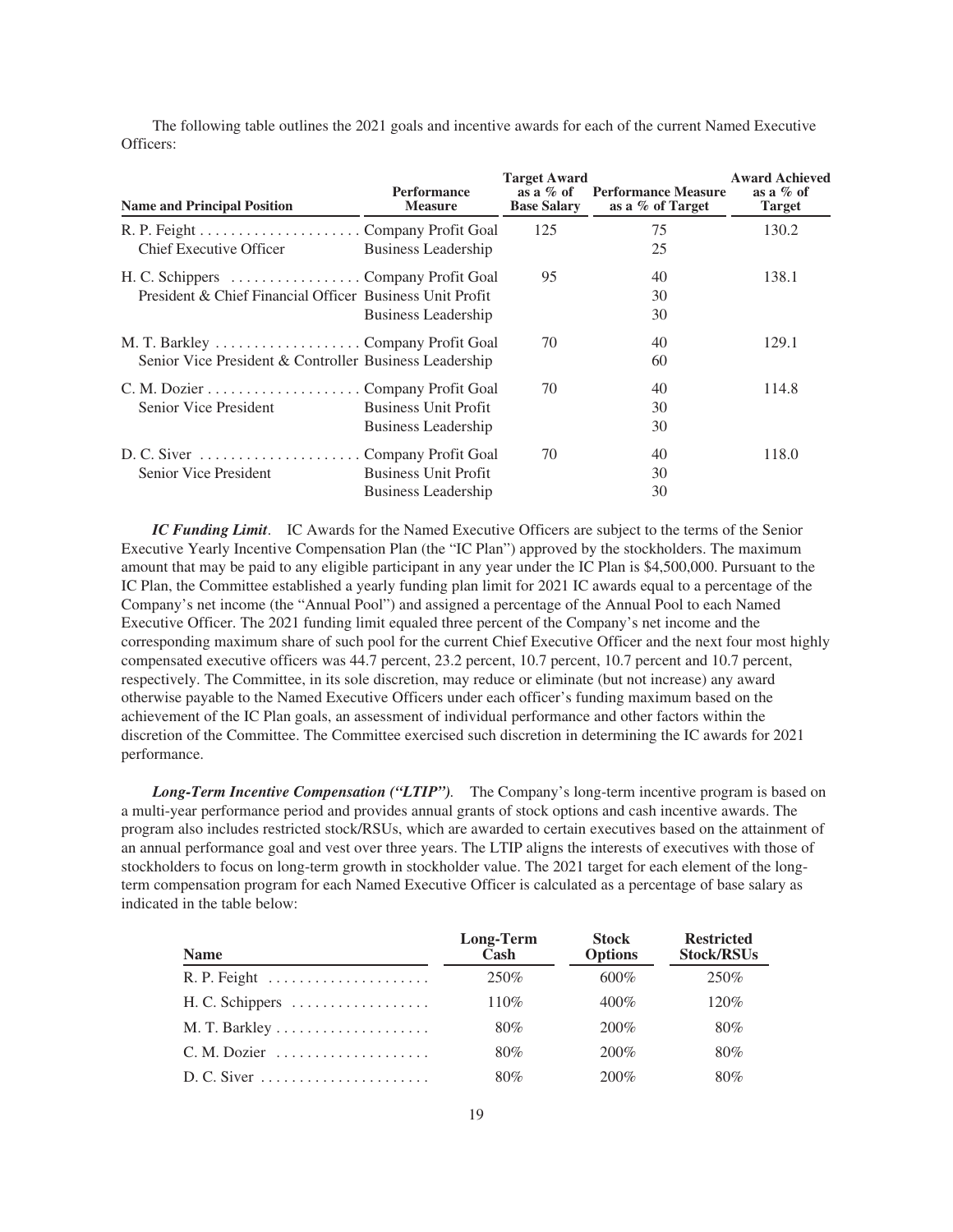The following table outlines the 2021 goals and incentive awards for each of the current Named Executive Officers:

| Name and Principal Position | Performance Measure | Target Award as a % of Base Salary | Performance Measure as a % of Target | Award Achieved as a % of Target |
|---|---|---|---|---|
| R. P. Feight | Company Profit Goal | 125 | 75 | 130.2 |
| Chief Executive Officer | Business Leadership | | 25 | |
| H. C. Schippers | Company Profit Goal | 95 | 40 | 138.1 |
| President & Chief Financial Officer | Business Unit Profit | | 30 | |
| | Business Leadership | | 30 | |
| M. T. Barkley | Company Profit Goal | 70 | 40 | 129.1 |
| Senior Vice President & Controller | Business Leadership | | 60 | |
| C. M. Dozier | Company Profit Goal | 70 | 40 | 114.8 |
| Senior Vice President | Business Unit Profit | | 30 | |
| | Business Leadership | | 30 | |
| D. C. Siver | Company Profit Goal | 70 | 40 | 118.0 |
| Senior Vice President | Business Unit Profit | | 30 | |
| | Business Leadership | | 30 | |

***IC Funding Limit***. IC Awards for the Named Executive Officers are subject to the terms of the Senior Executive Yearly Incentive Compensation Plan (the "IC Plan") approved by the stockholders. The maximum amount that may be paid to any eligible participant in any year under the IC Plan is $4,500,000. Pursuant to the IC Plan, the Committee established a yearly funding plan limit for 2021 IC awards equal to a percentage of the Company's net income (the "Annual Pool") and assigned a percentage of the Annual Pool to each Named Executive Officer. The 2021 funding limit equaled three percent of the Company's net income and the corresponding maximum share of such pool for the current Chief Executive Officer and the next four most highly compensated executive officers was 44.7 percent, 23.2 percent, 10.7 percent, 10.7 percent and 10.7 percent, respectively. The Committee, in its sole discretion, may reduce or eliminate (but not increase) any award otherwise payable to the Named Executive Officers under each officer's funding maximum based on the achievement of the IC Plan goals, an assessment of individual performance and other factors within the discretion of the Committee. The Committee exercised such discretion in determining the IC awards for 2021 performance.

***Long-Term Incentive Compensation ("LTIP")***. The Company's long-term incentive program is based on a multi-year performance period and provides annual grants of stock options and cash incentive awards. The program also includes restricted stock/RSUs, which are awarded to certain executives based on the attainment of an annual performance goal and vest over three years. The LTIP aligns the interests of executives with those of stockholders to focus on long-term growth in stockholder value. The 2021 target for each element of the long-term compensation program for each Named Executive Officer is calculated as a percentage of base salary as indicated in the table below:

| Name | Long-Term Cash | Stock Options | Restricted Stock/RSUs |
|---|---|---|---|
| R. P. Feight | 250% | 600% | 250% |
| H. C. Schippers | 110% | 400% | 120% |
| M. T. Barkley | 80% | 200% | 80% |
| C. M. Dozier | 80% | 200% | 80% |
| D. C. Siver | 80% | 200% | 80% |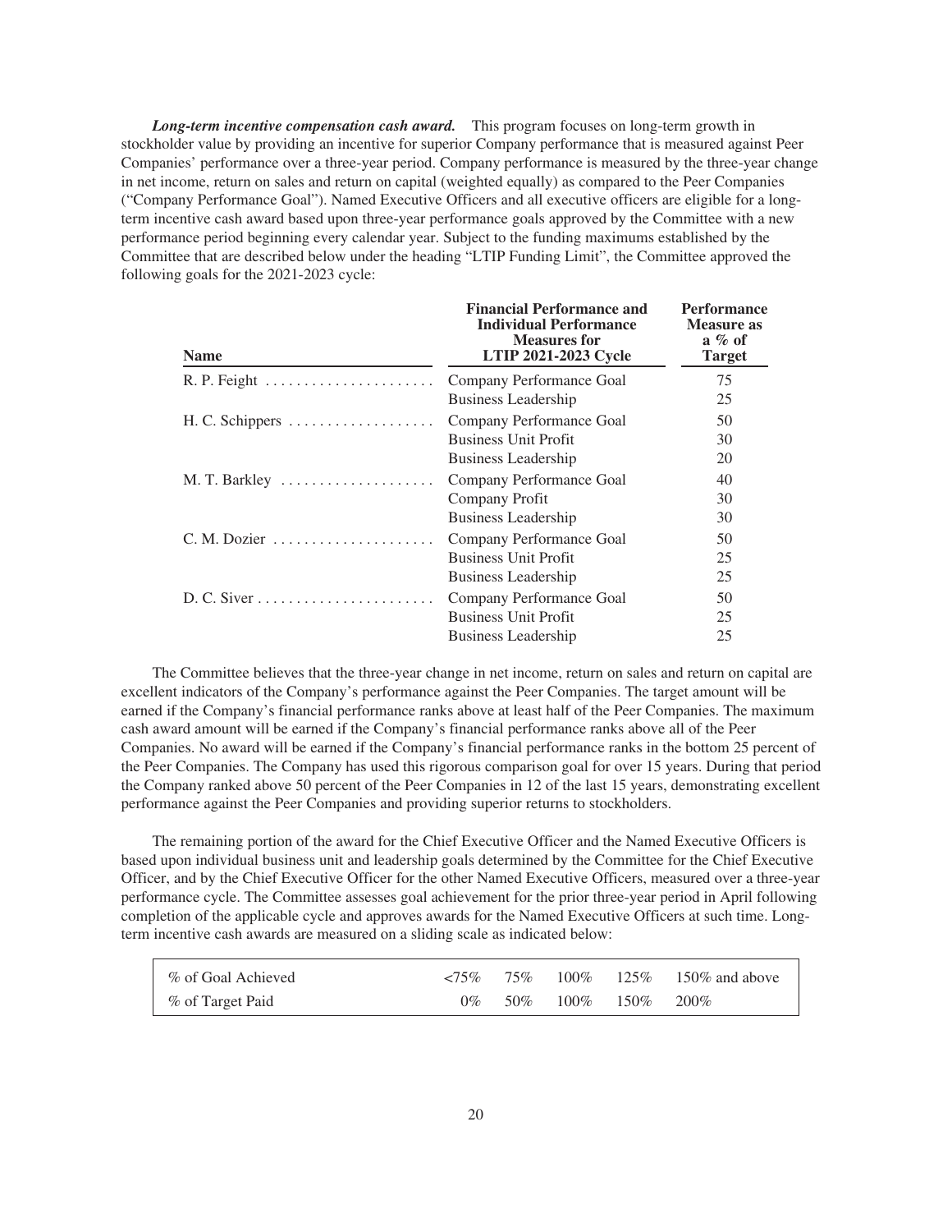***Long-term incentive compensation cash award.*** This program focuses on long-term growth in stockholder value by providing an incentive for superior Company performance that is measured against Peer Companies' performance over a three-year period. Company performance is measured by the three-year change in net income, return on sales and return on capital (weighted equally) as compared to the Peer Companies ("Company Performance Goal"). Named Executive Officers and all executive officers are eligible for a long-term incentive cash award based upon three-year performance goals approved by the Committee with a new performance period beginning every calendar year. Subject to the funding maximums established by the Committee that are described below under the heading "LTIP Funding Limit", the Committee approved the following goals for the 2021-2023 cycle:

| Name | Financial Performance and Individual Performance Measures for LTIP 2021-2023 Cycle | Performance Measure as a % of Target |
|---|---|---|
| R. P. Feight | Company Performance Goal | 75 |
| | Business Leadership | 25 |
| H. C. Schippers | Company Performance Goal | 50 |
| | Business Unit Profit | 30 |
| | Business Leadership | 20 |
| M. T. Barkley | Company Performance Goal | 40 |
| | Company Profit | 30 |
| | Business Leadership | 30 |
| C. M. Dozier | Company Performance Goal | 50 |
| | Business Unit Profit | 25 |
| | Business Leadership | 25 |
| D. C. Siver | Company Performance Goal | 50 |
| | Business Unit Profit | 25 |
| | Business Leadership | 25 |

The Committee believes that the three-year change in net income, return on sales and return on capital are excellent indicators of the Company's performance against the Peer Companies. The target amount will be earned if the Company's financial performance ranks above at least half of the Peer Companies. The maximum cash award amount will be earned if the Company's financial performance ranks above all of the Peer Companies. No award will be earned if the Company's financial performance ranks in the bottom 25 percent of the Peer Companies. The Company has used this rigorous comparison goal for over 15 years. During that period the Company ranked above 50 percent of the Peer Companies in 12 of the last 15 years, demonstrating excellent performance against the Peer Companies and providing superior returns to stockholders.

The remaining portion of the award for the Chief Executive Officer and the Named Executive Officers is based upon individual business unit and leadership goals determined by the Committee for the Chief Executive Officer, and by the Chief Executive Officer for the other Named Executive Officers, measured over a three-year performance cycle. The Committee assesses goal achievement for the prior three-year period in April following completion of the applicable cycle and approves awards for the Named Executive Officers at such time. Long-term incentive cash awards are measured on a sliding scale as indicated below:

| % of Goal Achieved | <75% | 75% | 100% | 125% | 150% and above |
|---|---|---|---|---|---|
| % of Target Paid | 0% | 50% | 100% | 150% | 200% |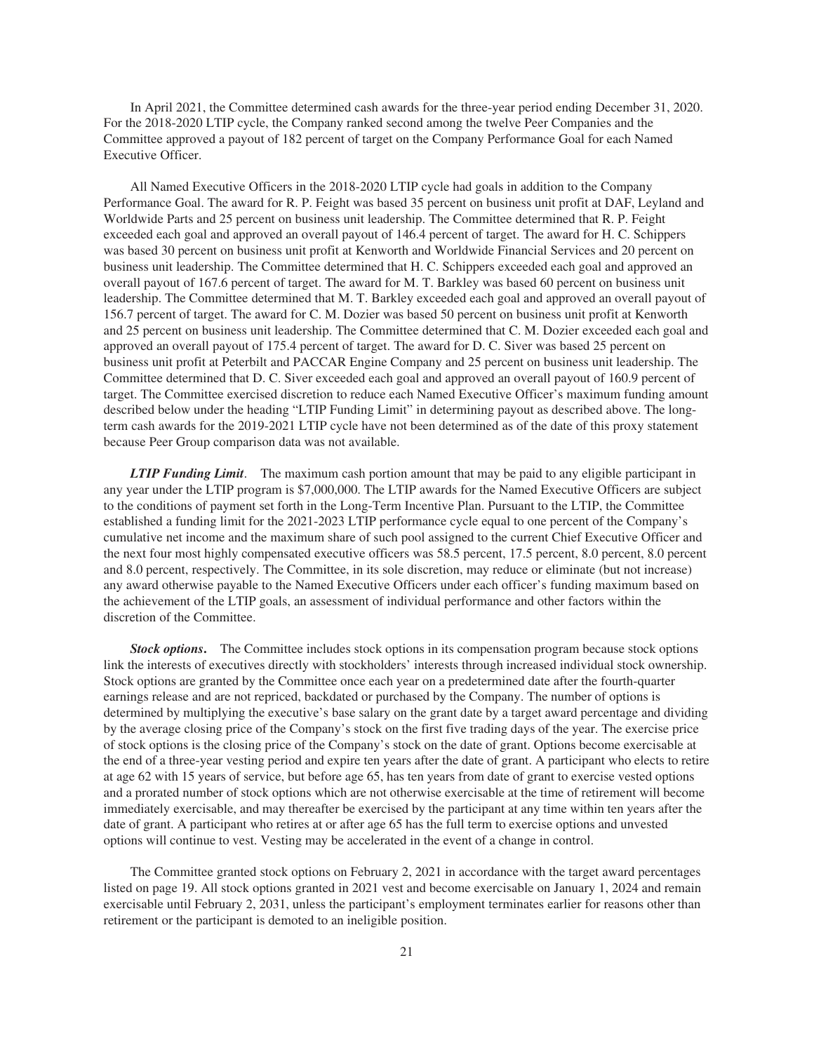In April 2021, the Committee determined cash awards for the three-year period ending December 31, 2020. For the 2018-2020 LTIP cycle, the Company ranked second among the twelve Peer Companies and the Committee approved a payout of 182 percent of target on the Company Performance Goal for each Named Executive Officer.

All Named Executive Officers in the 2018-2020 LTIP cycle had goals in addition to the Company Performance Goal. The award for R. P. Feight was based 35 percent on business unit profit at DAF, Leyland and Worldwide Parts and 25 percent on business unit leadership. The Committee determined that R. P. Feight exceeded each goal and approved an overall payout of 146.4 percent of target. The award for H. C. Schippers was based 30 percent on business unit profit at Kenworth and Worldwide Financial Services and 20 percent on business unit leadership. The Committee determined that H. C. Schippers exceeded each goal and approved an overall payout of 167.6 percent of target. The award for M. T. Barkley was based 60 percent on business unit leadership. The Committee determined that M. T. Barkley exceeded each goal and approved an overall payout of 156.7 percent of target. The award for C. M. Dozier was based 50 percent on business unit profit at Kenworth and 25 percent on business unit leadership. The Committee determined that C. M. Dozier exceeded each goal and approved an overall payout of 175.4 percent of target. The award for D. C. Siver was based 25 percent on business unit profit at Peterbilt and PACCAR Engine Company and 25 percent on business unit leadership. The Committee determined that D. C. Siver exceeded each goal and approved an overall payout of 160.9 percent of target. The Committee exercised discretion to reduce each Named Executive Officer's maximum funding amount described below under the heading "LTIP Funding Limit" in determining payout as described above. The long-term cash awards for the 2019-2021 LTIP cycle have not been determined as of the date of this proxy statement because Peer Group comparison data was not available.

***LTIP Funding Limit*.** The maximum cash portion amount that may be paid to any eligible participant in any year under the LTIP program is $7,000,000. The LTIP awards for the Named Executive Officers are subject to the conditions of payment set forth in the Long-Term Incentive Plan. Pursuant to the LTIP, the Committee established a funding limit for the 2021-2023 LTIP performance cycle equal to one percent of the Company's cumulative net income and the maximum share of such pool assigned to the current Chief Executive Officer and the next four most highly compensated executive officers was 58.5 percent, 17.5 percent, 8.0 percent, 8.0 percent and 8.0 percent, respectively. The Committee, in its sole discretion, may reduce or eliminate (but not increase) any award otherwise payable to the Named Executive Officers under each officer's funding maximum based on the achievement of the LTIP goals, an assessment of individual performance and other factors within the discretion of the Committee.

***Stock options*.** The Committee includes stock options in its compensation program because stock options link the interests of executives directly with stockholders' interests through increased individual stock ownership. Stock options are granted by the Committee once each year on a predetermined date after the fourth-quarter earnings release and are not repriced, backdated or purchased by the Company. The number of options is determined by multiplying the executive's base salary on the grant date by a target award percentage and dividing by the average closing price of the Company's stock on the first five trading days of the year. The exercise price of stock options is the closing price of the Company's stock on the date of grant. Options become exercisable at the end of a three-year vesting period and expire ten years after the date of grant. A participant who elects to retire at age 62 with 15 years of service, but before age 65, has ten years from date of grant to exercise vested options and a prorated number of stock options which are not otherwise exercisable at the time of retirement will become immediately exercisable, and may thereafter be exercised by the participant at any time within ten years after the date of grant. A participant who retires at or after age 65 has the full term to exercise options and unvested options will continue to vest. Vesting may be accelerated in the event of a change in control.

The Committee granted stock options on February 2, 2021 in accordance with the target award percentages listed on page 19. All stock options granted in 2021 vest and become exercisable on January 1, 2024 and remain exercisable until February 2, 2031, unless the participant's employment terminates earlier for reasons other than retirement or the participant is demoted to an ineligible position.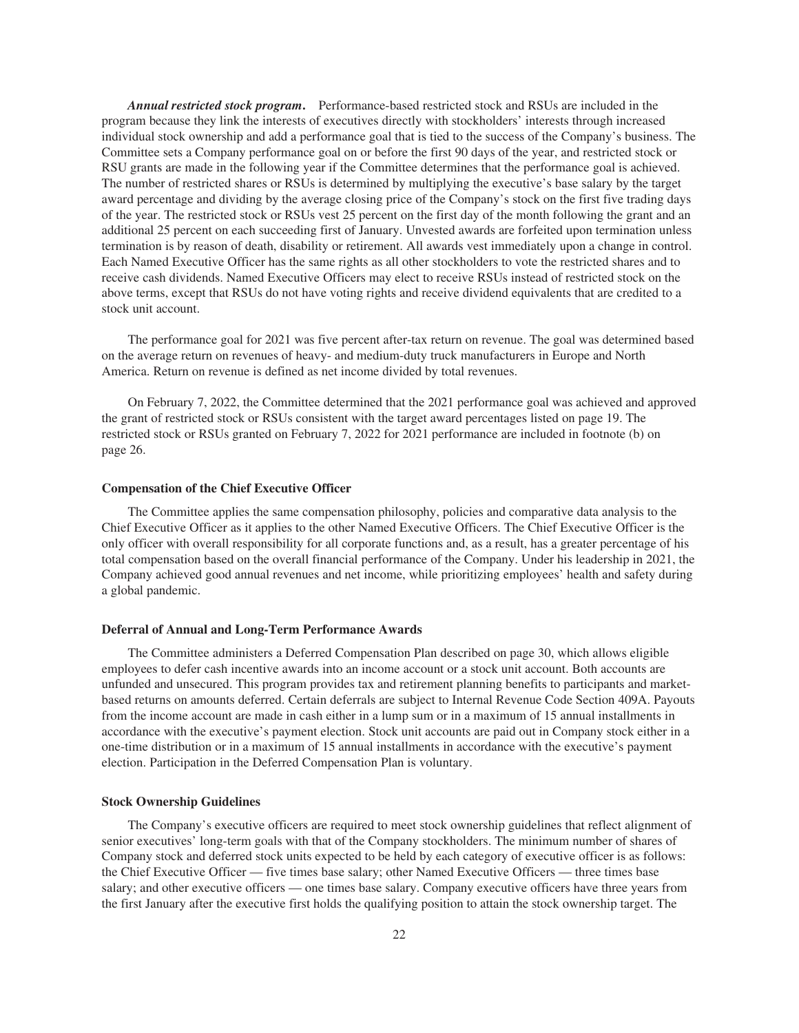***Annual restricted stock program.*** Performance-based restricted stock and RSUs are included in the program because they link the interests of executives directly with stockholders' interests through increased individual stock ownership and add a performance goal that is tied to the success of the Company's business. The Committee sets a Company performance goal on or before the first 90 days of the year, and restricted stock or RSU grants are made in the following year if the Committee determines that the performance goal is achieved. The number of restricted shares or RSUs is determined by multiplying the executive's base salary by the target award percentage and dividing by the average closing price of the Company's stock on the first five trading days of the year. The restricted stock or RSUs vest 25 percent on the first day of the month following the grant and an additional 25 percent on each succeeding first of January. Unvested awards are forfeited upon termination unless termination is by reason of death, disability or retirement. All awards vest immediately upon a change in control. Each Named Executive Officer has the same rights as all other stockholders to vote the restricted shares and to receive cash dividends. Named Executive Officers may elect to receive RSUs instead of restricted stock on the above terms, except that RSUs do not have voting rights and receive dividend equivalents that are credited to a stock unit account.

The performance goal for 2021 was five percent after-tax return on revenue. The goal was determined based on the average return on revenues of heavy- and medium-duty truck manufacturers in Europe and North America. Return on revenue is defined as net income divided by total revenues.

On February 7, 2022, the Committee determined that the 2021 performance goal was achieved and approved the grant of restricted stock or RSUs consistent with the target award percentages listed on page 19. The restricted stock or RSUs granted on February 7, 2022 for 2021 performance are included in footnote (b) on page 26.

### Compensation of the Chief Executive Officer

The Committee applies the same compensation philosophy, policies and comparative data analysis to the Chief Executive Officer as it applies to the other Named Executive Officers. The Chief Executive Officer is the only officer with overall responsibility for all corporate functions and, as a result, has a greater percentage of his total compensation based on the overall financial performance of the Company. Under his leadership in 2021, the Company achieved good annual revenues and net income, while prioritizing employees' health and safety during a global pandemic.

### Deferral of Annual and Long-Term Performance Awards

The Committee administers a Deferred Compensation Plan described on page 30, which allows eligible employees to defer cash incentive awards into an income account or a stock unit account. Both accounts are unfunded and unsecured. This program provides tax and retirement planning benefits to participants and market-based returns on amounts deferred. Certain deferrals are subject to Internal Revenue Code Section 409A. Payouts from the income account are made in cash either in a lump sum or in a maximum of 15 annual installments in accordance with the executive's payment election. Stock unit accounts are paid out in Company stock either in a one-time distribution or in a maximum of 15 annual installments in accordance with the executive's payment election. Participation in the Deferred Compensation Plan is voluntary.

### Stock Ownership Guidelines

The Company's executive officers are required to meet stock ownership guidelines that reflect alignment of senior executives' long-term goals with that of the Company stockholders. The minimum number of shares of Company stock and deferred stock units expected to be held by each category of executive officer is as follows: the Chief Executive Officer — five times base salary; other Named Executive Officers — three times base salary; and other executive officers — one times base salary. Company executive officers have three years from the first January after the executive first holds the qualifying position to attain the stock ownership target. The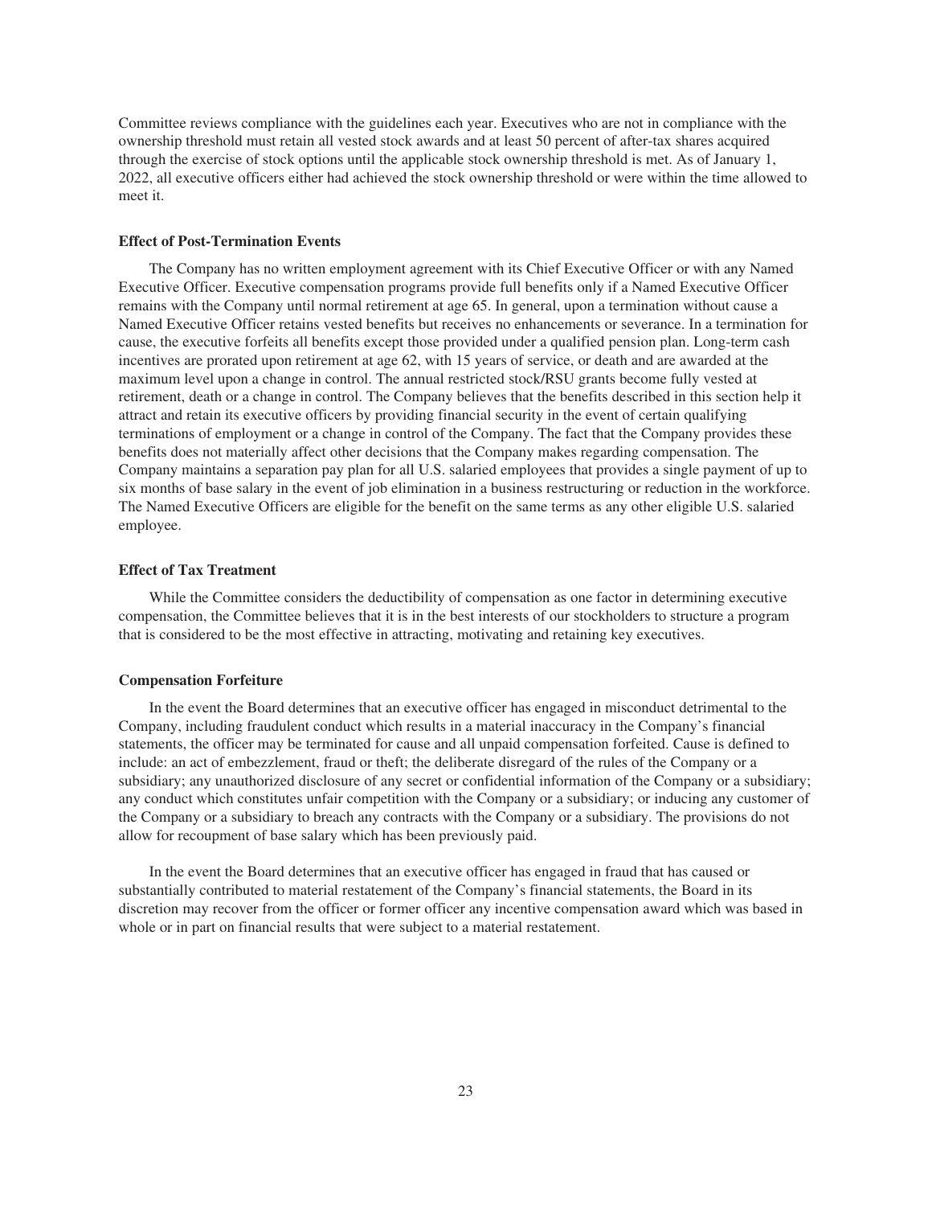Committee reviews compliance with the guidelines each year. Executives who are not in compliance with the ownership threshold must retain all vested stock awards and at least 50 percent of after-tax shares acquired through the exercise of stock options until the applicable stock ownership threshold is met. As of January 1, 2022, all executive officers either had achieved the stock ownership threshold or were within the time allowed to meet it.

**Effect of Post-Termination Events**

The Company has no written employment agreement with its Chief Executive Officer or with any Named Executive Officer. Executive compensation programs provide full benefits only if a Named Executive Officer remains with the Company until normal retirement at age 65. In general, upon a termination without cause a Named Executive Officer retains vested benefits but receives no enhancements or severance. In a termination for cause, the executive forfeits all benefits except those provided under a qualified pension plan. Long-term cash incentives are prorated upon retirement at age 62, with 15 years of service, or death and are awarded at the maximum level upon a change in control. The annual restricted stock/RSU grants become fully vested at retirement, death or a change in control. The Company believes that the benefits described in this section help it attract and retain its executive officers by providing financial security in the event of certain qualifying terminations of employment or a change in control of the Company. The fact that the Company provides these benefits does not materially affect other decisions that the Company makes regarding compensation. The Company maintains a separation pay plan for all U.S. salaried employees that provides a single payment of up to six months of base salary in the event of job elimination in a business restructuring or reduction in the workforce. The Named Executive Officers are eligible for the benefit on the same terms as any other eligible U.S. salaried employee.

**Effect of Tax Treatment**

While the Committee considers the deductibility of compensation as one factor in determining executive compensation, the Committee believes that it is in the best interests of our stockholders to structure a program that is considered to be the most effective in attracting, motivating and retaining key executives.

**Compensation Forfeiture**

In the event the Board determines that an executive officer has engaged in misconduct detrimental to the Company, including fraudulent conduct which results in a material inaccuracy in the Company's financial statements, the officer may be terminated for cause and all unpaid compensation forfeited. Cause is defined to include: an act of embezzlement, fraud or theft; the deliberate disregard of the rules of the Company or a subsidiary; any unauthorized disclosure of any secret or confidential information of the Company or a subsidiary; any conduct which constitutes unfair competition with the Company or a subsidiary; or inducing any customer of the Company or a subsidiary to breach any contracts with the Company or a subsidiary. The provisions do not allow for recoupment of base salary which has been previously paid.

In the event the Board determines that an executive officer has engaged in fraud that has caused or substantially contributed to material restatement of the Company's financial statements, the Board in its discretion may recover from the officer or former officer any incentive compensation award which was based in whole or in part on financial results that were subject to a material restatement.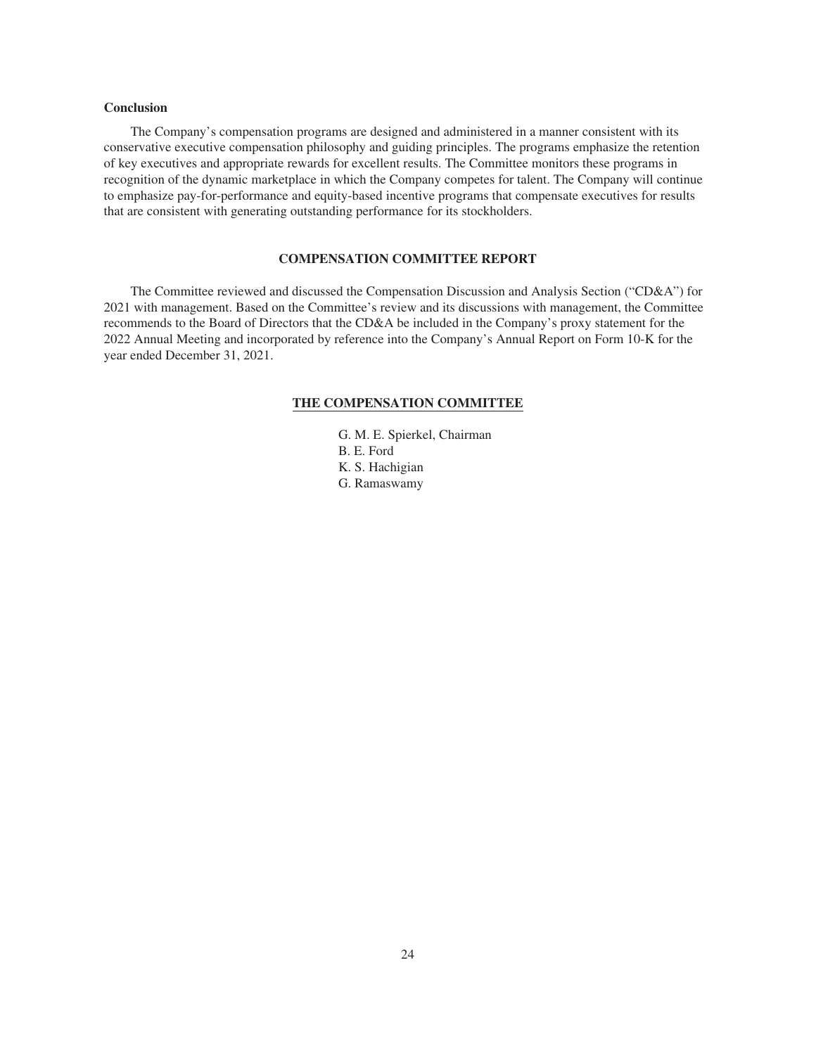### Conclusion

The Company's compensation programs are designed and administered in a manner consistent with its conservative executive compensation philosophy and guiding principles. The programs emphasize the retention of key executives and appropriate rewards for excellent results. The Committee monitors these programs in recognition of the dynamic marketplace in which the Company competes for talent. The Company will continue to emphasize pay-for-performance and equity-based incentive programs that compensate executives for results that are consistent with generating outstanding performance for its stockholders.

## COMPENSATION COMMITTEE REPORT

The Committee reviewed and discussed the Compensation Discussion and Analysis Section ("CD&A") for 2021 with management. Based on the Committee's review and its discussions with management, the Committee recommends to the Board of Directors that the CD&A be included in the Company's proxy statement for the 2022 Annual Meeting and incorporated by reference into the Company's Annual Report on Form 10-K for the year ended December 31, 2021.

**THE COMPENSATION COMMITTEE**

G. M. E. Spierkel, Chairman
B. E. Ford
K. S. Hachigian
G. Ramaswamy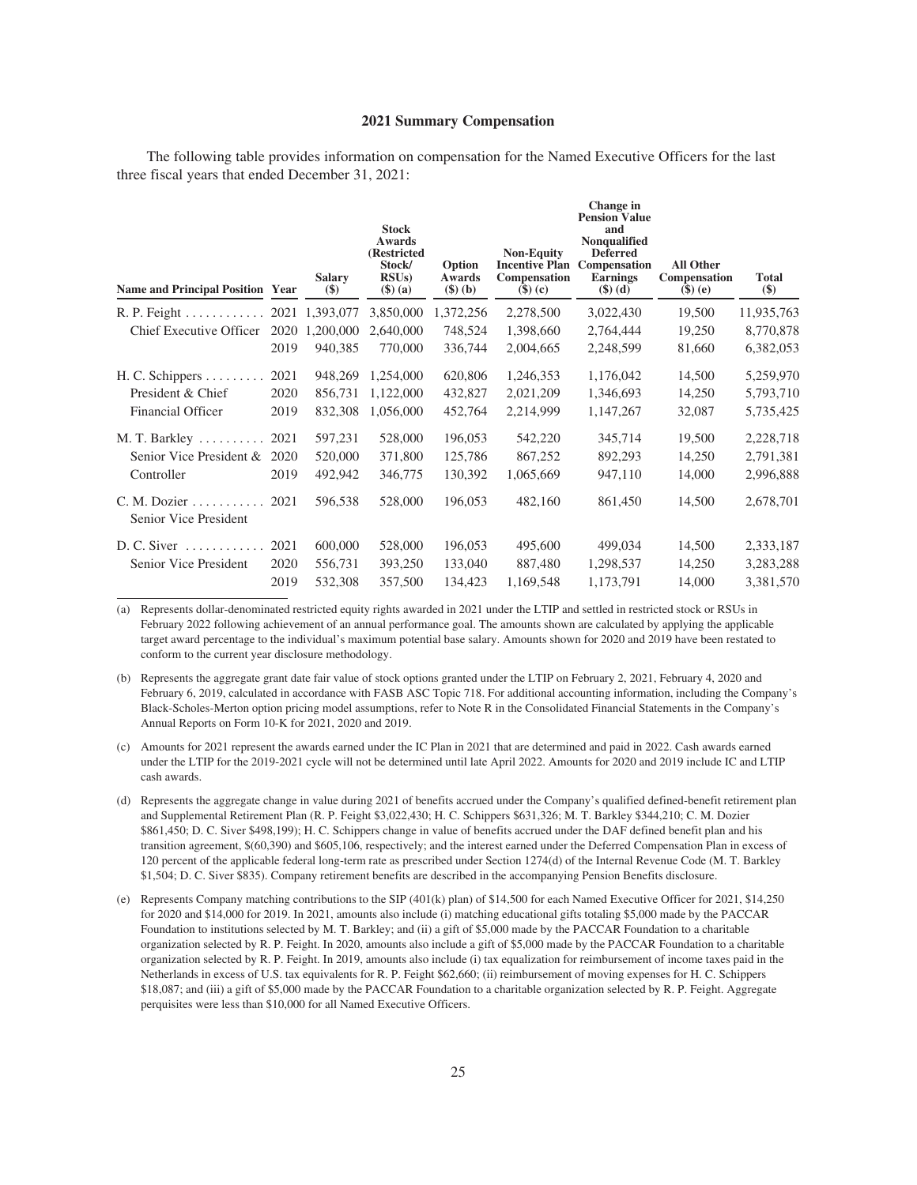## 2021 Summary Compensation

The following table provides information on compensation for the Named Executive Officers for the last three fiscal years that ended December 31, 2021:

| Name and Principal Position | Year | Salary ($) | Stock Awards (Restricted Stock/ RSUs) ($) (a) | Option Awards ($) (b) | Non-Equity Incentive Plan Compensation ($) (c) | Change in Pension Value and Nonqualified Deferred Compensation Earnings ($) (d) | All Other Compensation ($) (e) | Total ($) |
|---|---|---|---|---|---|---|---|---|
| R. P. Feight | 2021 | 1,393,077 | 3,850,000 | 1,372,256 | 2,278,500 | 3,022,430 | 19,500 | 11,935,763 |
| Chief Executive Officer | 2020 | 1,200,000 | 2,640,000 | 748,524 | 1,398,660 | 2,764,444 | 19,250 | 8,770,878 |
| | 2019 | 940,385 | 770,000 | 336,744 | 2,004,665 | 2,248,599 | 81,660 | 6,382,053 |
| H. C. Schippers | 2021 | 948,269 | 1,254,000 | 620,806 | 1,246,353 | 1,176,042 | 14,500 | 5,259,970 |
| President & Chief | 2020 | 856,731 | 1,122,000 | 432,827 | 2,021,209 | 1,346,693 | 14,250 | 5,793,710 |
| Financial Officer | 2019 | 832,308 | 1,056,000 | 452,764 | 2,214,999 | 1,147,267 | 32,087 | 5,735,425 |
| M. T. Barkley | 2021 | 597,231 | 528,000 | 196,053 | 542,220 | 345,714 | 19,500 | 2,228,718 |
| Senior Vice President & | 2020 | 520,000 | 371,800 | 125,786 | 867,252 | 892,293 | 14,250 | 2,791,381 |
| Controller | 2019 | 492,942 | 346,775 | 130,392 | 1,065,669 | 947,110 | 14,000 | 2,996,888 |
| C. M. Dozier | 2021 | 596,538 | 528,000 | 196,053 | 482,160 | 861,450 | 14,500 | 2,678,701 |
| Senior Vice President | | | | | | | | |
| D. C. Siver | 2021 | 600,000 | 528,000 | 196,053 | 495,600 | 499,034 | 14,500 | 2,333,187 |
| Senior Vice President | 2020 | 556,731 | 393,250 | 133,040 | 887,480 | 1,298,537 | 14,250 | 3,283,288 |
| | 2019 | 532,308 | 357,500 | 134,423 | 1,169,548 | 1,173,791 | 14,000 | 3,381,570 |

(a) Represents dollar-denominated restricted equity rights awarded in 2021 under the LTIP and settled in restricted stock or RSUs in February 2022 following achievement of an annual performance goal. The amounts shown are calculated by applying the applicable target award percentage to the individual's maximum potential base salary. Amounts shown for 2020 and 2019 have been restated to conform to the current year disclosure methodology.

(b) Represents the aggregate grant date fair value of stock options granted under the LTIP on February 2, 2021, February 4, 2020 and February 6, 2019, calculated in accordance with FASB ASC Topic 718. For additional accounting information, including the Company's Black-Scholes-Merton option pricing model assumptions, refer to Note R in the Consolidated Financial Statements in the Company's Annual Reports on Form 10-K for 2021, 2020 and 2019.

(c) Amounts for 2021 represent the awards earned under the IC Plan in 2021 that are determined and paid in 2022. Cash awards earned under the LTIP for the 2019-2021 cycle will not be determined until late April 2022. Amounts for 2020 and 2019 include IC and LTIP cash awards.

(d) Represents the aggregate change in value during 2021 of benefits accrued under the Company's qualified defined-benefit retirement plan and Supplemental Retirement Plan (R. P. Feight $3,022,430; H. C. Schippers $631,326; M. T. Barkley $344,210; C. M. Dozier $861,450; D. C. Siver $498,199); H. C. Schippers change in value of benefits accrued under the DAF defined benefit plan and his transition agreement, $(60,390) and $605,106, respectively; and the interest earned under the Deferred Compensation Plan in excess of 120 percent of the applicable federal long-term rate as prescribed under Section 1274(d) of the Internal Revenue Code (M. T. Barkley $1,504; D. C. Siver $835). Company retirement benefits are described in the accompanying Pension Benefits disclosure.

(e) Represents Company matching contributions to the SIP (401(k) plan) of $14,500 for each Named Executive Officer for 2021, $14,250 for 2020 and $14,000 for 2019. In 2021, amounts also include (i) matching educational gifts totaling $5,000 made by the PACCAR Foundation to institutions selected by M. T. Barkley; and (ii) a gift of $5,000 made by the PACCAR Foundation to a charitable organization selected by R. P. Feight. In 2020, amounts also include a gift of $5,000 made by the PACCAR Foundation to a charitable organization selected by R. P. Feight. In 2019, amounts also include (i) tax equalization for reimbursement of income taxes paid in the Netherlands in excess of U.S. tax equivalents for R. P. Feight $62,660; (ii) reimbursement of moving expenses for H. C. Schippers $18,087; and (iii) a gift of $5,000 made by the PACCAR Foundation to a charitable organization selected by R. P. Feight. Aggregate perquisites were less than $10,000 for all Named Executive Officers.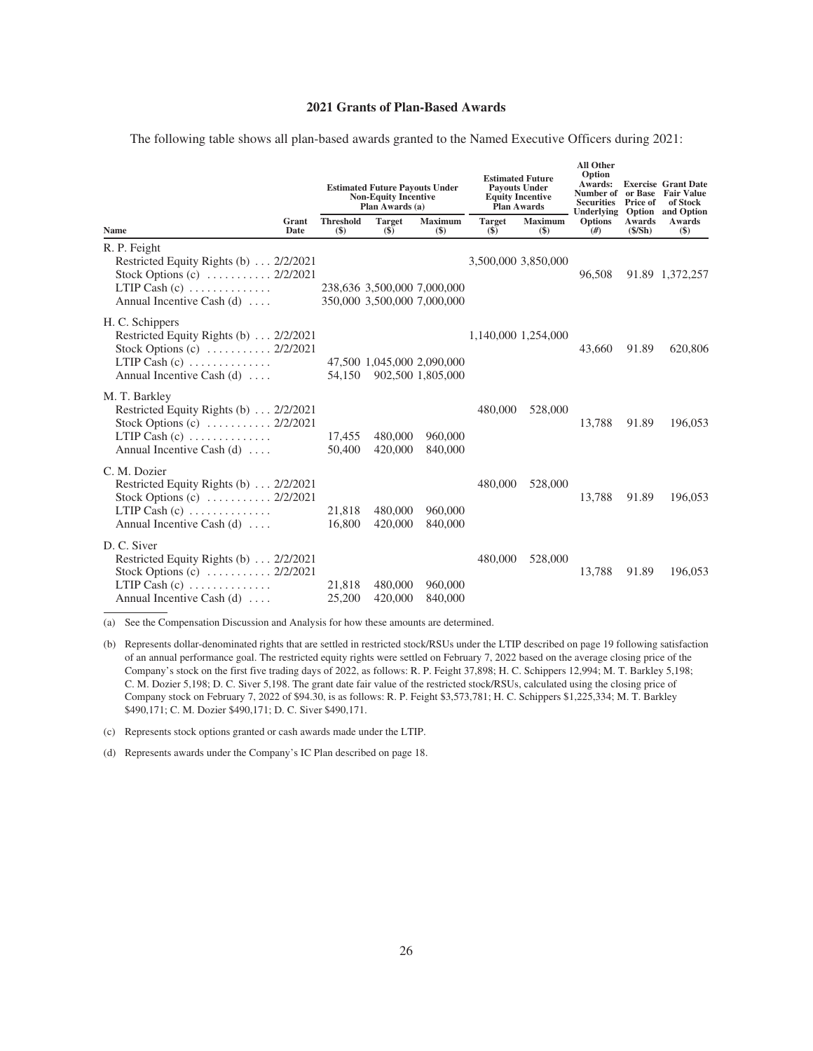### 2021 Grants of Plan-Based Awards

The following table shows all plan-based awards granted to the Named Executive Officers during 2021:

| Name | Grant Date | Estimated Future Payouts Under Non-Equity Incentive Plan Awards (a) | | | Estimated Future Payouts Under Equity Incentive Plan Awards | | All Other Option Awards: Number of Securities Underlying Options | Exercise or Base Price of Option Awards | Grant Date Fair Value of Stock and Option Awards |
|---|---|---|---|---|---|---|---|---|---|
| | | Threshold ($) | Target ($) | Maximum ($) | Target ($) | Maximum ($) | (#) | ($/Sh) | ($) |
| R. P. Feight | | | | | | | | | |
| Restricted Equity Rights (b) | 2/2/2021 | | | | 3,500,000 | 3,850,000 | | | |
| Stock Options (c) | 2/2/2021 | | | | | | 96,508 | 91.89 | 1,372,257 |
| LTIP Cash (c) | | 238,636 | 3,500,000 | 7,000,000 | | | | | |
| Annual Incentive Cash (d) | | 350,000 | 3,500,000 | 7,000,000 | | | | | |
| H. C. Schippers | | | | | | | | | |
| Restricted Equity Rights (b) | 2/2/2021 | | | | 1,140,000 | 1,254,000 | | | |
| Stock Options (c) | 2/2/2021 | | | | | | 43,660 | 91.89 | 620,806 |
| LTIP Cash (c) | | 47,500 | 1,045,000 | 2,090,000 | | | | | |
| Annual Incentive Cash (d) | | 54,150 | 902,500 | 1,805,000 | | | | | |
| M. T. Barkley | | | | | | | | | |
| Restricted Equity Rights (b) | 2/2/2021 | | | | 480,000 | 528,000 | | | |
| Stock Options (c) | 2/2/2021 | | | | | | 13,788 | 91.89 | 196,053 |
| LTIP Cash (c) | | 17,455 | 480,000 | 960,000 | | | | | |
| Annual Incentive Cash (d) | | 50,400 | 420,000 | 840,000 | | | | | |
| C. M. Dozier | | | | | | | | | |
| Restricted Equity Rights (b) | 2/2/2021 | | | | 480,000 | 528,000 | | | |
| Stock Options (c) | 2/2/2021 | | | | | | 13,788 | 91.89 | 196,053 |
| LTIP Cash (c) | | 21,818 | 480,000 | 960,000 | | | | | |
| Annual Incentive Cash (d) | | 16,800 | 420,000 | 840,000 | | | | | |
| D. C. Siver | | | | | | | | | |
| Restricted Equity Rights (b) | 2/2/2021 | | | | 480,000 | 528,000 | | | |
| Stock Options (c) | 2/2/2021 | | | | | | 13,788 | 91.89 | 196,053 |
| LTIP Cash (c) | | 21,818 | 480,000 | 960,000 | | | | | |
| Annual Incentive Cash (d) | | 25,200 | 420,000 | 840,000 | | | | | |

(a) See the Compensation Discussion and Analysis for how these amounts are determined.

(b) Represents dollar-denominated rights that are settled in restricted stock/RSUs under the LTIP described on page 19 following satisfaction of an annual performance goal. The restricted equity rights were settled on February 7, 2022 based on the average closing price of the Company's stock on the first five trading days of 2022, as follows: R. P. Feight 37,898; H. C. Schippers 12,994; M. T. Barkley 5,198; C. M. Dozier 5,198; D. C. Siver 5,198. The grant date fair value of the restricted stock/RSUs, calculated using the closing price of Company stock on February 7, 2022 of $94.30, is as follows: R. P. Feight $3,573,781; H. C. Schippers $1,225,334; M. T. Barkley $490,171; C. M. Dozier $490,171; D. C. Siver $490,171.

(c) Represents stock options granted or cash awards made under the LTIP.

(d) Represents awards under the Company's IC Plan described on page 18.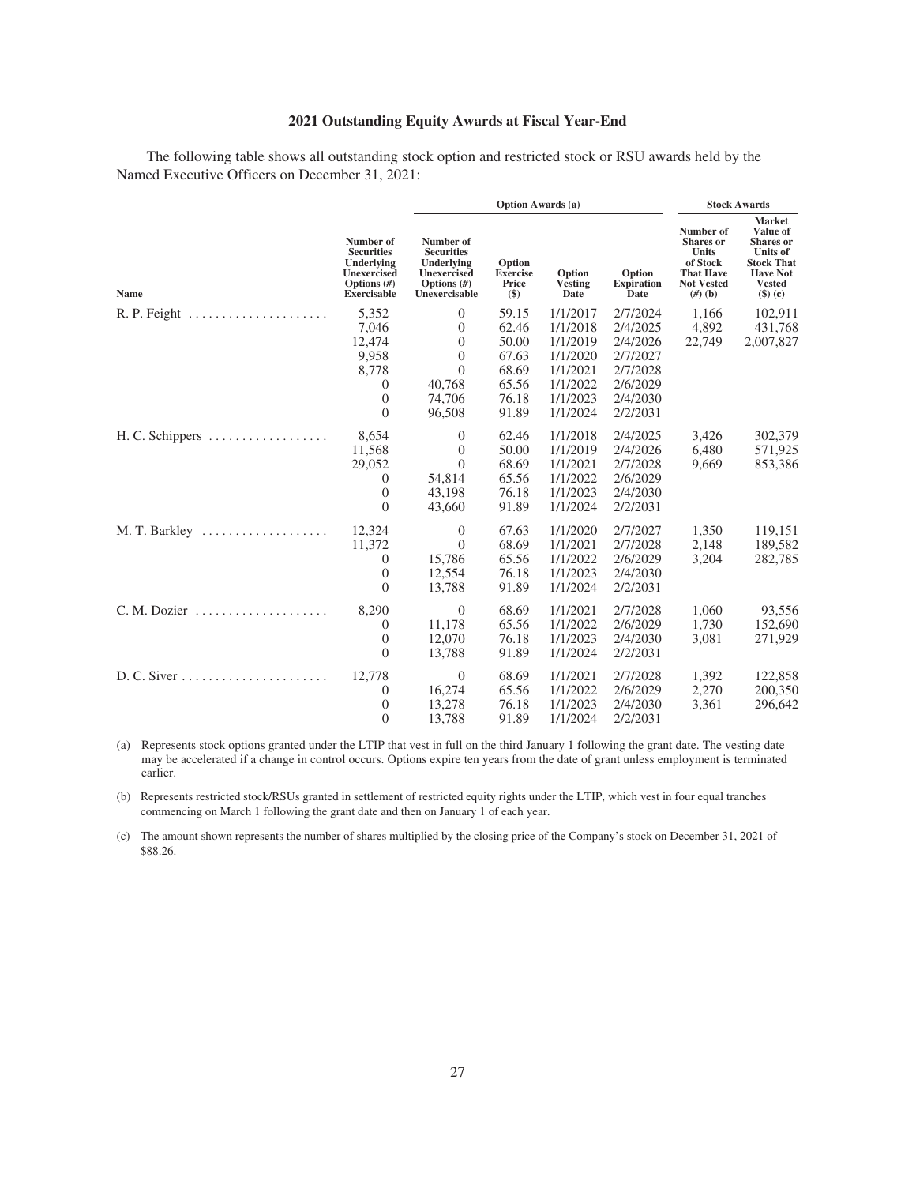## 2021 Outstanding Equity Awards at Fiscal Year-End

The following table shows all outstanding stock option and restricted stock or RSU awards held by the Named Executive Officers on December 31, 2021:

| | Option Awards (a) | | | | | Stock Awards | |
|---|---|---|---|---|---|---|---|
| Name | Number of Securities Underlying Unexercised Options (#) Exercisable | Number of Securities Underlying Unexercised Options (#) Unexercisable | Option Exercise Price ($) | Option Vesting Date | Option Expiration Date | Number of Shares or Units of Stock That Have Not Vested (#) (b) | Market Value of Shares or Units of Stock That Have Not Vested ($) (c) |
| R. P. Feight | 5,352 | 0 | 59.15 | 1/1/2017 | 2/7/2024 | 1,166 | 102,911 |
| | 7,046 | 0 | 62.46 | 1/1/2018 | 2/4/2025 | 4,892 | 431,768 |
| | 12,474 | 0 | 50.00 | 1/1/2019 | 2/4/2026 | 22,749 | 2,007,827 |
| | 9,958 | 0 | 67.63 | 1/1/2020 | 2/7/2027 | | |
| | 8,778 | 0 | 68.69 | 1/1/2021 | 2/7/2028 | | |
| | 0 | 40,768 | 65.56 | 1/1/2022 | 2/6/2029 | | |
| | 0 | 74,706 | 76.18 | 1/1/2023 | 2/4/2030 | | |
| | 0 | 96,508 | 91.89 | 1/1/2024 | 2/2/2031 | | |
| H. C. Schippers | 8,654 | 0 | 62.46 | 1/1/2018 | 2/4/2025 | 3,426 | 302,379 |
| | 11,568 | 0 | 50.00 | 1/1/2019 | 2/4/2026 | 6,480 | 571,925 |
| | 29,052 | 0 | 68.69 | 1/1/2021 | 2/7/2028 | 9,669 | 853,386 |
| | 0 | 54,814 | 65.56 | 1/1/2022 | 2/6/2029 | | |
| | 0 | 43,198 | 76.18 | 1/1/2023 | 2/4/2030 | | |
| | 0 | 43,660 | 91.89 | 1/1/2024 | 2/2/2031 | | |
| M. T. Barkley | 12,324 | 0 | 67.63 | 1/1/2020 | 2/7/2027 | 1,350 | 119,151 |
| | 11,372 | 0 | 68.69 | 1/1/2021 | 2/7/2028 | 2,148 | 189,582 |
| | 0 | 15,786 | 65.56 | 1/1/2022 | 2/6/2029 | 3,204 | 282,785 |
| | 0 | 12,554 | 76.18 | 1/1/2023 | 2/4/2030 | | |
| | 0 | 13,788 | 91.89 | 1/1/2024 | 2/2/2031 | | |
| C. M. Dozier | 8,290 | 0 | 68.69 | 1/1/2021 | 2/7/2028 | 1,060 | 93,556 |
| | 0 | 11,178 | 65.56 | 1/1/2022 | 2/6/2029 | 1,730 | 152,690 |
| | 0 | 12,070 | 76.18 | 1/1/2023 | 2/4/2030 | 3,081 | 271,929 |
| | 0 | 13,788 | 91.89 | 1/1/2024 | 2/2/2031 | | |
| D. C. Siver | 12,778 | 0 | 68.69 | 1/1/2021 | 2/7/2028 | 1,392 | 122,858 |
| | 0 | 16,274 | 65.56 | 1/1/2022 | 2/6/2029 | 2,270 | 200,350 |
| | 0 | 13,278 | 76.18 | 1/1/2023 | 2/4/2030 | 3,361 | 296,642 |
| | 0 | 13,788 | 91.89 | 1/1/2024 | 2/2/2031 | | |

(a) Represents stock options granted under the LTIP that vest in full on the third January 1 following the grant date. The vesting date may be accelerated if a change in control occurs. Options expire ten years from the date of grant unless employment is terminated earlier.

(b) Represents restricted stock/RSUs granted in settlement of restricted equity rights under the LTIP, which vest in four equal tranches commencing on March 1 following the grant date and then on January 1 of each year.

(c) The amount shown represents the number of shares multiplied by the closing price of the Company's stock on December 31, 2021 of $88.26.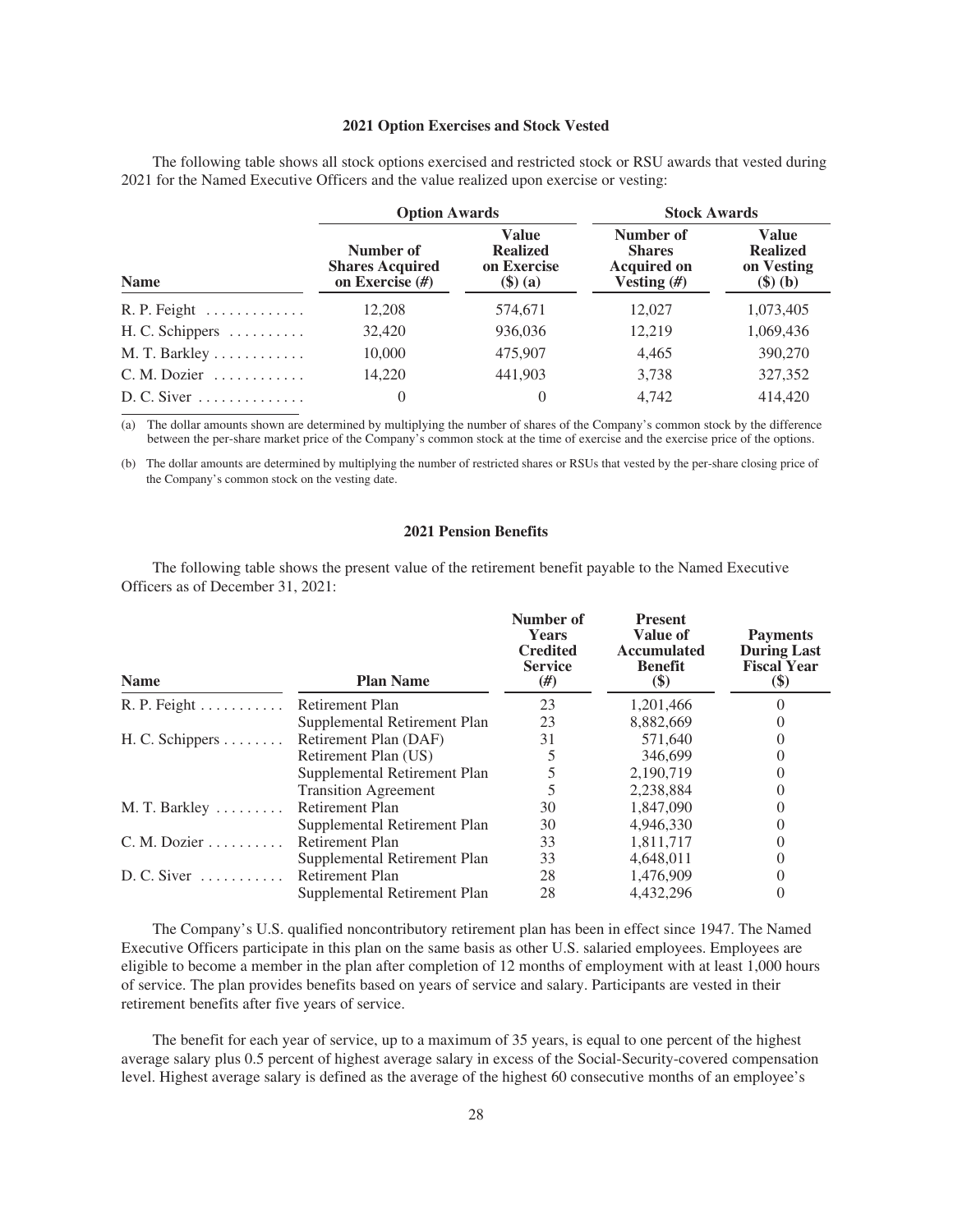### 2021 Option Exercises and Stock Vested

The following table shows all stock options exercised and restricted stock or RSU awards that vested during 2021 for the Named Executive Officers and the value realized upon exercise or vesting:

| | Option Awards | | Stock Awards | |
|---|---|---|---|---|
| Name | Number of Shares Acquired on Exercise (#) | Value Realized on Exercise ($) (a) | Number of Shares Acquired on Vesting (#) | Value Realized on Vesting ($) (b) |
| R. P. Feight | 12,208 | 574,671 | 12,027 | 1,073,405 |
| H. C. Schippers | 32,420 | 936,036 | 12,219 | 1,069,436 |
| M. T. Barkley | 10,000 | 475,907 | 4,465 | 390,270 |
| C. M. Dozier | 14,220 | 441,903 | 3,738 | 327,352 |
| D. C. Siver | 0 | 0 | 4,742 | 414,420 |

(a) The dollar amounts shown are determined by multiplying the number of shares of the Company's common stock by the difference between the per-share market price of the Company's common stock at the time of exercise and the exercise price of the options.

(b) The dollar amounts are determined by multiplying the number of restricted shares or RSUs that vested by the per-share closing price of the Company's common stock on the vesting date.

### 2021 Pension Benefits

The following table shows the present value of the retirement benefit payable to the Named Executive Officers as of December 31, 2021:

| Name | Plan Name | Number of Years Credited Service (#) | Present Value of Accumulated Benefit ($) | Payments During Last Fiscal Year ($) |
|---|---|---|---|---|
| R. P. Feight | Retirement Plan | 23 | 1,201,466 | 0 |
| | Supplemental Retirement Plan | 23 | 8,882,669 | 0 |
| H. C. Schippers | Retirement Plan (DAF) | 31 | 571,640 | 0 |
| | Retirement Plan (US) | 5 | 346,699 | 0 |
| | Supplemental Retirement Plan | 5 | 2,190,719 | 0 |
| | Transition Agreement | 5 | 2,238,884 | 0 |
| M. T. Barkley | Retirement Plan | 30 | 1,847,090 | 0 |
| | Supplemental Retirement Plan | 30 | 4,946,330 | 0 |
| C. M. Dozier | Retirement Plan | 33 | 1,811,717 | 0 |
| | Supplemental Retirement Plan | 33 | 4,648,011 | 0 |
| D. C. Siver | Retirement Plan | 28 | 1,476,909 | 0 |
| | Supplemental Retirement Plan | 28 | 4,432,296 | 0 |

The Company's U.S. qualified noncontributory retirement plan has been in effect since 1947. The Named Executive Officers participate in this plan on the same basis as other U.S. salaried employees. Employees are eligible to become a member in the plan after completion of 12 months of employment with at least 1,000 hours of service. The plan provides benefits based on years of service and salary. Participants are vested in their retirement benefits after five years of service.

The benefit for each year of service, up to a maximum of 35 years, is equal to one percent of the highest average salary plus 0.5 percent of highest average salary in excess of the Social-Security-covered compensation level. Highest average salary is defined as the average of the highest 60 consecutive months of an employee's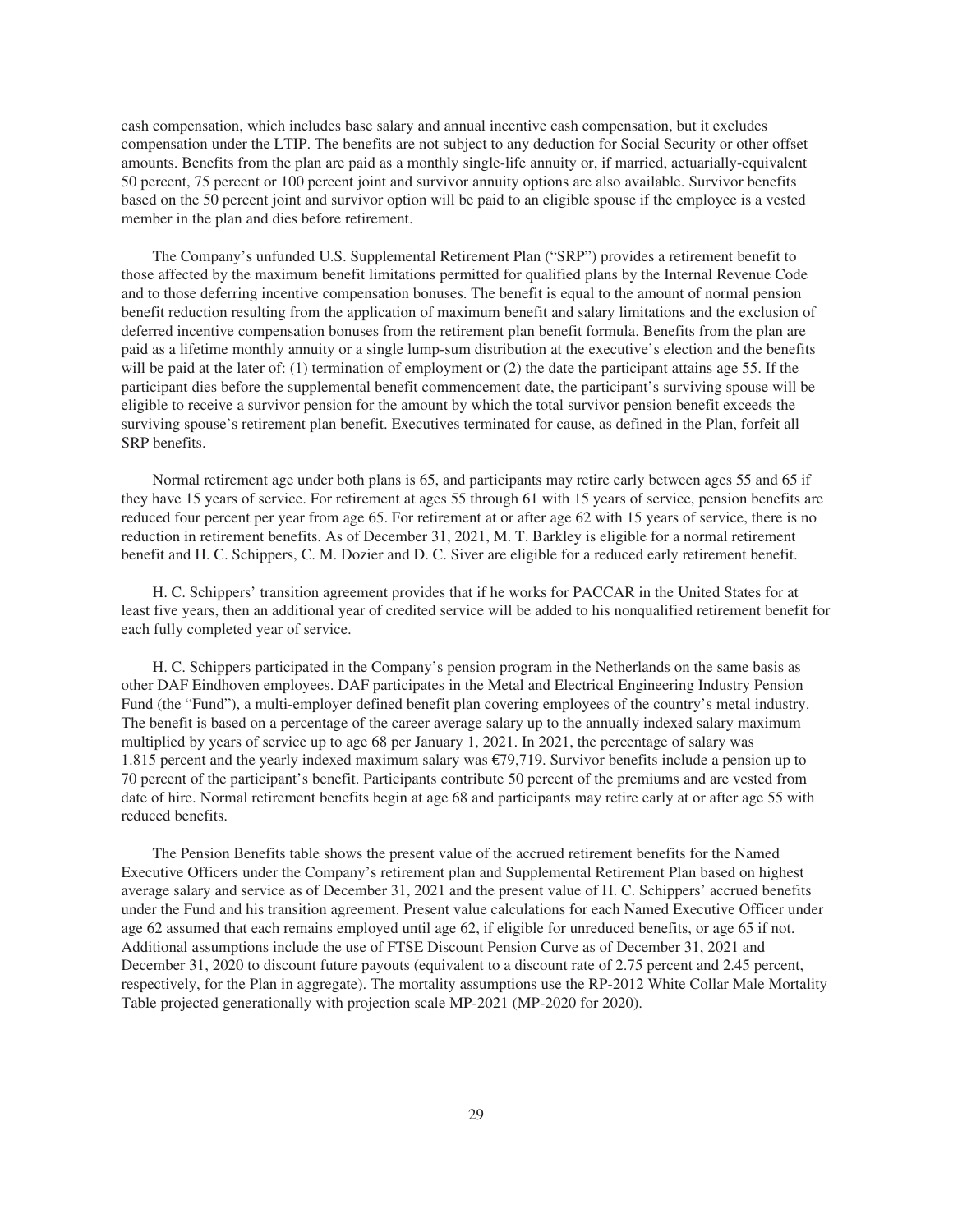cash compensation, which includes base salary and annual incentive cash compensation, but it excludes compensation under the LTIP. The benefits are not subject to any deduction for Social Security or other offset amounts. Benefits from the plan are paid as a monthly single-life annuity or, if married, actuarially-equivalent 50 percent, 75 percent or 100 percent joint and survivor annuity options are also available. Survivor benefits based on the 50 percent joint and survivor option will be paid to an eligible spouse if the employee is a vested member in the plan and dies before retirement.

The Company's unfunded U.S. Supplemental Retirement Plan ("SRP") provides a retirement benefit to those affected by the maximum benefit limitations permitted for qualified plans by the Internal Revenue Code and to those deferring incentive compensation bonuses. The benefit is equal to the amount of normal pension benefit reduction resulting from the application of maximum benefit and salary limitations and the exclusion of deferred incentive compensation bonuses from the retirement plan benefit formula. Benefits from the plan are paid as a lifetime monthly annuity or a single lump-sum distribution at the executive's election and the benefits will be paid at the later of: (1) termination of employment or (2) the date the participant attains age 55. If the participant dies before the supplemental benefit commencement date, the participant's surviving spouse will be eligible to receive a survivor pension for the amount by which the total survivor pension benefit exceeds the surviving spouse's retirement plan benefit. Executives terminated for cause, as defined in the Plan, forfeit all SRP benefits.

Normal retirement age under both plans is 65, and participants may retire early between ages 55 and 65 if they have 15 years of service. For retirement at ages 55 through 61 with 15 years of service, pension benefits are reduced four percent per year from age 65. For retirement at or after age 62 with 15 years of service, there is no reduction in retirement benefits. As of December 31, 2021, M. T. Barkley is eligible for a normal retirement benefit and H. C. Schippers, C. M. Dozier and D. C. Siver are eligible for a reduced early retirement benefit.

H. C. Schippers' transition agreement provides that if he works for PACCAR in the United States for at least five years, then an additional year of credited service will be added to his nonqualified retirement benefit for each fully completed year of service.

H. C. Schippers participated in the Company's pension program in the Netherlands on the same basis as other DAF Eindhoven employees. DAF participates in the Metal and Electrical Engineering Industry Pension Fund (the "Fund"), a multi-employer defined benefit plan covering employees of the country's metal industry. The benefit is based on a percentage of the career average salary up to the annually indexed salary maximum multiplied by years of service up to age 68 per January 1, 2021. In 2021, the percentage of salary was 1.815 percent and the yearly indexed maximum salary was €79,719. Survivor benefits include a pension up to 70 percent of the participant's benefit. Participants contribute 50 percent of the premiums and are vested from date of hire. Normal retirement benefits begin at age 68 and participants may retire early at or after age 55 with reduced benefits.

The Pension Benefits table shows the present value of the accrued retirement benefits for the Named Executive Officers under the Company's retirement plan and Supplemental Retirement Plan based on highest average salary and service as of December 31, 2021 and the present value of H. C. Schippers' accrued benefits under the Fund and his transition agreement. Present value calculations for each Named Executive Officer under age 62 assumed that each remains employed until age 62, if eligible for unreduced benefits, or age 65 if not. Additional assumptions include the use of FTSE Discount Pension Curve as of December 31, 2021 and December 31, 2020 to discount future payouts (equivalent to a discount rate of 2.75 percent and 2.45 percent, respectively, for the Plan in aggregate). The mortality assumptions use the RP-2012 White Collar Male Mortality Table projected generationally with projection scale MP-2021 (MP-2020 for 2020).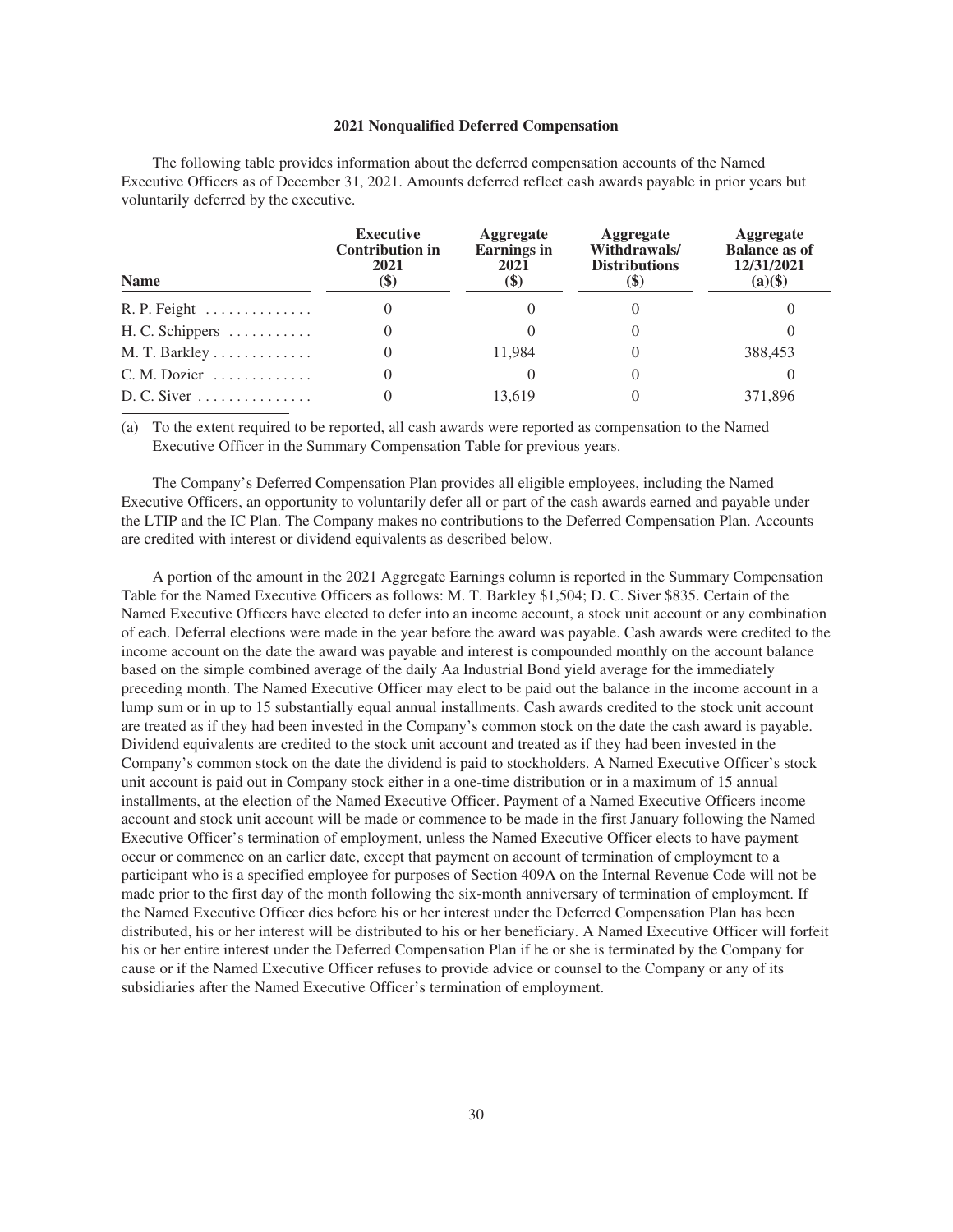### 2021 Nonqualified Deferred Compensation

The following table provides information about the deferred compensation accounts of the Named Executive Officers as of December 31, 2021. Amounts deferred reflect cash awards payable in prior years but voluntarily deferred by the executive.

| Name | Executive Contribution in 2021 ($) | Aggregate Earnings in 2021 ($) | Aggregate Withdrawals/ Distributions ($) | Aggregate Balance as of 12/31/2021 (a)($) |
|---|---|---|---|---|
| R. P. Feight | 0 | 0 | 0 | 0 |
| H. C. Schippers | 0 | 0 | 0 | 0 |
| M. T. Barkley | 0 | 11,984 | 0 | 388,453 |
| C. M. Dozier | 0 | 0 | 0 | 0 |
| D. C. Siver | 0 | 13,619 | 0 | 371,896 |

(a) To the extent required to be reported, all cash awards were reported as compensation to the Named Executive Officer in the Summary Compensation Table for previous years.

The Company's Deferred Compensation Plan provides all eligible employees, including the Named Executive Officers, an opportunity to voluntarily defer all or part of the cash awards earned and payable under the LTIP and the IC Plan. The Company makes no contributions to the Deferred Compensation Plan. Accounts are credited with interest or dividend equivalents as described below.

A portion of the amount in the 2021 Aggregate Earnings column is reported in the Summary Compensation Table for the Named Executive Officers as follows: M. T. Barkley $1,504; D. C. Siver $835. Certain of the Named Executive Officers have elected to defer into an income account, a stock unit account or any combination of each. Deferral elections were made in the year before the award was payable. Cash awards were credited to the income account on the date the award was payable and interest is compounded monthly on the account balance based on the simple combined average of the daily Aa Industrial Bond yield average for the immediately preceding month. The Named Executive Officer may elect to be paid out the balance in the income account in a lump sum or in up to 15 substantially equal annual installments. Cash awards credited to the stock unit account are treated as if they had been invested in the Company's common stock on the date the cash award is payable. Dividend equivalents are credited to the stock unit account and treated as if they had been invested in the Company's common stock on the date the dividend is paid to stockholders. A Named Executive Officer's stock unit account is paid out in Company stock either in a one-time distribution or in a maximum of 15 annual installments, at the election of the Named Executive Officer. Payment of a Named Executive Officers income account and stock unit account will be made or commence to be made in the first January following the Named Executive Officer's termination of employment, unless the Named Executive Officer elects to have payment occur or commence on an earlier date, except that payment on account of termination of employment to a participant who is a specified employee for purposes of Section 409A on the Internal Revenue Code will not be made prior to the first day of the month following the six-month anniversary of termination of employment. If the Named Executive Officer dies before his or her interest under the Deferred Compensation Plan has been distributed, his or her interest will be distributed to his or her beneficiary. A Named Executive Officer will forfeit his or her entire interest under the Deferred Compensation Plan if he or she is terminated by the Company for cause or if the Named Executive Officer refuses to provide advice or counsel to the Company or any of its subsidiaries after the Named Executive Officer's termination of employment.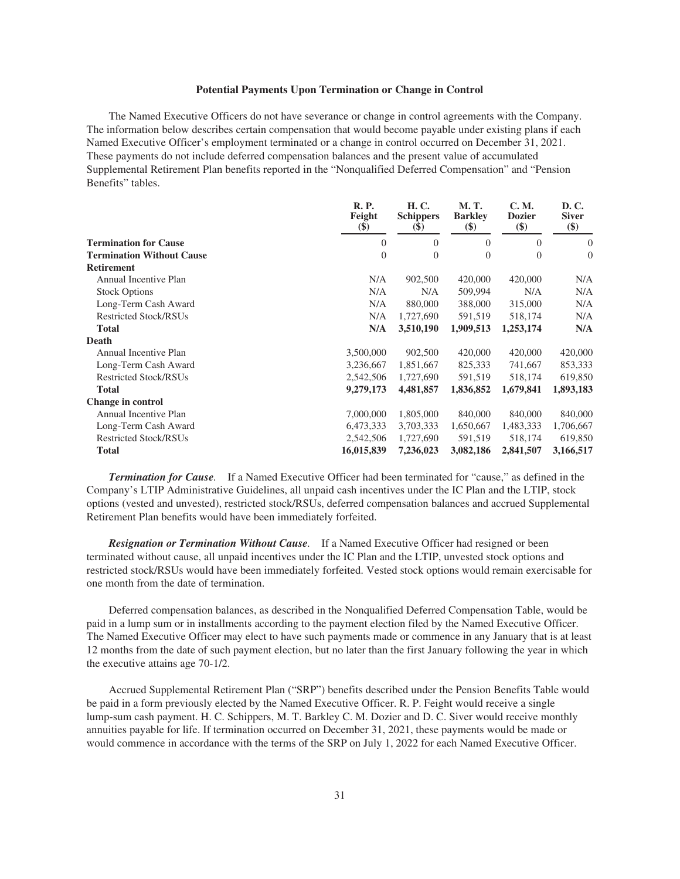### Potential Payments Upon Termination or Change in Control

The Named Executive Officers do not have severance or change in control agreements with the Company. The information below describes certain compensation that would become payable under existing plans if each Named Executive Officer's employment terminated or a change in control occurred on December 31, 2021. These payments do not include deferred compensation balances and the present value of accumulated Supplemental Retirement Plan benefits reported in the "Nonqualified Deferred Compensation" and "Pension Benefits" tables.

| | R. P. Feight ($) | H. C. Schippers ($) | M. T. Barkley ($) | C. M. Dozier ($) | D. C. Siver ($) |
|---|---|---|---|---|---|
| **Termination for Cause** | 0 | 0 | 0 | 0 | 0 |
| **Termination Without Cause** | 0 | 0 | 0 | 0 | 0 |
| **Retirement** | | | | | |
| Annual Incentive Plan | N/A | 902,500 | 420,000 | 420,000 | N/A |
| Stock Options | N/A | N/A | 509,994 | N/A | N/A |
| Long-Term Cash Award | N/A | 880,000 | 388,000 | 315,000 | N/A |
| Restricted Stock/RSUs | N/A | 1,727,690 | 591,519 | 518,174 | N/A |
| **Total** | **N/A** | **3,510,190** | **1,909,513** | **1,253,174** | **N/A** |
| **Death** | | | | | |
| Annual Incentive Plan | 3,500,000 | 902,500 | 420,000 | 420,000 | 420,000 |
| Long-Term Cash Award | 3,236,667 | 1,851,667 | 825,333 | 741,667 | 853,333 |
| Restricted Stock/RSUs | 2,542,506 | 1,727,690 | 591,519 | 518,174 | 619,850 |
| **Total** | **9,279,173** | **4,481,857** | **1,836,852** | **1,679,841** | **1,893,183** |
| **Change in control** | | | | | |
| Annual Incentive Plan | 7,000,000 | 1,805,000 | 840,000 | 840,000 | 840,000 |
| Long-Term Cash Award | 6,473,333 | 3,703,333 | 1,650,667 | 1,483,333 | 1,706,667 |
| Restricted Stock/RSUs | 2,542,506 | 1,727,690 | 591,519 | 518,174 | 619,850 |
| **Total** | **16,015,839** | **7,236,023** | **3,082,186** | **2,841,507** | **3,166,517** |

***Termination for Cause**.* If a Named Executive Officer had been terminated for "cause," as defined in the Company's LTIP Administrative Guidelines, all unpaid cash incentives under the IC Plan and the LTIP, stock options (vested and unvested), restricted stock/RSUs, deferred compensation balances and accrued Supplemental Retirement Plan benefits would have been immediately forfeited.

***Resignation or Termination Without Cause**.* If a Named Executive Officer had resigned or been terminated without cause, all unpaid incentives under the IC Plan and the LTIP, unvested stock options and restricted stock/RSUs would have been immediately forfeited. Vested stock options would remain exercisable for one month from the date of termination.

Deferred compensation balances, as described in the Nonqualified Deferred Compensation Table, would be paid in a lump sum or in installments according to the payment election filed by the Named Executive Officer. The Named Executive Officer may elect to have such payments made or commence in any January that is at least 12 months from the date of such payment election, but no later than the first January following the year in which the executive attains age 70-1/2.

Accrued Supplemental Retirement Plan ("SRP") benefits described under the Pension Benefits Table would be paid in a form previously elected by the Named Executive Officer. R. P. Feight would receive a single lump-sum cash payment. H. C. Schippers, M. T. Barkley C. M. Dozier and D. C. Siver would receive monthly annuities payable for life. If termination occurred on December 31, 2021, these payments would be made or would commence in accordance with the terms of the SRP on July 1, 2022 for each Named Executive Officer.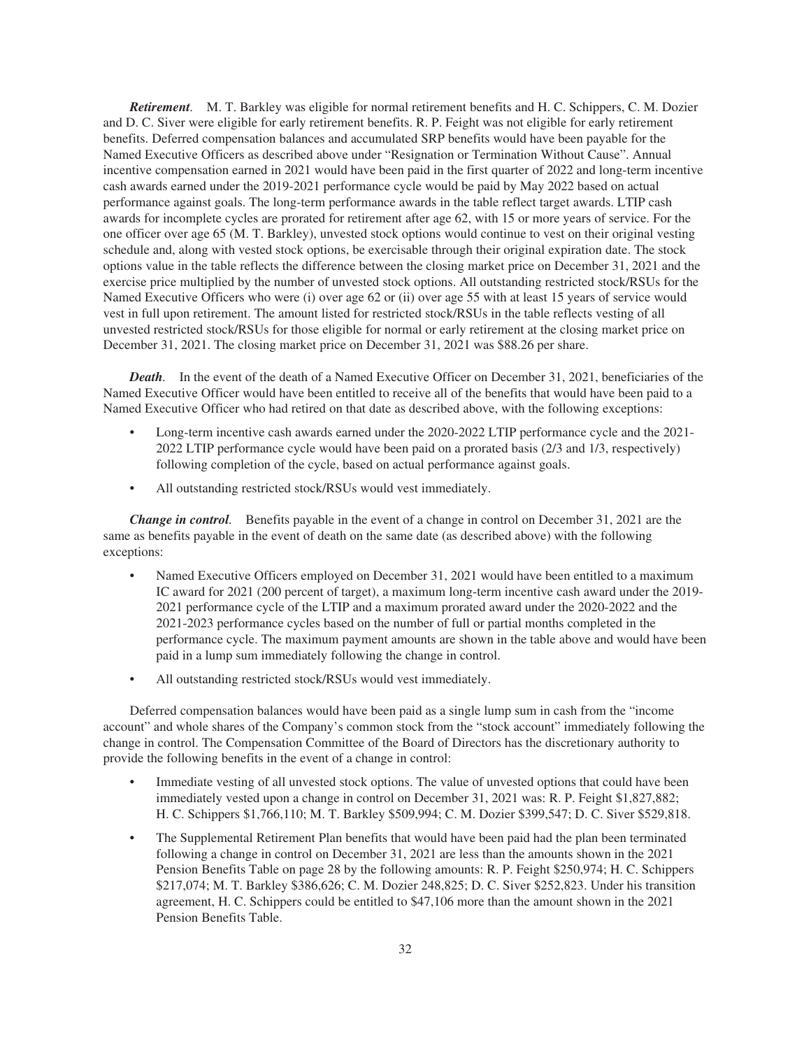***Retirement***. M. T. Barkley was eligible for normal retirement benefits and H. C. Schippers, C. M. Dozier and D. C. Siver were eligible for early retirement benefits. R. P. Feight was not eligible for early retirement benefits. Deferred compensation balances and accumulated SRP benefits would have been payable for the Named Executive Officers as described above under "Resignation or Termination Without Cause". Annual incentive compensation earned in 2021 would have been paid in the first quarter of 2022 and long-term incentive cash awards earned under the 2019-2021 performance cycle would be paid by May 2022 based on actual performance against goals. The long-term performance awards in the table reflect target awards. LTIP cash awards for incomplete cycles are prorated for retirement after age 62, with 15 or more years of service. For the one officer over age 65 (M. T. Barkley), unvested stock options would continue to vest on their original vesting schedule and, along with vested stock options, be exercisable through their original expiration date. The stock options value in the table reflects the difference between the closing market price on December 31, 2021 and the exercise price multiplied by the number of unvested stock options. All outstanding restricted stock/RSUs for the Named Executive Officers who were (i) over age 62 or (ii) over age 55 with at least 15 years of service would vest in full upon retirement. The amount listed for restricted stock/RSUs in the table reflects vesting of all unvested restricted stock/RSUs for those eligible for normal or early retirement at the closing market price on December 31, 2021. The closing market price on December 31, 2021 was $88.26 per share.

***Death***. In the event of the death of a Named Executive Officer on December 31, 2021, beneficiaries of the Named Executive Officer would have been entitled to receive all of the benefits that would have been paid to a Named Executive Officer who had retired on that date as described above, with the following exceptions:

- Long-term incentive cash awards earned under the 2020-2022 LTIP performance cycle and the 2021-2022 LTIP performance cycle would have been paid on a prorated basis (2/3 and 1/3, respectively) following completion of the cycle, based on actual performance against goals.
- All outstanding restricted stock/RSUs would vest immediately.

***Change in control***. Benefits payable in the event of a change in control on December 31, 2021 are the same as benefits payable in the event of death on the same date (as described above) with the following exceptions:

- Named Executive Officers employed on December 31, 2021 would have been entitled to a maximum IC award for 2021 (200 percent of target), a maximum long-term incentive cash award under the 2019-2021 performance cycle of the LTIP and a maximum prorated award under the 2020-2022 and the 2021-2023 performance cycles based on the number of full or partial months completed in the performance cycle. The maximum payment amounts are shown in the table above and would have been paid in a lump sum immediately following the change in control.
- All outstanding restricted stock/RSUs would vest immediately.

Deferred compensation balances would have been paid as a single lump sum in cash from the "income account" and whole shares of the Company's common stock from the "stock account" immediately following the change in control. The Compensation Committee of the Board of Directors has the discretionary authority to provide the following benefits in the event of a change in control:

- Immediate vesting of all unvested stock options. The value of unvested options that could have been immediately vested upon a change in control on December 31, 2021 was: R. P. Feight $1,827,882; H. C. Schippers $1,766,110; M. T. Barkley $509,994; C. M. Dozier $399,547; D. C. Siver $529,818.
- The Supplemental Retirement Plan benefits that would have been paid had the plan been terminated following a change in control on December 31, 2021 are less than the amounts shown in the 2021 Pension Benefits Table on page 28 by the following amounts: R. P. Feight $250,974; H. C. Schippers $217,074; M. T. Barkley $386,626; C. M. Dozier 248,825; D. C. Siver $252,823. Under his transition agreement, H. C. Schippers could be entitled to $47,106 more than the amount shown in the 2021 Pension Benefits Table.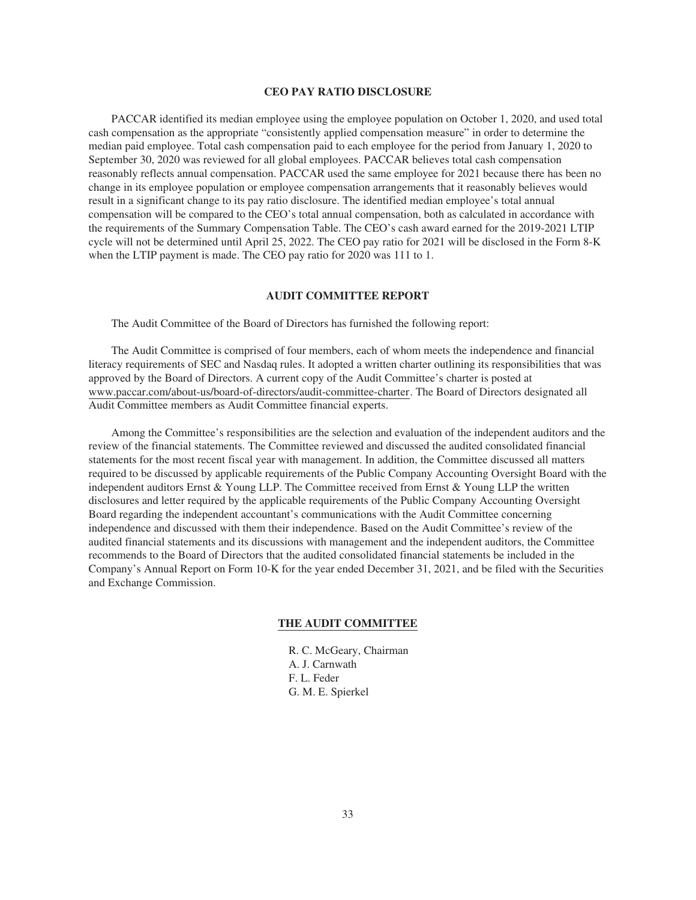## CEO PAY RATIO DISCLOSURE

PACCAR identified its median employee using the employee population on October 1, 2020, and used total cash compensation as the appropriate "consistently applied compensation measure" in order to determine the median paid employee. Total cash compensation paid to each employee for the period from January 1, 2020 to September 30, 2020 was reviewed for all global employees. PACCAR believes total cash compensation reasonably reflects annual compensation. PACCAR used the same employee for 2021 because there has been no change in its employee population or employee compensation arrangements that it reasonably believes would result in a significant change to its pay ratio disclosure. The identified median employee's total annual compensation will be compared to the CEO's total annual compensation, both as calculated in accordance with the requirements of the Summary Compensation Table. The CEO's cash award earned for the 2019-2021 LTIP cycle will not be determined until April 25, 2022. The CEO pay ratio for 2021 will be disclosed in the Form 8-K when the LTIP payment is made. The CEO pay ratio for 2020 was 111 to 1.

## AUDIT COMMITTEE REPORT

The Audit Committee of the Board of Directors has furnished the following report:

The Audit Committee is comprised of four members, each of whom meets the independence and financial literacy requirements of SEC and Nasdaq rules. It adopted a written charter outlining its responsibilities that was approved by the Board of Directors. A current copy of the Audit Committee's charter is posted at www.paccar.com/about-us/board-of-directors/audit-committee-charter. The Board of Directors designated all Audit Committee members as Audit Committee financial experts.

Among the Committee's responsibilities are the selection and evaluation of the independent auditors and the review of the financial statements. The Committee reviewed and discussed the audited consolidated financial statements for the most recent fiscal year with management. In addition, the Committee discussed all matters required to be discussed by applicable requirements of the Public Company Accounting Oversight Board with the independent auditors Ernst & Young LLP. The Committee received from Ernst & Young LLP the written disclosures and letter required by the applicable requirements of the Public Company Accounting Oversight Board regarding the independent accountant's communications with the Audit Committee concerning independence and discussed with them their independence. Based on the Audit Committee's review of the audited financial statements and its discussions with management and the independent auditors, the Committee recommends to the Board of Directors that the audited consolidated financial statements be included in the Company's Annual Report on Form 10-K for the year ended December 31, 2021, and be filed with the Securities and Exchange Commission.

**THE AUDIT COMMITTEE**

R. C. McGeary, Chairman
A. J. Carnwath
F. L. Feder
G. M. E. Spierkel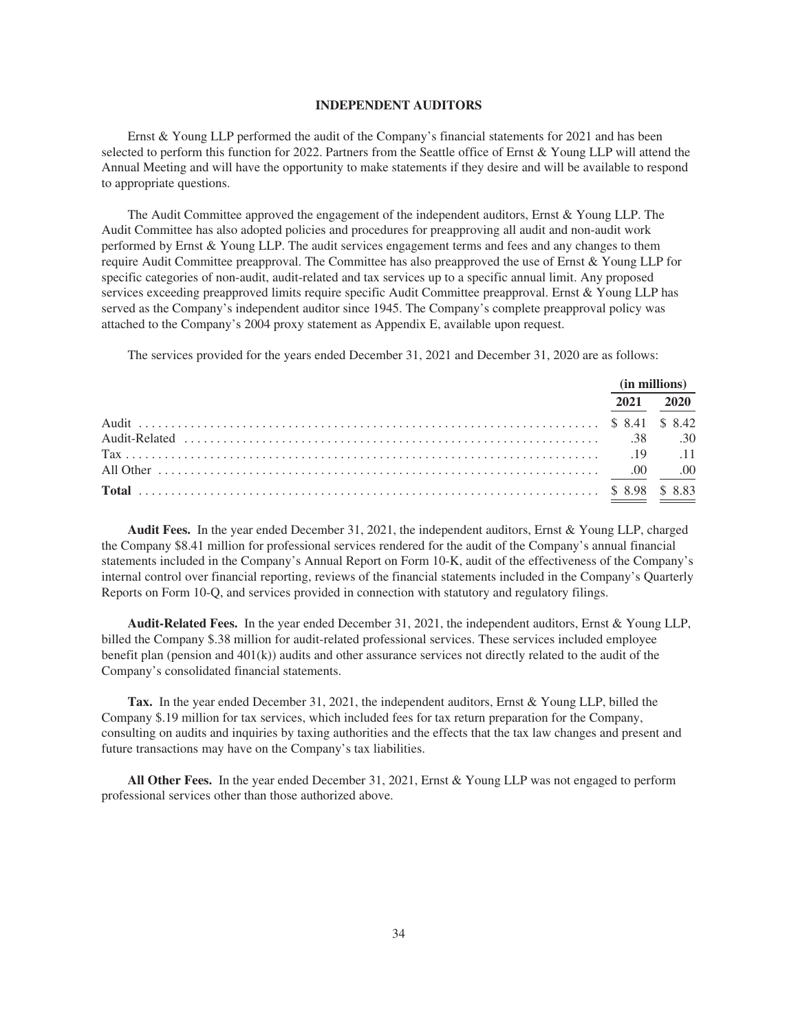## INDEPENDENT AUDITORS

Ernst & Young LLP performed the audit of the Company's financial statements for 2021 and has been selected to perform this function for 2022. Partners from the Seattle office of Ernst & Young LLP will attend the Annual Meeting and will have the opportunity to make statements if they desire and will be available to respond to appropriate questions.

The Audit Committee approved the engagement of the independent auditors, Ernst & Young LLP. The Audit Committee has also adopted policies and procedures for preapproving all audit and non-audit work performed by Ernst & Young LLP. The audit services engagement terms and fees and any changes to them require Audit Committee preapproval. The Committee has also preapproved the use of Ernst & Young LLP for specific categories of non-audit, audit-related and tax services up to a specific annual limit. Any proposed services exceeding preapproved limits require specific Audit Committee preapproval. Ernst & Young LLP has served as the Company's independent auditor since 1945. The Company's complete preapproval policy was attached to the Company's 2004 proxy statement as Appendix E, available upon request.

The services provided for the years ended December 31, 2021 and December 31, 2020 are as follows:

| | (in millions) | |
|---|---|---|
| | 2021 | 2020 |
| Audit | $ 8.41 | $ 8.42 |
| Audit-Related | .38 | .30 |
| Tax | .19 | .11 |
| All Other | .00 | .00 |
| **Total** | $ 8.98 | $ 8.83 |

**Audit Fees.** In the year ended December 31, 2021, the independent auditors, Ernst & Young LLP, charged the Company $8.41 million for professional services rendered for the audit of the Company's annual financial statements included in the Company's Annual Report on Form 10-K, audit of the effectiveness of the Company's internal control over financial reporting, reviews of the financial statements included in the Company's Quarterly Reports on Form 10-Q, and services provided in connection with statutory and regulatory filings.

**Audit-Related Fees.** In the year ended December 31, 2021, the independent auditors, Ernst & Young LLP, billed the Company $.38 million for audit-related professional services. These services included employee benefit plan (pension and 401(k)) audits and other assurance services not directly related to the audit of the Company's consolidated financial statements.

**Tax.** In the year ended December 31, 2021, the independent auditors, Ernst & Young LLP, billed the Company $.19 million for tax services, which included fees for tax return preparation for the Company, consulting on audits and inquiries by taxing authorities and the effects that the tax law changes and present and future transactions may have on the Company's tax liabilities.

**All Other Fees.** In the year ended December 31, 2021, Ernst & Young LLP was not engaged to perform professional services other than those authorized above.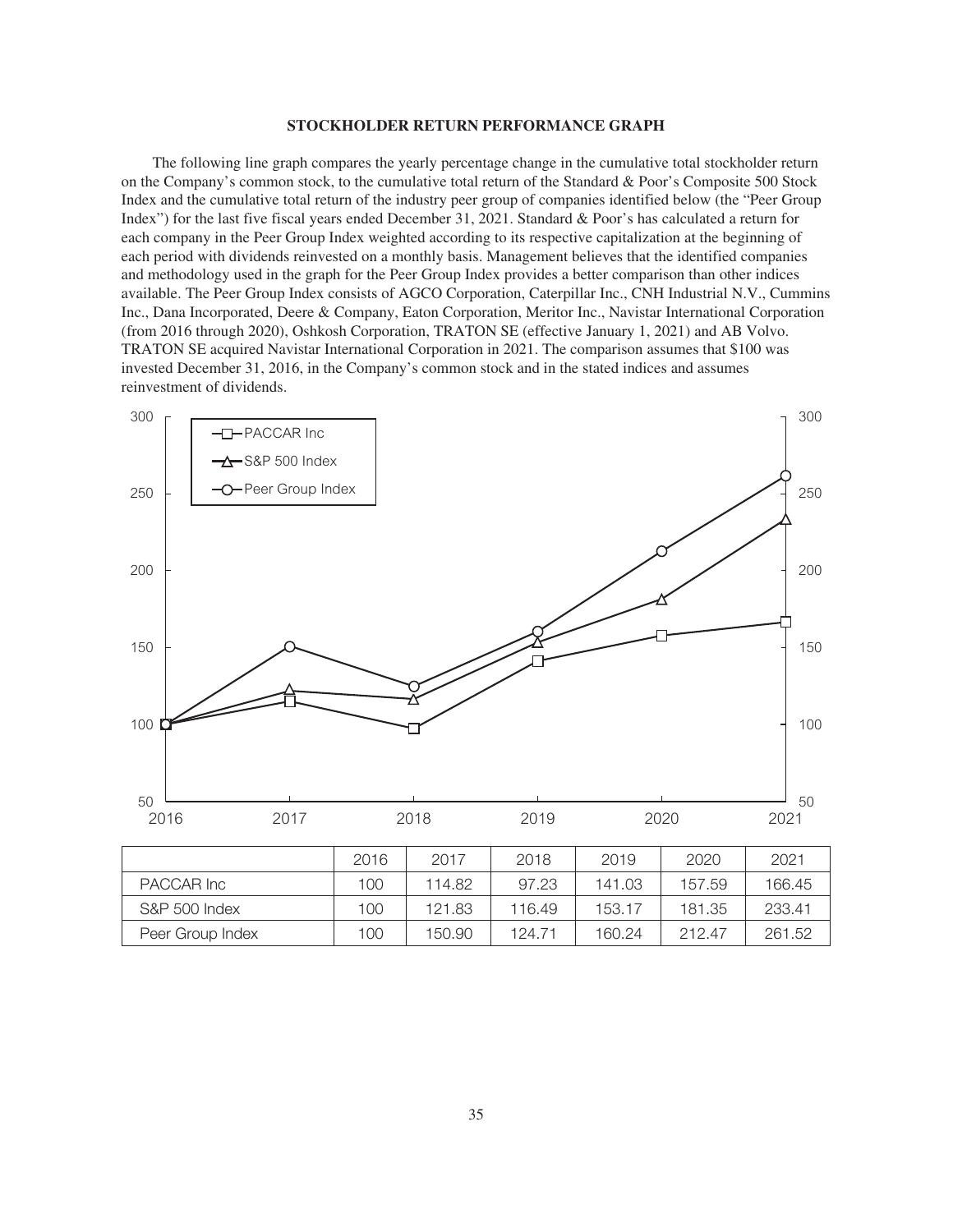## STOCKHOLDER RETURN PERFORMANCE GRAPH

The following line graph compares the yearly percentage change in the cumulative total stockholder return on the Company's common stock, to the cumulative total return of the Standard & Poor's Composite 500 Stock Index and the cumulative total return of the industry peer group of companies identified below (the "Peer Group Index") for the last five fiscal years ended December 31, 2021. Standard & Poor's has calculated a return for each company in the Peer Group Index weighted according to its respective capitalization at the beginning of each period with dividends reinvested on a monthly basis. Management believes that the identified companies and methodology used in the graph for the Peer Group Index provides a better comparison than other indices available. The Peer Group Index consists of AGCO Corporation, Caterpillar Inc., CNH Industrial N.V., Cummins Inc., Dana Incorporated, Deere & Company, Eaton Corporation, Meritor Inc., Navistar International Corporation (from 2016 through 2020), Oshkosh Corporation, TRATON SE (effective January 1, 2021) and AB Volvo. TRATON SE acquired Navistar International Corporation in 2021. The comparison assumes that $100 was invested December 31, 2016, in the Company's common stock and in the stated indices and assumes reinvestment of dividends.

| | 2016 | 2017 | 2018 | 2019 | 2020 | 2021 |
|---|---|---|---|---|---|---|
| PACCAR Inc | 100 | 114.82 | 97.23 | 141.03 | 157.59 | 166.45 |
| S&P 500 Index | 100 | 121.83 | 116.49 | 153.17 | 181.35 | 233.41 |
| Peer Group Index | 100 | 150.90 | 124.71 | 160.24 | 212.47 | 261.52 |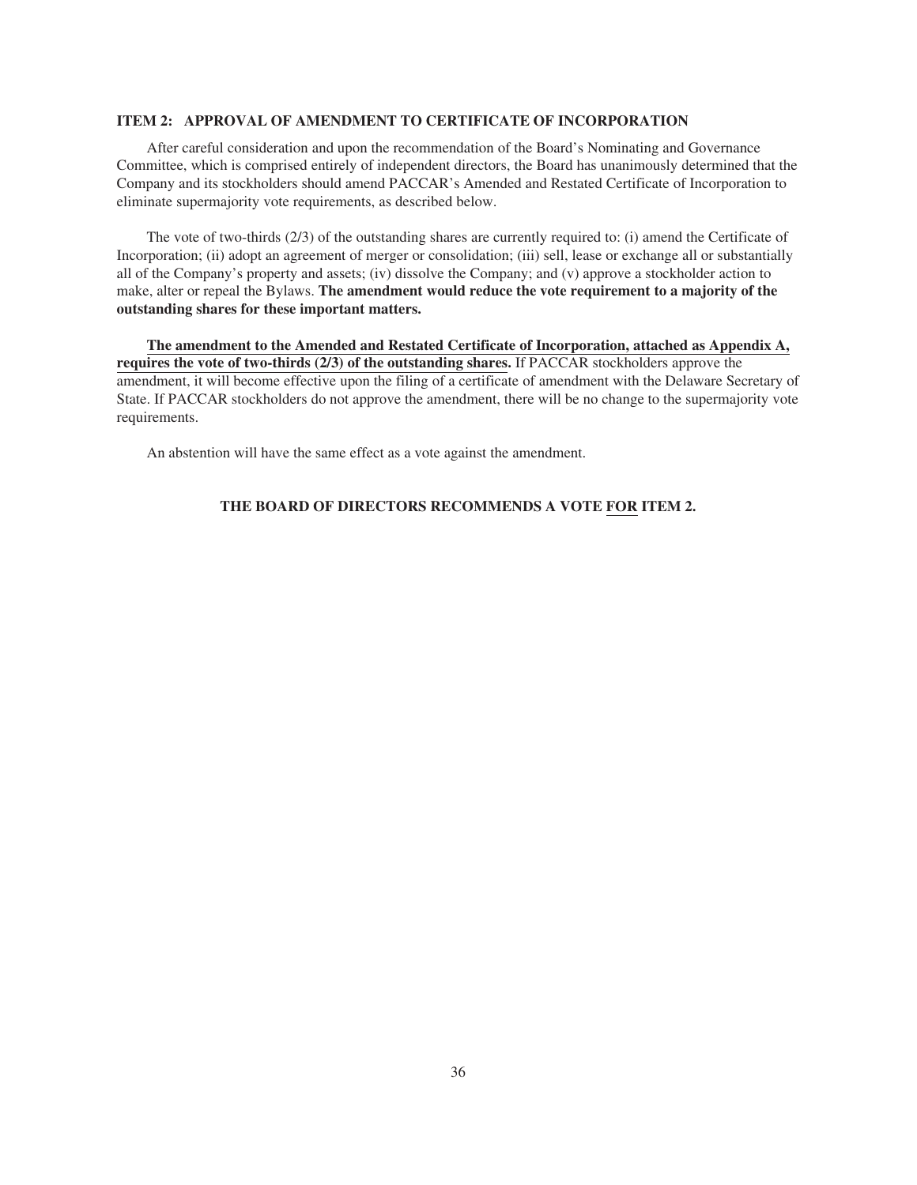## ITEM 2: APPROVAL OF AMENDMENT TO CERTIFICATE OF INCORPORATION

After careful consideration and upon the recommendation of the Board's Nominating and Governance Committee, which is comprised entirely of independent directors, the Board has unanimously determined that the Company and its stockholders should amend PACCAR's Amended and Restated Certificate of Incorporation to eliminate supermajority vote requirements, as described below.

The vote of two-thirds (2/3) of the outstanding shares are currently required to: (i) amend the Certificate of Incorporation; (ii) adopt an agreement of merger or consolidation; (iii) sell, lease or exchange all or substantially all of the Company's property and assets; (iv) dissolve the Company; and (v) approve a stockholder action to make, alter or repeal the Bylaws. **The amendment would reduce the vote requirement to a majority of the outstanding shares for these important matters.**

**The amendment to the Amended and Restated Certificate of Incorporation, attached as Appendix A, requires the vote of two-thirds (2/3) of the outstanding shares.** If PACCAR stockholders approve the amendment, it will become effective upon the filing of a certificate of amendment with the Delaware Secretary of State. If PACCAR stockholders do not approve the amendment, there will be no change to the supermajority vote requirements.

An abstention will have the same effect as a vote against the amendment.

**THE BOARD OF DIRECTORS RECOMMENDS A VOTE FOR ITEM 2.**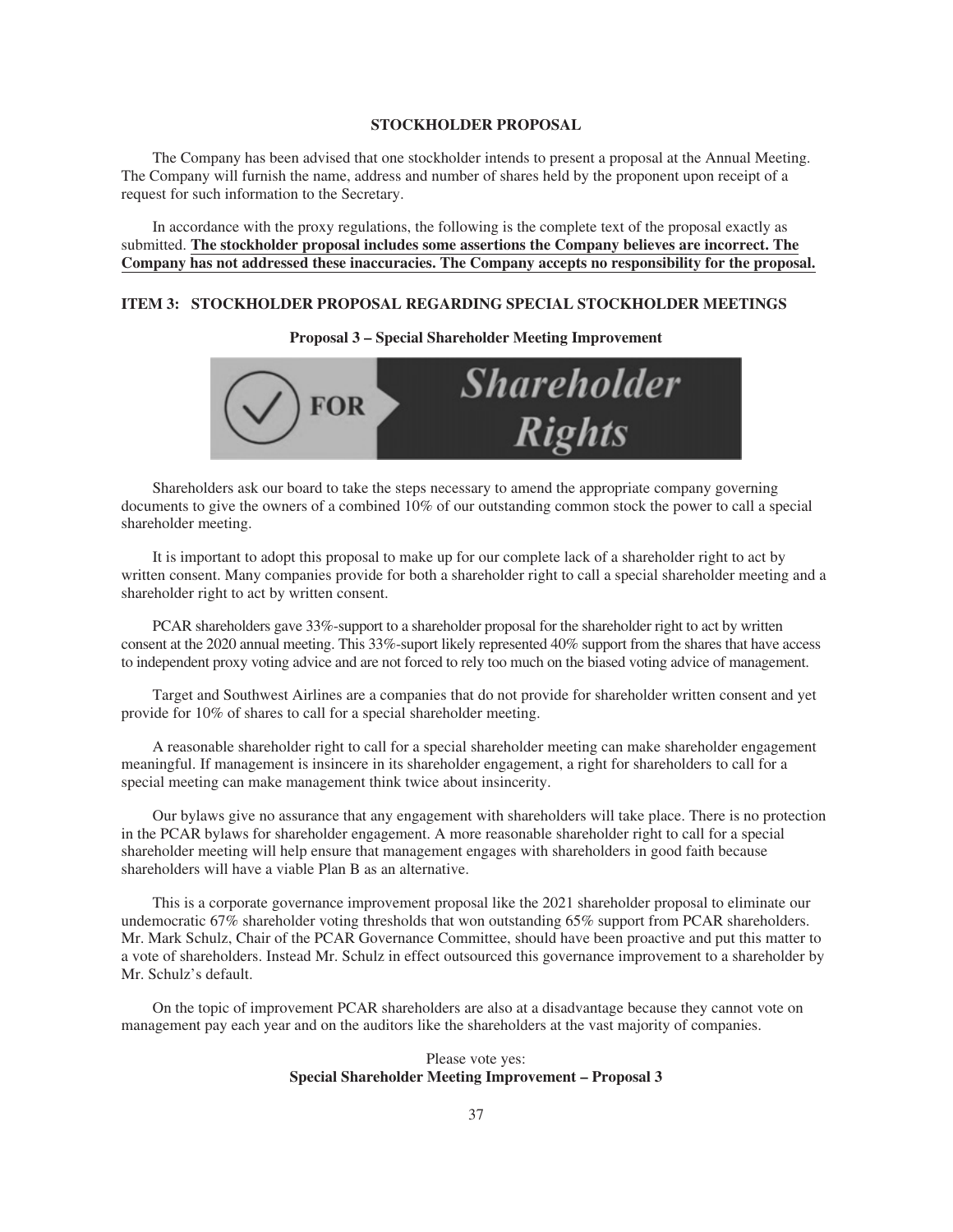## STOCKHOLDER PROPOSAL

The Company has been advised that one stockholder intends to present a proposal at the Annual Meeting. The Company will furnish the name, address and number of shares held by the proponent upon receipt of a request for such information to the Secretary.

In accordance with the proxy regulations, the following is the complete text of the proposal exactly as submitted. **The stockholder proposal includes some assertions the Company believes are incorrect. The Company has not addressed these inaccuracies. The Company accepts no responsibility for the proposal.**

### ITEM 3: STOCKHOLDER PROPOSAL REGARDING SPECIAL STOCKHOLDER MEETINGS

**Proposal 3 – Special Shareholder Meeting Improvement**

FOR Shareholder Rights

Shareholders ask our board to take the steps necessary to amend the appropriate company governing documents to give the owners of a combined 10% of our outstanding common stock the power to call a special shareholder meeting.

It is important to adopt this proposal to make up for our complete lack of a shareholder right to act by written consent. Many companies provide for both a shareholder right to call a special shareholder meeting and a shareholder right to act by written consent.

PCAR shareholders gave 33%-support to a shareholder proposal for the shareholder right to act by written consent at the 2020 annual meeting. This 33%-suport likely represented 40% support from the shares that have access to independent proxy voting advice and are not forced to rely too much on the biased voting advice of management.

Target and Southwest Airlines are a companies that do not provide for shareholder written consent and yet provide for 10% of shares to call for a special shareholder meeting.

A reasonable shareholder right to call for a special shareholder meeting can make shareholder engagement meaningful. If management is insincere in its shareholder engagement, a right for shareholders to call for a special meeting can make management think twice about insincerity.

Our bylaws give no assurance that any engagement with shareholders will take place. There is no protection in the PCAR bylaws for shareholder engagement. A more reasonable shareholder right to call for a special shareholder meeting will help ensure that management engages with shareholders in good faith because shareholders will have a viable Plan B as an alternative.

This is a corporate governance improvement proposal like the 2021 shareholder proposal to eliminate our undemocratic 67% shareholder voting thresholds that won outstanding 65% support from PCAR shareholders. Mr. Mark Schulz, Chair of the PCAR Governance Committee, should have been proactive and put this matter to a vote of shareholders. Instead Mr. Schulz in effect outsourced this governance improvement to a shareholder by Mr. Schulz's default.

On the topic of improvement PCAR shareholders are also at a disadvantage because they cannot vote on management pay each year and on the auditors like the shareholders at the vast majority of companies.

Please vote yes:
**Special Shareholder Meeting Improvement – Proposal 3**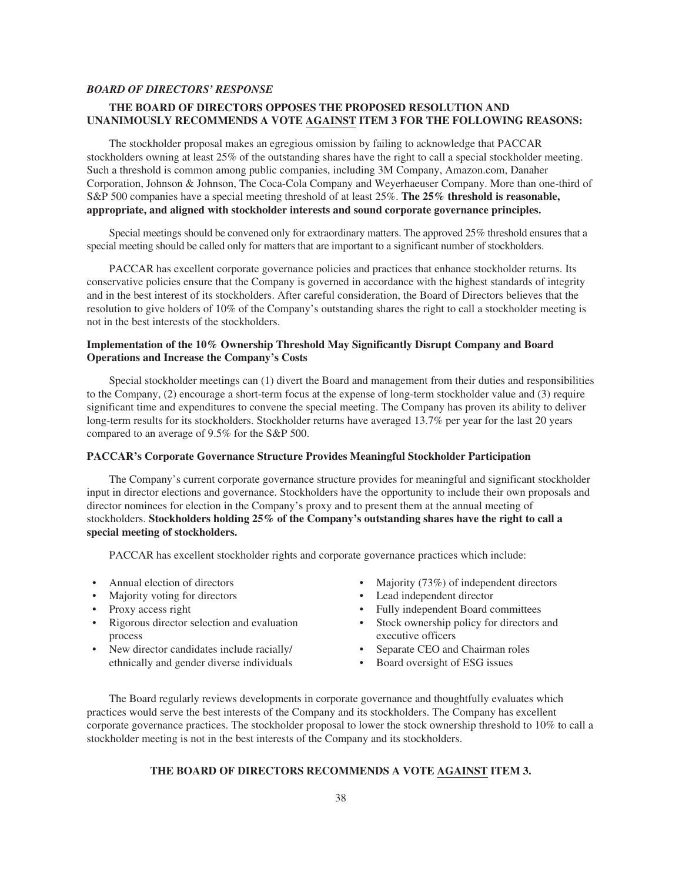***BOARD OF DIRECTORS' RESPONSE***

**THE BOARD OF DIRECTORS OPPOSES THE PROPOSED RESOLUTION AND UNANIMOUSLY RECOMMENDS A VOTE AGAINST ITEM 3 FOR THE FOLLOWING REASONS:**

The stockholder proposal makes an egregious omission by failing to acknowledge that PACCAR stockholders owning at least 25% of the outstanding shares have the right to call a special stockholder meeting. Such a threshold is common among public companies, including 3M Company, Amazon.com, Danaher Corporation, Johnson & Johnson, The Coca-Cola Company and Weyerhaeuser Company. More than one-third of S&P 500 companies have a special meeting threshold of at least 25%. **The 25% threshold is reasonable, appropriate, and aligned with stockholder interests and sound corporate governance principles.**

Special meetings should be convened only for extraordinary matters. The approved 25% threshold ensures that a special meeting should be called only for matters that are important to a significant number of stockholders.

PACCAR has excellent corporate governance policies and practices that enhance stockholder returns. Its conservative policies ensure that the Company is governed in accordance with the highest standards of integrity and in the best interest of its stockholders. After careful consideration, the Board of Directors believes that the resolution to give holders of 10% of the Company's outstanding shares the right to call a stockholder meeting is not in the best interests of the stockholders.

**Implementation of the 10% Ownership Threshold May Significantly Disrupt Company and Board Operations and Increase the Company's Costs**

Special stockholder meetings can (1) divert the Board and management from their duties and responsibilities to the Company, (2) encourage a short-term focus at the expense of long-term stockholder value and (3) require significant time and expenditures to convene the special meeting. The Company has proven its ability to deliver long-term results for its stockholders. Stockholder returns have averaged 13.7% per year for the last 20 years compared to an average of 9.5% for the S&P 500.

**PACCAR's Corporate Governance Structure Provides Meaningful Stockholder Participation**

The Company's current corporate governance structure provides for meaningful and significant stockholder input in director elections and governance. Stockholders have the opportunity to include their own proposals and director nominees for election in the Company's proxy and to present them at the annual meeting of stockholders. **Stockholders holding 25% of the Company's outstanding shares have the right to call a special meeting of stockholders.**

PACCAR has excellent stockholder rights and corporate governance practices which include:

- Annual election of directors
- Majority voting for directors
- Proxy access right
- Rigorous director selection and evaluation process
- New director candidates include racially/ethnically and gender diverse individuals
- Majority (73%) of independent directors
- Lead independent director
- Fully independent Board committees
- Stock ownership policy for directors and executive officers
- Separate CEO and Chairman roles
- Board oversight of ESG issues

The Board regularly reviews developments in corporate governance and thoughtfully evaluates which practices would serve the best interests of the Company and its stockholders. The Company has excellent corporate governance practices. The stockholder proposal to lower the stock ownership threshold to 10% to call a stockholder meeting is not in the best interests of the Company and its stockholders.

**THE BOARD OF DIRECTORS RECOMMENDS A VOTE AGAINST ITEM 3.**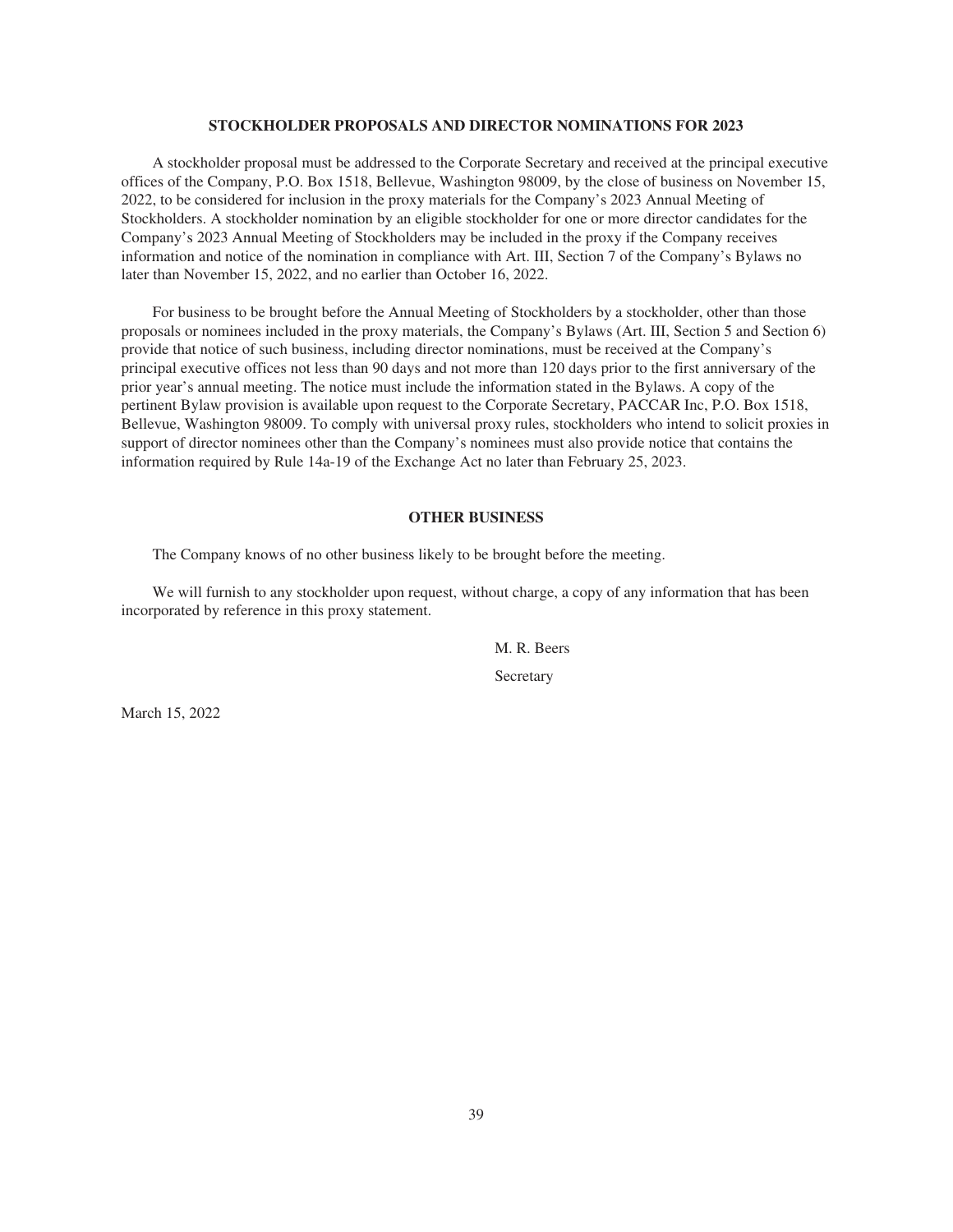## STOCKHOLDER PROPOSALS AND DIRECTOR NOMINATIONS FOR 2023

A stockholder proposal must be addressed to the Corporate Secretary and received at the principal executive offices of the Company, P.O. Box 1518, Bellevue, Washington 98009, by the close of business on November 15, 2022, to be considered for inclusion in the proxy materials for the Company's 2023 Annual Meeting of Stockholders. A stockholder nomination by an eligible stockholder for one or more director candidates for the Company's 2023 Annual Meeting of Stockholders may be included in the proxy if the Company receives information and notice of the nomination in compliance with Art. III, Section 7 of the Company's Bylaws no later than November 15, 2022, and no earlier than October 16, 2022.

For business to be brought before the Annual Meeting of Stockholders by a stockholder, other than those proposals or nominees included in the proxy materials, the Company's Bylaws (Art. III, Section 5 and Section 6) provide that notice of such business, including director nominations, must be received at the Company's principal executive offices not less than 90 days and not more than 120 days prior to the first anniversary of the prior year's annual meeting. The notice must include the information stated in the Bylaws. A copy of the pertinent Bylaw provision is available upon request to the Corporate Secretary, PACCAR Inc, P.O. Box 1518, Bellevue, Washington 98009. To comply with universal proxy rules, stockholders who intend to solicit proxies in support of director nominees other than the Company's nominees must also provide notice that contains the information required by Rule 14a-19 of the Exchange Act no later than February 25, 2023.

## OTHER BUSINESS

The Company knows of no other business likely to be brought before the meeting.

We will furnish to any stockholder upon request, without charge, a copy of any information that has been incorporated by reference in this proxy statement.

M. R. Beers

Secretary

March 15, 2022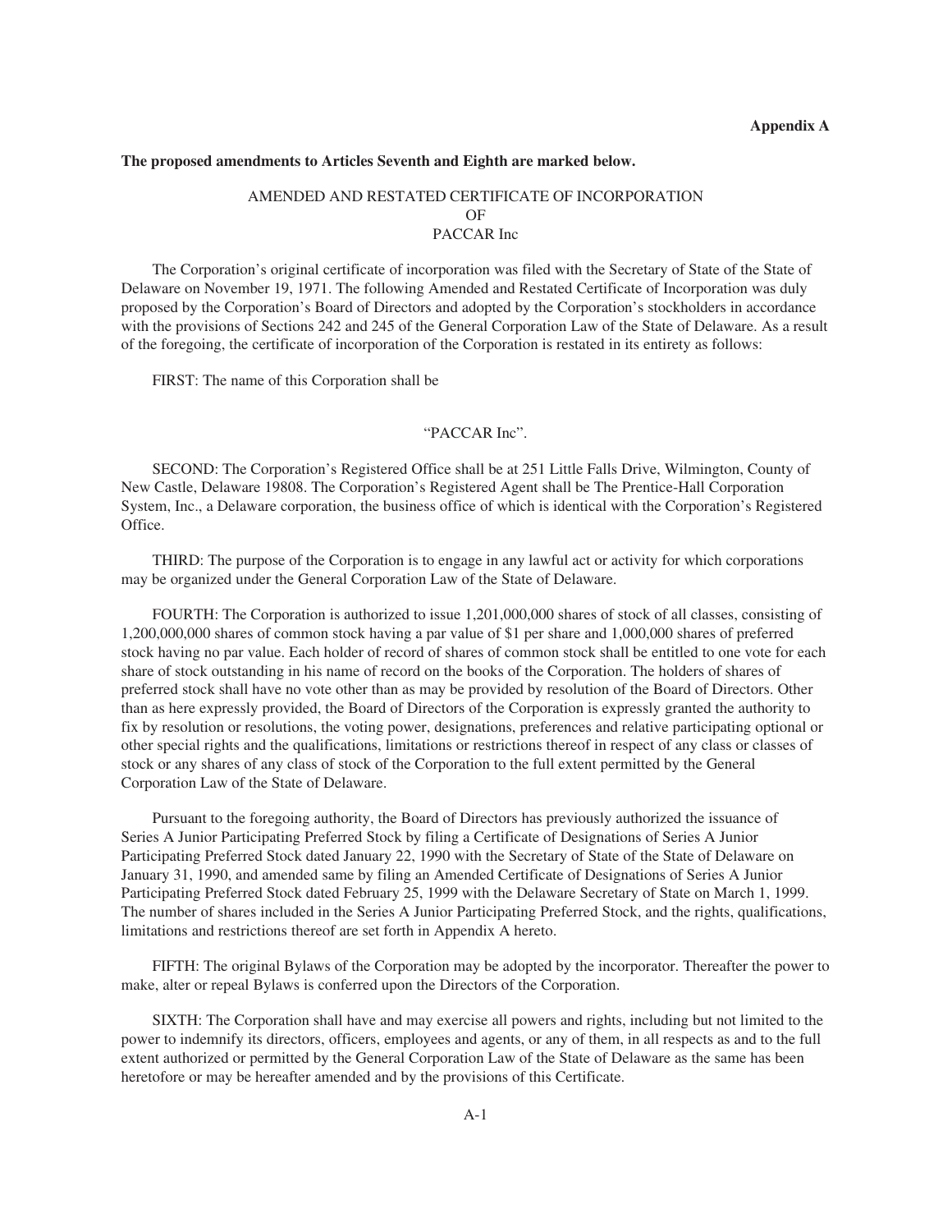**Appendix A**

**The proposed amendments to Articles Seventh and Eighth are marked below.**

AMENDED AND RESTATED CERTIFICATE OF INCORPORATION
OF
PACCAR Inc

The Corporation's original certificate of incorporation was filed with the Secretary of State of the State of Delaware on November 19, 1971. The following Amended and Restated Certificate of Incorporation was duly proposed by the Corporation's Board of Directors and adopted by the Corporation's stockholders in accordance with the provisions of Sections 242 and 245 of the General Corporation Law of the State of Delaware. As a result of the foregoing, the certificate of incorporation of the Corporation is restated in its entirety as follows:

FIRST: The name of this Corporation shall be

"PACCAR Inc".

SECOND: The Corporation's Registered Office shall be at 251 Little Falls Drive, Wilmington, County of New Castle, Delaware 19808. The Corporation's Registered Agent shall be The Prentice-Hall Corporation System, Inc., a Delaware corporation, the business office of which is identical with the Corporation's Registered Office.

THIRD: The purpose of the Corporation is to engage in any lawful act or activity for which corporations may be organized under the General Corporation Law of the State of Delaware.

FOURTH: The Corporation is authorized to issue 1,201,000,000 shares of stock of all classes, consisting of 1,200,000,000 shares of common stock having a par value of $1 per share and 1,000,000 shares of preferred stock having no par value. Each holder of record of shares of common stock shall be entitled to one vote for each share of stock outstanding in his name of record on the books of the Corporation. The holders of shares of preferred stock shall have no vote other than as may be provided by resolution of the Board of Directors. Other than as here expressly provided, the Board of Directors of the Corporation is expressly granted the authority to fix by resolution or resolutions, the voting power, designations, preferences and relative participating optional or other special rights and the qualifications, limitations or restrictions thereof in respect of any class or classes of stock or any shares of any class of stock of the Corporation to the full extent permitted by the General Corporation Law of the State of Delaware.

Pursuant to the foregoing authority, the Board of Directors has previously authorized the issuance of Series A Junior Participating Preferred Stock by filing a Certificate of Designations of Series A Junior Participating Preferred Stock dated January 22, 1990 with the Secretary of State of the State of Delaware on January 31, 1990, and amended same by filing an Amended Certificate of Designations of Series A Junior Participating Preferred Stock dated February 25, 1999 with the Delaware Secretary of State on March 1, 1999. The number of shares included in the Series A Junior Participating Preferred Stock, and the rights, qualifications, limitations and restrictions thereof are set forth in Appendix A hereto.

FIFTH: The original Bylaws of the Corporation may be adopted by the incorporator. Thereafter the power to make, alter or repeal Bylaws is conferred upon the Directors of the Corporation.

SIXTH: The Corporation shall have and may exercise all powers and rights, including but not limited to the power to indemnify its directors, officers, employees and agents, or any of them, in all respects as and to the full extent authorized or permitted by the General Corporation Law of the State of Delaware as the same has been heretofore or may be hereafter amended and by the provisions of this Certificate.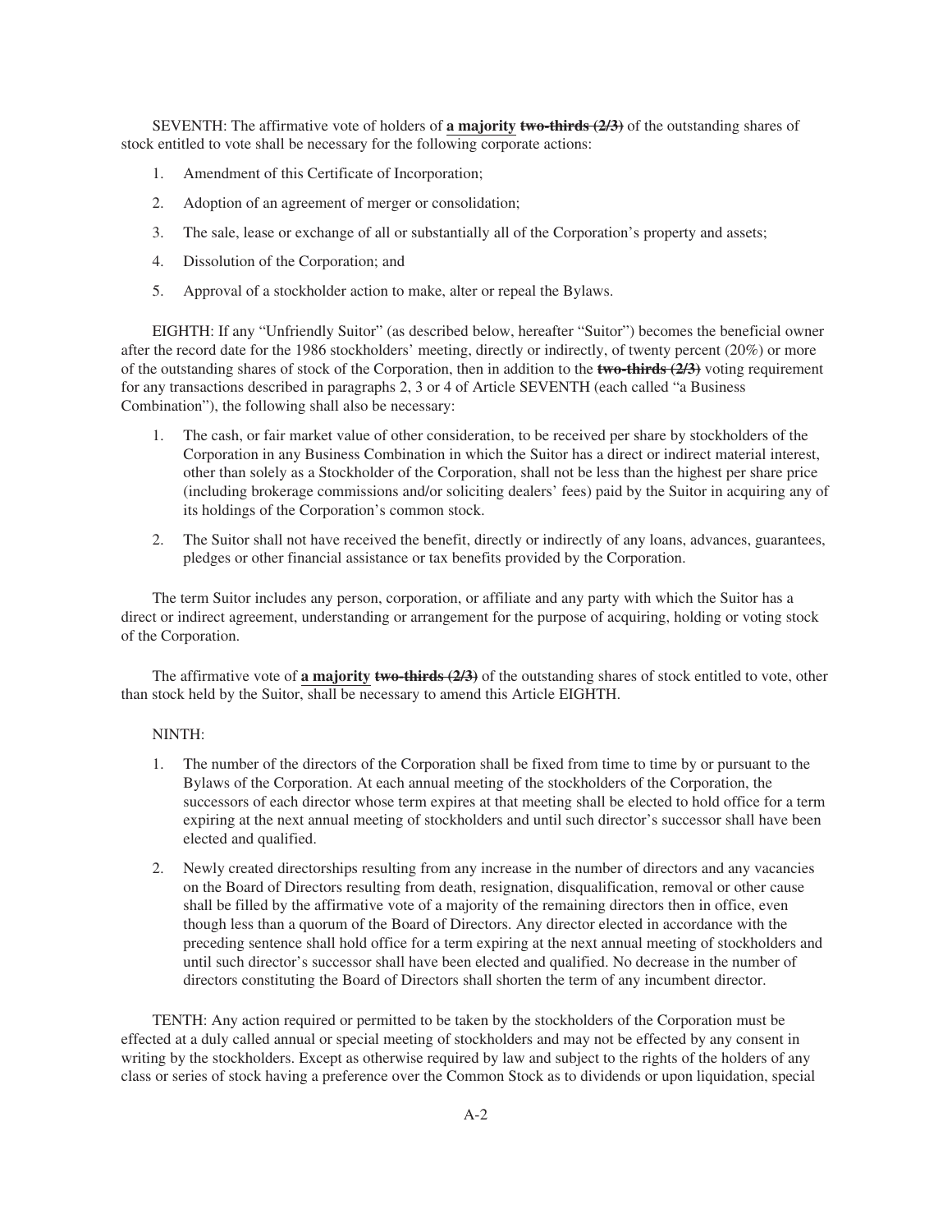SEVENTH: The affirmative vote of holders of **a majority** ~~**two-thirds (2/3)**~~ of the outstanding shares of stock entitled to vote shall be necessary for the following corporate actions:

1. Amendment of this Certificate of Incorporation;
2. Adoption of an agreement of merger or consolidation;
3. The sale, lease or exchange of all or substantially all of the Corporation's property and assets;
4. Dissolution of the Corporation; and
5. Approval of a stockholder action to make, alter or repeal the Bylaws.

EIGHTH: If any "Unfriendly Suitor" (as described below, hereafter "Suitor") becomes the beneficial owner after the record date for the 1986 stockholders' meeting, directly or indirectly, of twenty percent (20%) or more of the outstanding shares of stock of the Corporation, then in addition to the ~~**two-thirds (2/3)**~~ voting requirement for any transactions described in paragraphs 2, 3 or 4 of Article SEVENTH (each called "a Business Combination"), the following shall also be necessary:

1. The cash, or fair market value of other consideration, to be received per share by stockholders of the Corporation in any Business Combination in which the Suitor has a direct or indirect material interest, other than solely as a Stockholder of the Corporation, shall not be less than the highest per share price (including brokerage commissions and/or soliciting dealers' fees) paid by the Suitor in acquiring any of its holdings of the Corporation's common stock.
2. The Suitor shall not have received the benefit, directly or indirectly of any loans, advances, guarantees, pledges or other financial assistance or tax benefits provided by the Corporation.

The term Suitor includes any person, corporation, or affiliate and any party with which the Suitor has a direct or indirect agreement, understanding or arrangement for the purpose of acquiring, holding or voting stock of the Corporation.

The affirmative vote of **a majority** ~~**two-thirds (2/3)**~~ of the outstanding shares of stock entitled to vote, other than stock held by the Suitor, shall be necessary to amend this Article EIGHTH.

NINTH:

1. The number of the directors of the Corporation shall be fixed from time to time by or pursuant to the Bylaws of the Corporation. At each annual meeting of the stockholders of the Corporation, the successors of each director whose term expires at that meeting shall be elected to hold office for a term expiring at the next annual meeting of stockholders and until such director's successor shall have been elected and qualified.
2. Newly created directorships resulting from any increase in the number of directors and any vacancies on the Board of Directors resulting from death, resignation, disqualification, removal or other cause shall be filled by the affirmative vote of a majority of the remaining directors then in office, even though less than a quorum of the Board of Directors. Any director elected in accordance with the preceding sentence shall hold office for a term expiring at the next annual meeting of stockholders and until such director's successor shall have been elected and qualified. No decrease in the number of directors constituting the Board of Directors shall shorten the term of any incumbent director.

TENTH: Any action required or permitted to be taken by the stockholders of the Corporation must be effected at a duly called annual or special meeting of stockholders and may not be effected by any consent in writing by the stockholders. Except as otherwise required by law and subject to the rights of the holders of any class or series of stock having a preference over the Common Stock as to dividends or upon liquidation, special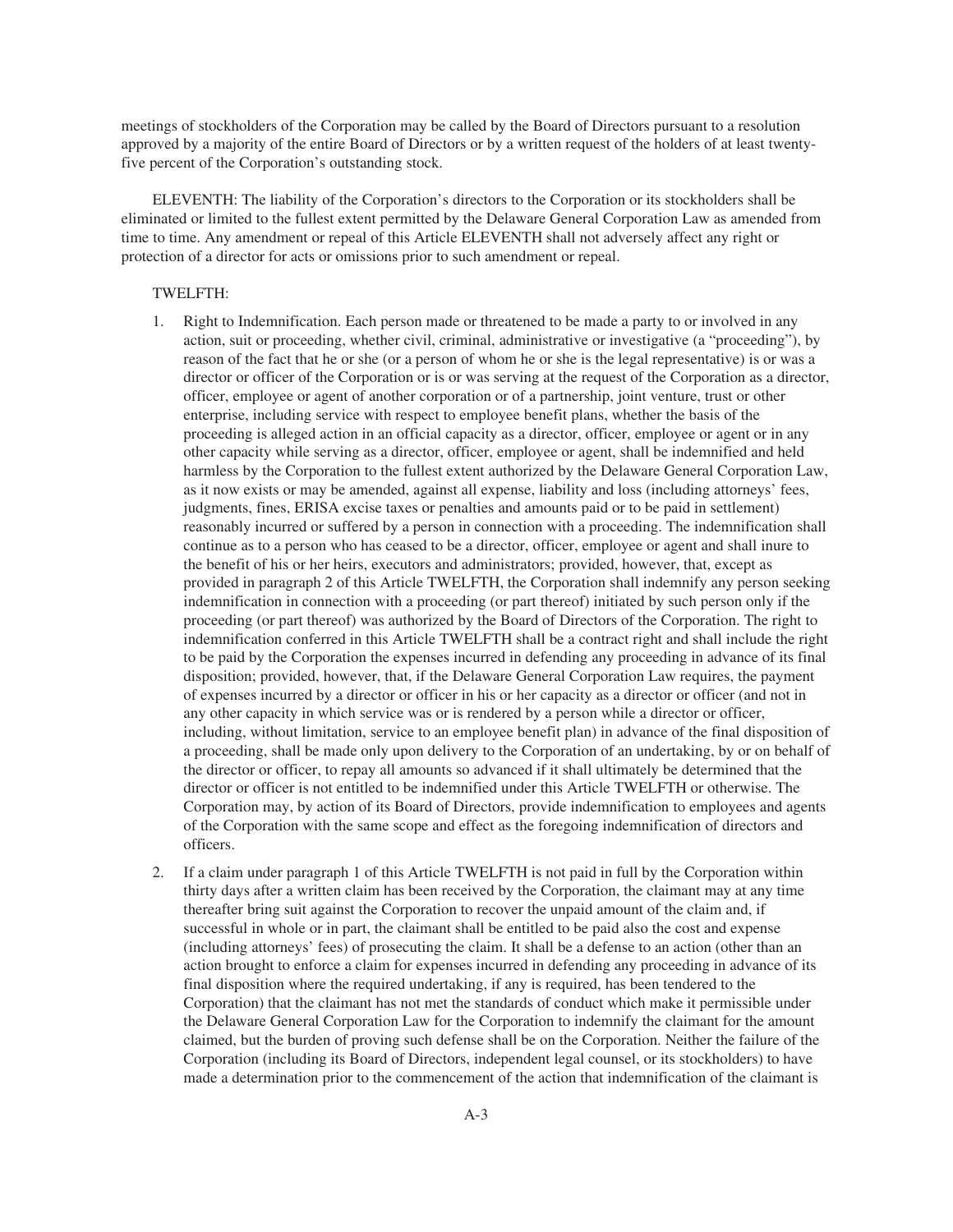meetings of stockholders of the Corporation may be called by the Board of Directors pursuant to a resolution approved by a majority of the entire Board of Directors or by a written request of the holders of at least twenty-five percent of the Corporation's outstanding stock.

ELEVENTH: The liability of the Corporation's directors to the Corporation or its stockholders shall be eliminated or limited to the fullest extent permitted by the Delaware General Corporation Law as amended from time to time. Any amendment or repeal of this Article ELEVENTH shall not adversely affect any right or protection of a director for acts or omissions prior to such amendment or repeal.

TWELFTH:

1. Right to Indemnification. Each person made or threatened to be made a party to or involved in any action, suit or proceeding, whether civil, criminal, administrative or investigative (a "proceeding"), by reason of the fact that he or she (or a person of whom he or she is the legal representative) is or was a director or officer of the Corporation or is or was serving at the request of the Corporation as a director, officer, employee or agent of another corporation or of a partnership, joint venture, trust or other enterprise, including service with respect to employee benefit plans, whether the basis of the proceeding is alleged action in an official capacity as a director, officer, employee or agent or in any other capacity while serving as a director, officer, employee or agent, shall be indemnified and held harmless by the Corporation to the fullest extent authorized by the Delaware General Corporation Law, as it now exists or may be amended, against all expense, liability and loss (including attorneys' fees, judgments, fines, ERISA excise taxes or penalties and amounts paid or to be paid in settlement) reasonably incurred or suffered by a person in connection with a proceeding. The indemnification shall continue as to a person who has ceased to be a director, officer, employee or agent and shall inure to the benefit of his or her heirs, executors and administrators; provided, however, that, except as provided in paragraph 2 of this Article TWELFTH, the Corporation shall indemnify any person seeking indemnification in connection with a proceeding (or part thereof) initiated by such person only if the proceeding (or part thereof) was authorized by the Board of Directors of the Corporation. The right to indemnification conferred in this Article TWELFTH shall be a contract right and shall include the right to be paid by the Corporation the expenses incurred in defending any proceeding in advance of its final disposition; provided, however, that, if the Delaware General Corporation Law requires, the payment of expenses incurred by a director or officer in his or her capacity as a director or officer (and not in any other capacity in which service was or is rendered by a person while a director or officer, including, without limitation, service to an employee benefit plan) in advance of the final disposition of a proceeding, shall be made only upon delivery to the Corporation of an undertaking, by or on behalf of the director or officer, to repay all amounts so advanced if it shall ultimately be determined that the director or officer is not entitled to be indemnified under this Article TWELFTH or otherwise. The Corporation may, by action of its Board of Directors, provide indemnification to employees and agents of the Corporation with the same scope and effect as the foregoing indemnification of directors and officers.

2. If a claim under paragraph 1 of this Article TWELFTH is not paid in full by the Corporation within thirty days after a written claim has been received by the Corporation, the claimant may at any time thereafter bring suit against the Corporation to recover the unpaid amount of the claim and, if successful in whole or in part, the claimant shall be entitled to be paid also the cost and expense (including attorneys' fees) of prosecuting the claim. It shall be a defense to an action (other than an action brought to enforce a claim for expenses incurred in defending any proceeding in advance of its final disposition where the required undertaking, if any is required, has been tendered to the Corporation) that the claimant has not met the standards of conduct which make it permissible under the Delaware General Corporation Law for the Corporation to indemnify the claimant for the amount claimed, but the burden of proving such defense shall be on the Corporation. Neither the failure of the Corporation (including its Board of Directors, independent legal counsel, or its stockholders) to have made a determination prior to the commencement of the action that indemnification of the claimant is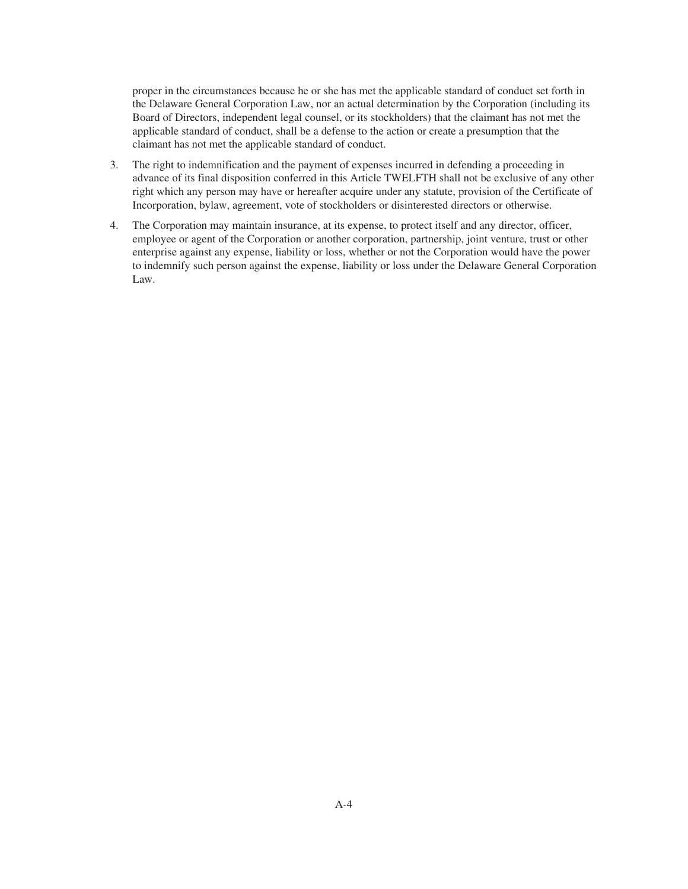proper in the circumstances because he or she has met the applicable standard of conduct set forth in the Delaware General Corporation Law, nor an actual determination by the Corporation (including its Board of Directors, independent legal counsel, or its stockholders) that the claimant has not met the applicable standard of conduct, shall be a defense to the action or create a presumption that the claimant has not met the applicable standard of conduct.

3. The right to indemnification and the payment of expenses incurred in defending a proceeding in advance of its final disposition conferred in this Article TWELFTH shall not be exclusive of any other right which any person may have or hereafter acquire under any statute, provision of the Certificate of Incorporation, bylaw, agreement, vote of stockholders or disinterested directors or otherwise.

4. The Corporation may maintain insurance, at its expense, to protect itself and any director, officer, employee or agent of the Corporation or another corporation, partnership, joint venture, trust or other enterprise against any expense, liability or loss, whether or not the Corporation would have the power to indemnify such person against the expense, liability or loss under the Delaware General Corporation Law.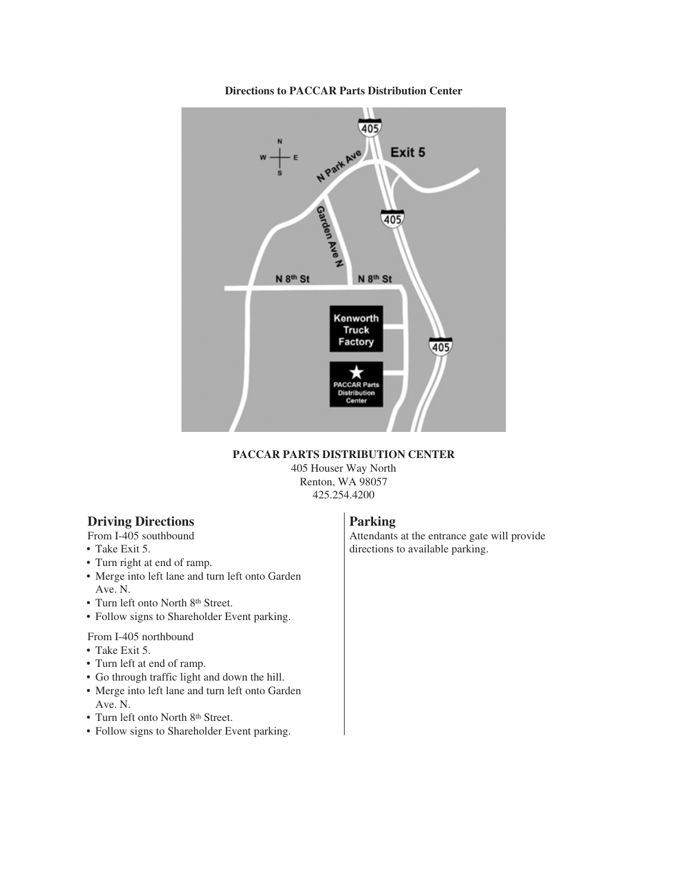**Directions to PACCAR Parts Distribution Center**

405

N

W E

S

N Park Ave

Exit 5

405

Garden Ave N

N 8th St

N 8th St

Kenworth Truck Factory

405

PACCAR Parts Distribution Center

**PACCAR PARTS DISTRIBUTION CENTER**

405 Houser Way North
Renton, WA 98057
425.254.4200

## Driving Directions

From I-405 southbound

- Take Exit 5.
- Turn right at end of ramp.
- Merge into left lane and turn left onto Garden Ave. N.
- Turn left onto North 8th Street.
- Follow signs to Shareholder Event parking.

From I-405 northbound

- Take Exit 5.
- Turn left at end of ramp.
- Go through traffic light and down the hill.
- Merge into left lane and turn left onto Garden Ave. N.
- Turn left onto North 8th Street.
- Follow signs to Shareholder Event parking.

## Parking

Attendants at the entrance gate will provide directions to available parking.